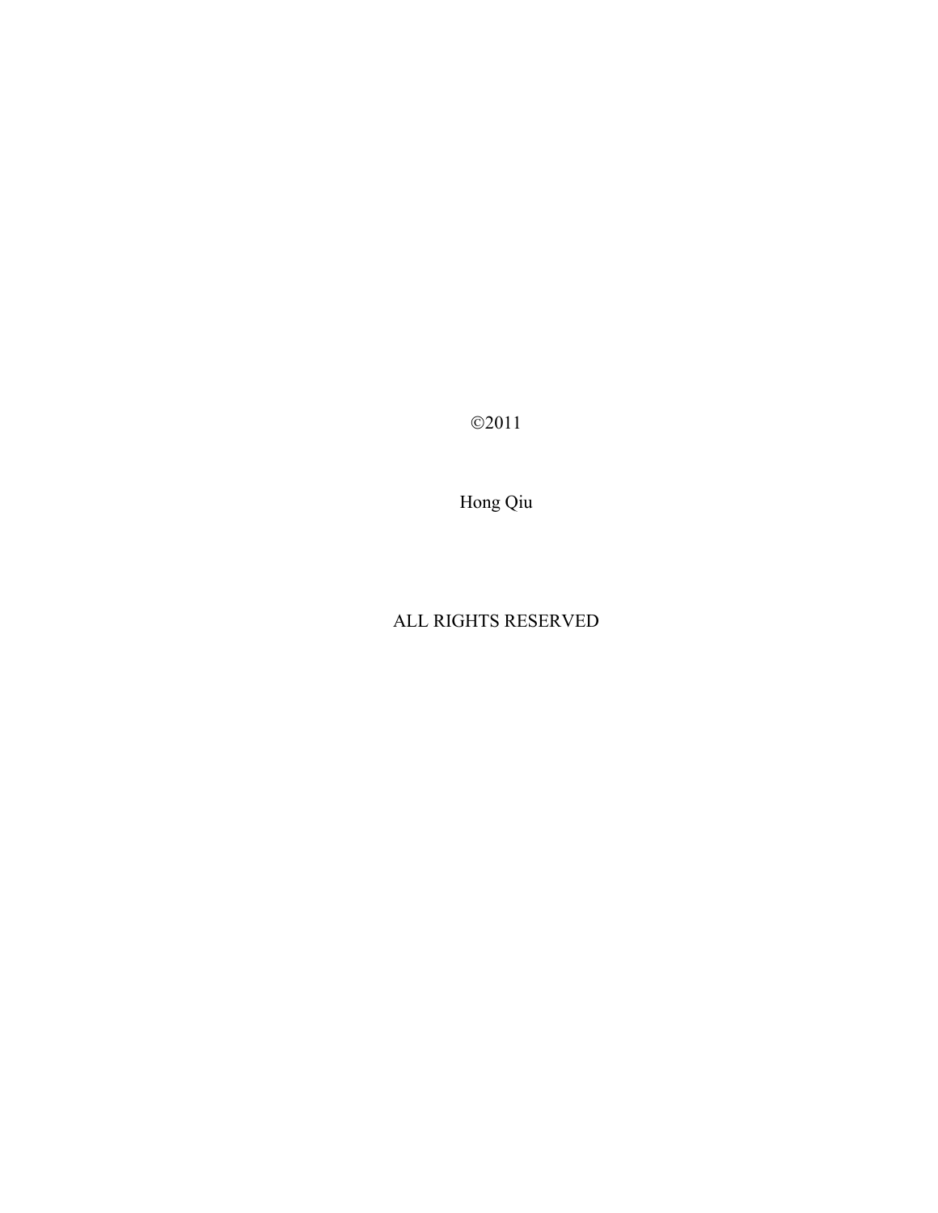©2011

Hong Qiu

ALL RIGHTS RESERVED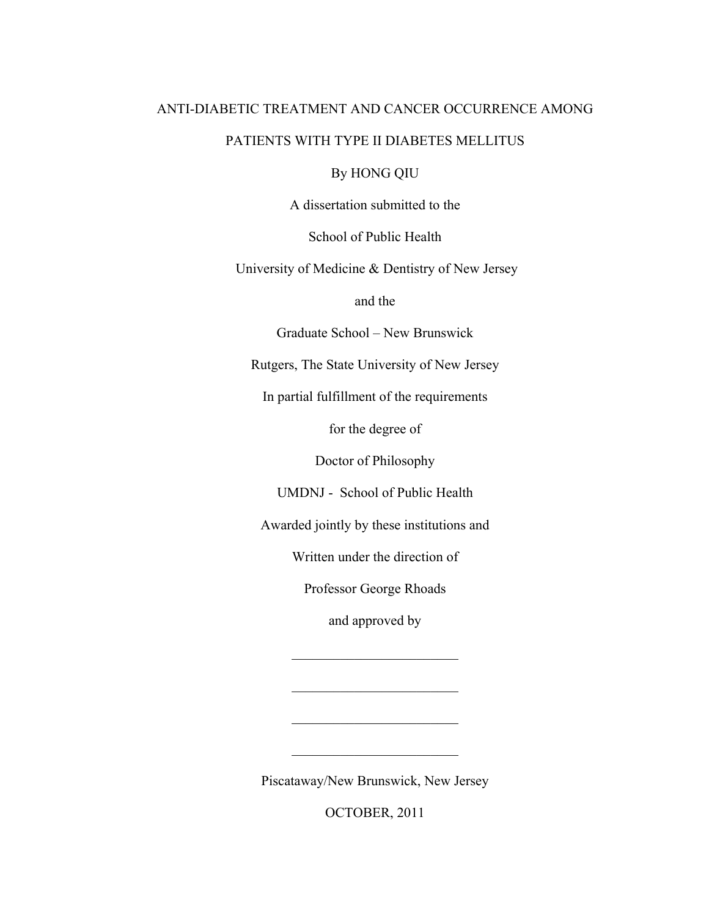# ANTI-DIABETIC TREATMENT AND CANCER OCCURRENCE AMONG PATIENTS WITH TYPE II DIABETES MELLITUS

By HONG QIU

A dissertation submitted to the

School of Public Health

University of Medicine & Dentistry of New Jersey

and the

Graduate School – New Brunswick

Rutgers, The State University of New Jersey

In partial fulfillment of the requirements

for the degree of

Doctor of Philosophy

UMDNJ - School of Public Health

Awarded jointly by these institutions and

Written under the direction of

Professor George Rhoads

and approved by

________________________

________________________

________________________

________________________

Piscataway/New Brunswick, New Jersey

OCTOBER, 2011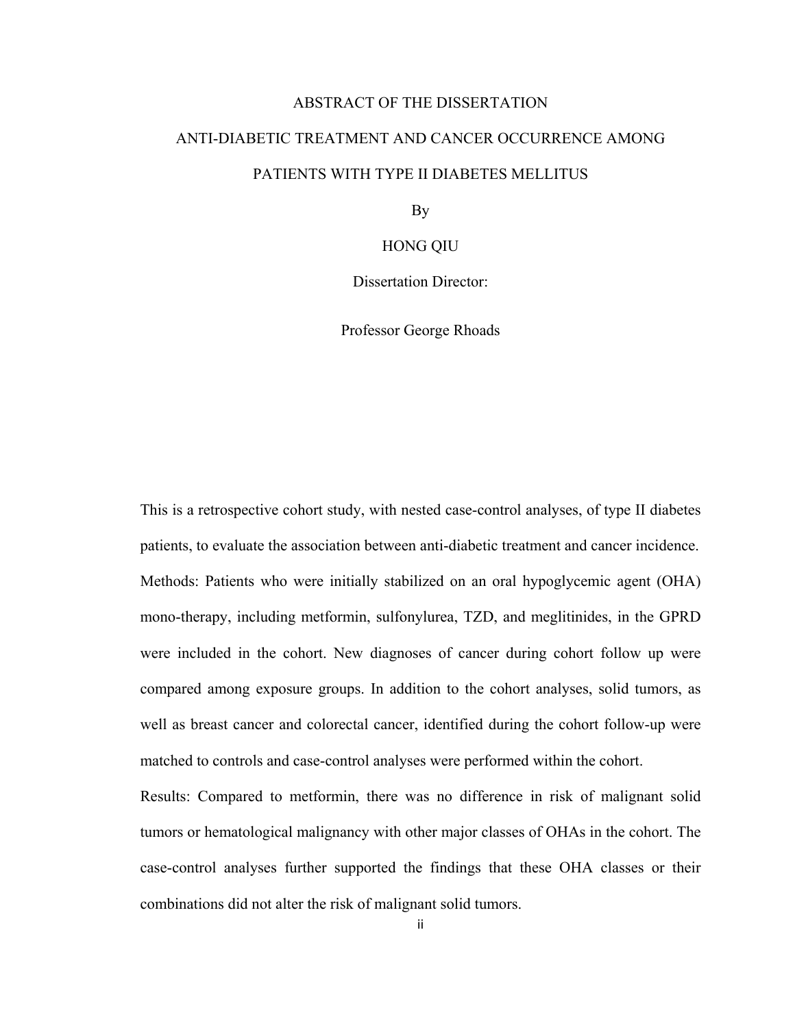# ABSTRACT OF THE DISSERTATION

## ANTI-DIABETIC TREATMENT AND CANCER OCCURRENCE AMONG PATIENTS WITH TYPE II DIABETES MELLITUS

By

HONG QIU

Dissertation Director:

Professor George Rhoads

This is a retrospective cohort study, with nested case-control analyses, of type II diabetes patients, to evaluate the association between anti-diabetic treatment and cancer incidence.

Methods: Patients who were initially stabilized on an oral hypoglycemic agent (OHA) mono-therapy, including metformin, sulfonylurea, TZD, and meglitinides, in the GPRD were included in the cohort. New diagnoses of cancer during cohort follow up were compared among exposure groups. In addition to the cohort analyses, solid tumors, as well as breast cancer and colorectal cancer, identified during the cohort follow-up were matched to controls and case-control analyses were performed within the cohort.

Results: Compared to metformin, there was no difference in risk of malignant solid tumors or hematological malignancy with other major classes of OHAs in the cohort. The case-control analyses further supported the findings that these OHA classes or their combinations did not alter the risk of malignant solid tumors.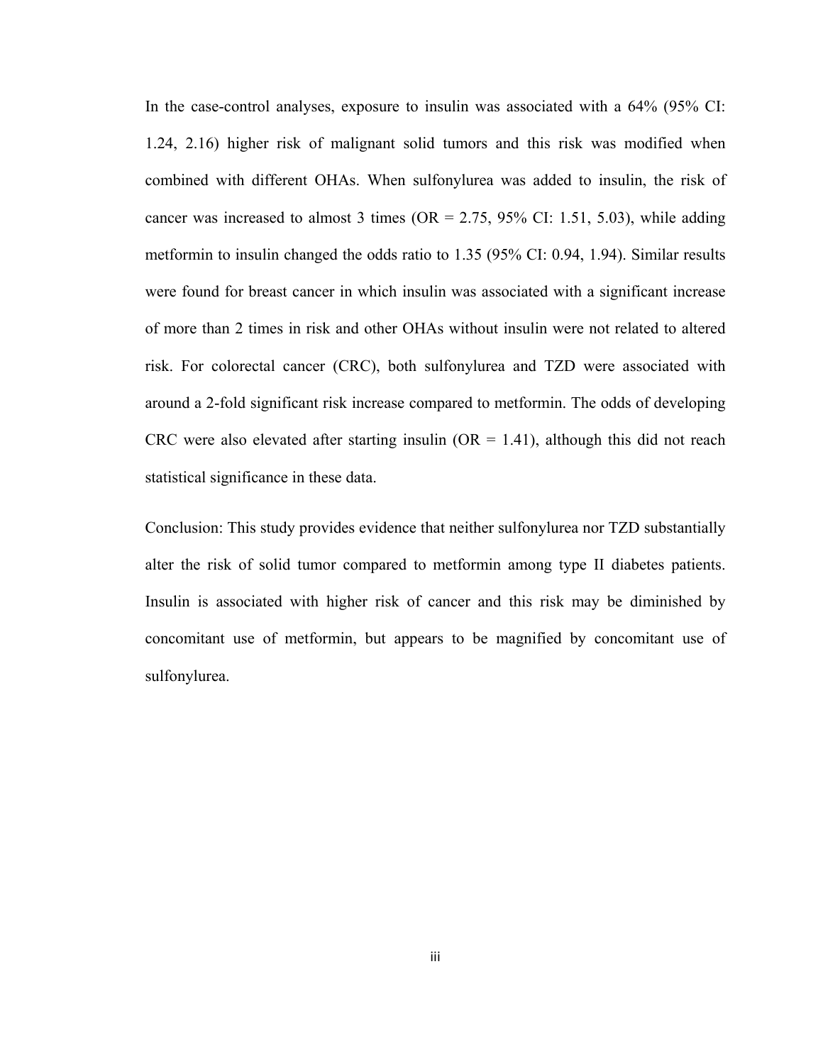In the case-control analyses, exposure to insulin was associated with a 64% (95% CI: 1.24, 2.16) higher risk of malignant solid tumors and this risk was modified when combined with different OHAs. When sulfonylurea was added to insulin, the risk of cancer was increased to almost 3 times (OR = 2.75, 95% CI: 1.51, 5.03), while adding metformin to insulin changed the odds ratio to 1.35 (95% CI: 0.94, 1.94). Similar results were found for breast cancer in which insulin was associated with a significant increase of more than 2 times in risk and other OHAs without insulin were not related to altered risk. For colorectal cancer (CRC), both sulfonylurea and TZD were associated with around a 2-fold significant risk increase compared to metformin. The odds of developing CRC were also elevated after starting insulin (OR = 1.41), although this did not reach statistical significance in these data.

Conclusion: This study provides evidence that neither sulfonylurea nor TZD substantially alter the risk of solid tumor compared to metformin among type II diabetes patients. Insulin is associated with higher risk of cancer and this risk may be diminished by concomitant use of metformin, but appears to be magnified by concomitant use of sulfonylurea.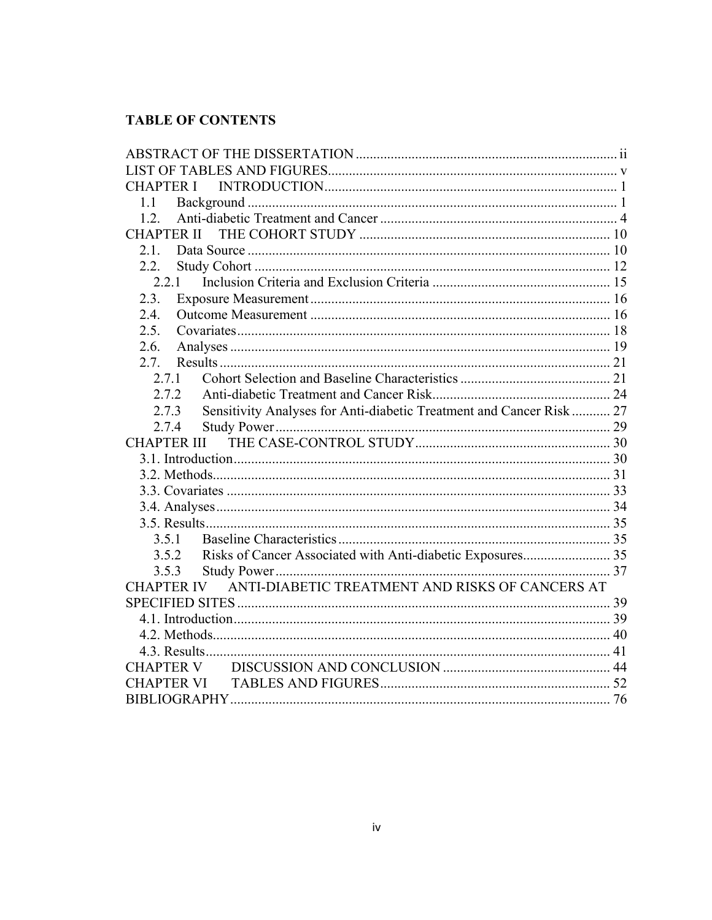## TABLE OF CONTENTS

ABSTRACT OF THE DISSERTATION .......... ii
LIST OF TABLES AND FIGURES.......... v
CHAPTER I INTRODUCTION.......... 1
- 1.1 Background .......... 1
- 1.2. Anti-diabetic Treatment and Cancer .......... 4

CHAPTER II THE COHORT STUDY .......... 10
- 2.1. Data Source .......... 10
- 2.2. Study Cohort .......... 12
  - 2.2.1 Inclusion Criteria and Exclusion Criteria .......... 15
- 2.3. Exposure Measurement .......... 16
- 2.4. Outcome Measurement .......... 16
- 2.5. Covariates .......... 18
- 2.6. Analyses .......... 19
- 2.7. Results .......... 21
  - 2.7.1 Cohort Selection and Baseline Characteristics .......... 21
  - 2.7.2 Anti-diabetic Treatment and Cancer Risk .......... 24
  - 2.7.3 Sensitivity Analyses for Anti-diabetic Treatment and Cancer Risk .......... 27
  - 2.7.4 Study Power .......... 29

CHAPTER III THE CASE-CONTROL STUDY .......... 30
- 3.1. Introduction .......... 30
- 3.2. Methods .......... 31
- 3.3. Covariates .......... 33
- 3.4. Analyses .......... 34
- 3.5. Results .......... 35
  - 3.5.1 Baseline Characteristics .......... 35
  - 3.5.2 Risks of Cancer Associated with Anti-diabetic Exposures .......... 35
  - 3.5.3 Study Power .......... 37

CHAPTER IV ANTI-DIABETIC TREATMENT AND RISKS OF CANCERS AT SPECIFIED SITES .......... 39
- 4.1. Introduction .......... 39
- 4.2. Methods .......... 40
- 4.3. Results .......... 41

CHAPTER V DISCUSSION AND CONCLUSION .......... 44
CHAPTER VI TABLES AND FIGURES .......... 52
BIBLIOGRAPHY .......... 76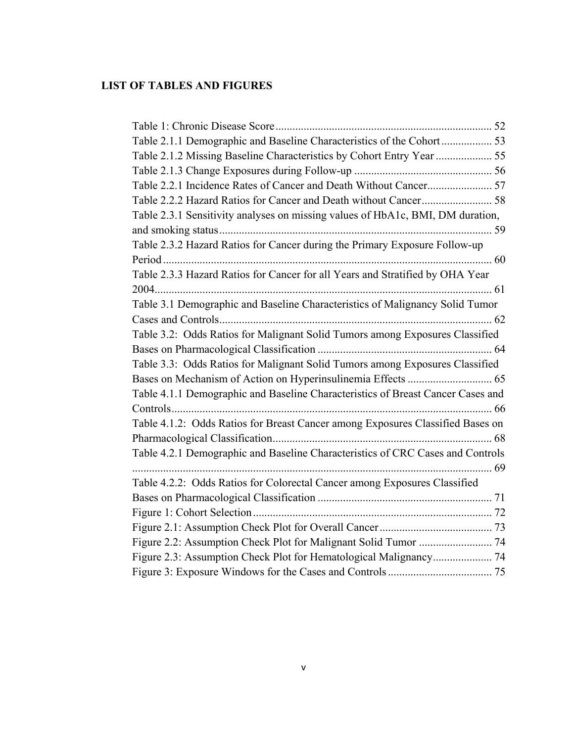# LIST OF TABLES AND FIGURES

Table 1: Chronic Disease Score ............................................................................ 52
Table 2.1.1 Demographic and Baseline Characteristics of the Cohort .................. 53
Table 2.1.2 Missing Baseline Characteristics by Cohort Entry Year .................... 55
Table 2.1.3 Change Exposures during Follow-up ................................................ 56
Table 2.2.1 Incidence Rates of Cancer and Death Without Cancer....................... 57
Table 2.2.2 Hazard Ratios for Cancer and Death without Cancer......................... 58
Table 2.3.1 Sensitivity analyses on missing values of HbA1c, BMI, DM duration, and smoking status ................................................................................................. 59
Table 2.3.2 Hazard Ratios for Cancer during the Primary Exposure Follow-up Period ..................................................................................................................... 60
Table 2.3.3 Hazard Ratios for Cancer for all Years and Stratified by OHA Year 2004........................................................................................................................ 61
Table 3.1 Demographic and Baseline Characteristics of Malignancy Solid Tumor Cases and Controls................................................................................................. 62
Table 3.2: Odds Ratios for Malignant Solid Tumors among Exposures Classified Bases on Pharmacological Classification ............................................................. 64
Table 3.3: Odds Ratios for Malignant Solid Tumors among Exposures Classified Bases on Mechanism of Action on Hyperinsulinemia Effects .............................. 65
Table 4.1.1 Demographic and Baseline Characteristics of Breast Cancer Cases and Controls.................................................................................................................. 66
Table 4.1.2: Odds Ratios for Breast Cancer among Exposures Classified Bases on Pharmacological Classification.............................................................................. 68
Table 4.2.1 Demographic and Baseline Characteristics of CRC Cases and Controls ................................................................................................................................ 69
Table 4.2.2: Odds Ratios for Colorectal Cancer among Exposures Classified Bases on Pharmacological Classification .............................................................. 71
Figure 1: Cohort Selection..................................................................................... 72
Figure 2.1: Assumption Check Plot for Overall Cancer........................................ 73
Figure 2.2: Assumption Check Plot for Malignant Solid Tumor .......................... 74
Figure 2.3: Assumption Check Plot for Hematological Malignancy..................... 74
Figure 3: Exposure Windows for the Cases and Controls..................................... 75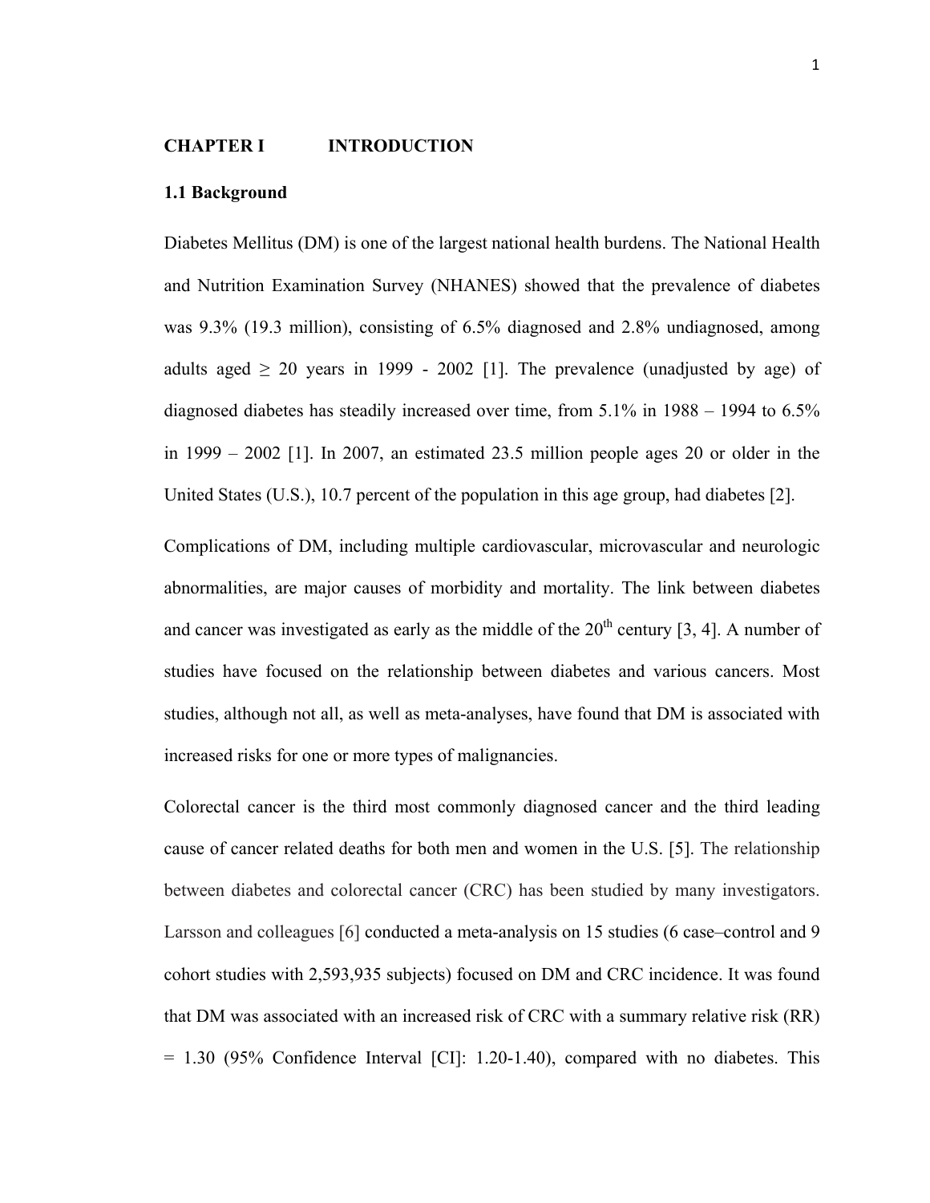# CHAPTER I INTRODUCTION

## 1.1 Background

Diabetes Mellitus (DM) is one of the largest national health burdens. The National Health and Nutrition Examination Survey (NHANES) showed that the prevalence of diabetes was 9.3% (19.3 million), consisting of 6.5% diagnosed and 2.8% undiagnosed, among adults aged ≥ 20 years in 1999 - 2002 [1]. The prevalence (unadjusted by age) of diagnosed diabetes has steadily increased over time, from 5.1% in 1988 – 1994 to 6.5% in 1999 – 2002 [1]. In 2007, an estimated 23.5 million people ages 20 or older in the United States (U.S.), 10.7 percent of the population in this age group, had diabetes [2].

Complications of DM, including multiple cardiovascular, microvascular and neurologic abnormalities, are major causes of morbidity and mortality. The link between diabetes and cancer was investigated as early as the middle of the 20th century [3, 4]. A number of studies have focused on the relationship between diabetes and various cancers. Most studies, although not all, as well as meta-analyses, have found that DM is associated with increased risks for one or more types of malignancies.

Colorectal cancer is the third most commonly diagnosed cancer and the third leading cause of cancer related deaths for both men and women in the U.S. [5]. The relationship between diabetes and colorectal cancer (CRC) has been studied by many investigators. Larsson and colleagues [6] conducted a meta-analysis on 15 studies (6 case–control and 9 cohort studies with 2,593,935 subjects) focused on DM and CRC incidence. It was found that DM was associated with an increased risk of CRC with a summary relative risk (RR) = 1.30 (95% Confidence Interval [CI]: 1.20-1.40), compared with no diabetes. This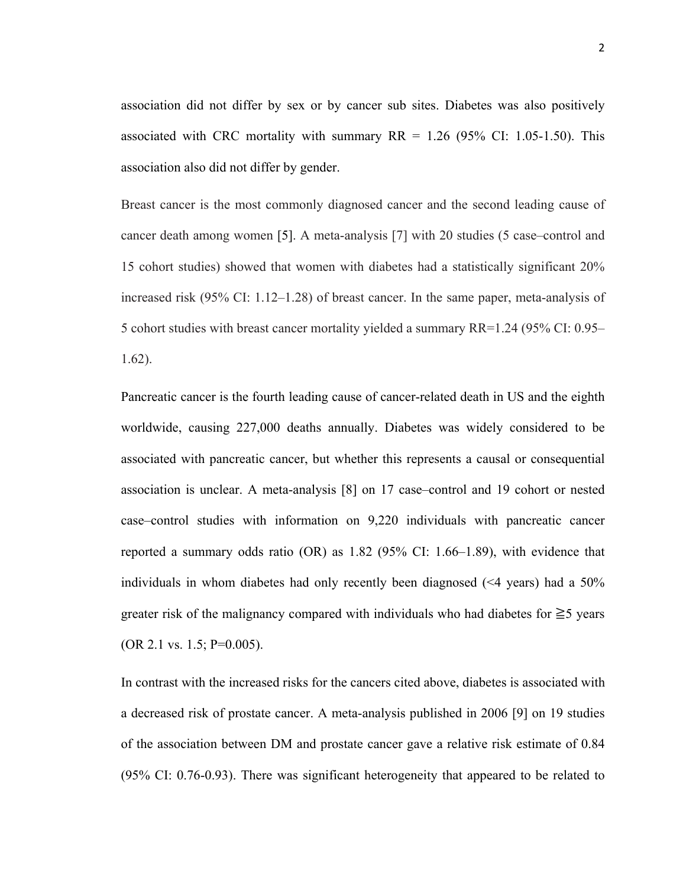association did not differ by sex or by cancer sub sites. Diabetes was also positively associated with CRC mortality with summary RR = 1.26 (95% CI: 1.05-1.50). This association also did not differ by gender.

Breast cancer is the most commonly diagnosed cancer and the second leading cause of cancer death among women [5]. A meta-analysis [7] with 20 studies (5 case–control and 15 cohort studies) showed that women with diabetes had a statistically significant 20% increased risk (95% CI: 1.12–1.28) of breast cancer. In the same paper, meta-analysis of 5 cohort studies with breast cancer mortality yielded a summary RR=1.24 (95% CI: 0.95–1.62).

Pancreatic cancer is the fourth leading cause of cancer-related death in US and the eighth worldwide, causing 227,000 deaths annually. Diabetes was widely considered to be associated with pancreatic cancer, but whether this represents a causal or consequential association is unclear. A meta-analysis [8] on 17 case–control and 19 cohort or nested case–control studies with information on 9,220 individuals with pancreatic cancer reported a summary odds ratio (OR) as 1.82 (95% CI: 1.66–1.89), with evidence that individuals in whom diabetes had only recently been diagnosed (<4 years) had a 50% greater risk of the malignancy compared with individuals who had diabetes for ≧5 years (OR 2.1 vs. 1.5; P=0.005).

In contrast with the increased risks for the cancers cited above, diabetes is associated with a decreased risk of prostate cancer. A meta-analysis published in 2006 [9] on 19 studies of the association between DM and prostate cancer gave a relative risk estimate of 0.84 (95% CI: 0.76-0.93). There was significant heterogeneity that appeared to be related to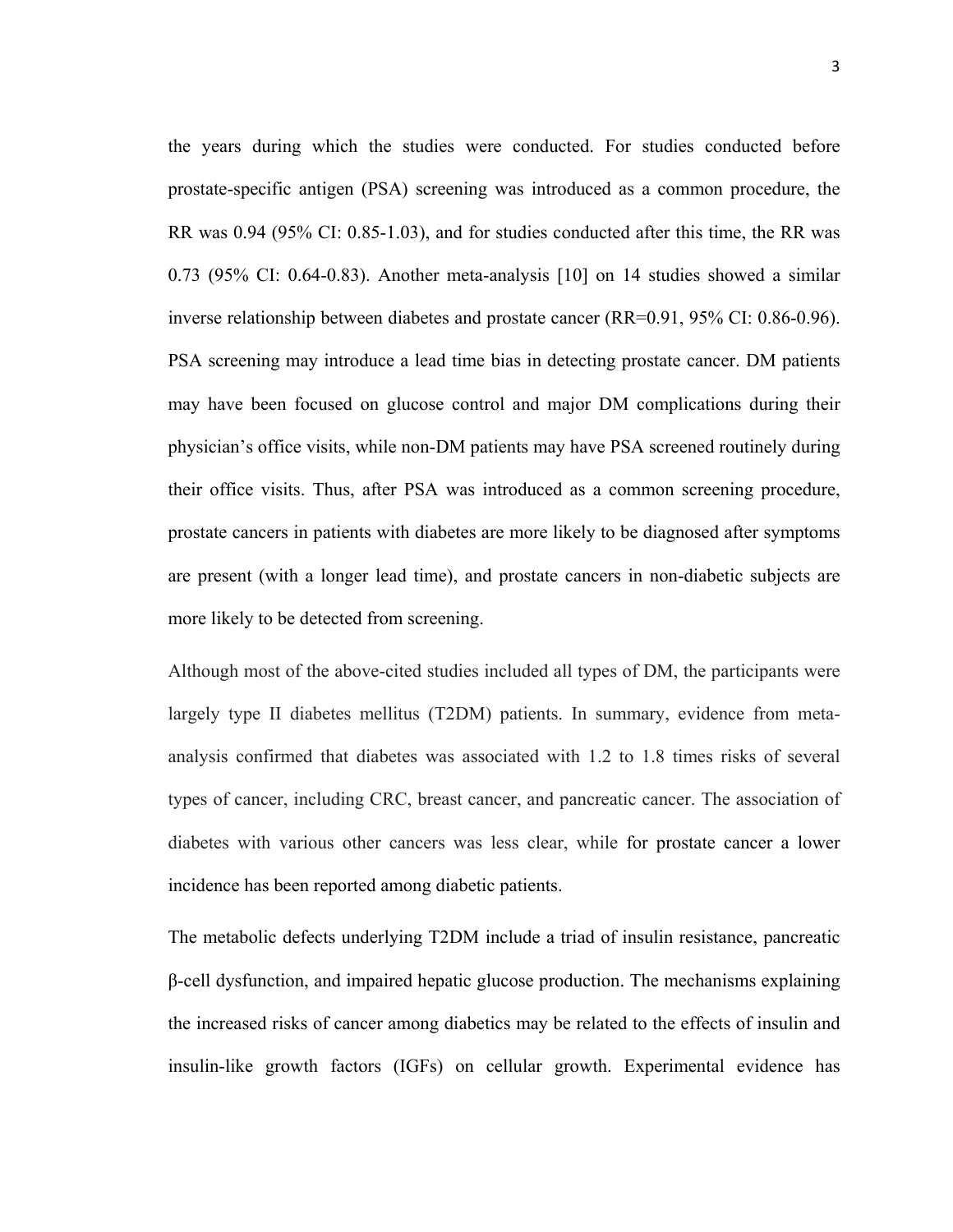the years during which the studies were conducted. For studies conducted before prostate-specific antigen (PSA) screening was introduced as a common procedure, the RR was 0.94 (95% CI: 0.85-1.03), and for studies conducted after this time, the RR was 0.73 (95% CI: 0.64-0.83). Another meta-analysis [10] on 14 studies showed a similar inverse relationship between diabetes and prostate cancer (RR=0.91, 95% CI: 0.86-0.96). PSA screening may introduce a lead time bias in detecting prostate cancer. DM patients may have been focused on glucose control and major DM complications during their physician's office visits, while non-DM patients may have PSA screened routinely during their office visits. Thus, after PSA was introduced as a common screening procedure, prostate cancers in patients with diabetes are more likely to be diagnosed after symptoms are present (with a longer lead time), and prostate cancers in non-diabetic subjects are more likely to be detected from screening.

Although most of the above-cited studies included all types of DM, the participants were largely type II diabetes mellitus (T2DM) patients. In summary, evidence from meta-analysis confirmed that diabetes was associated with 1.2 to 1.8 times risks of several types of cancer, including CRC, breast cancer, and pancreatic cancer. The association of diabetes with various other cancers was less clear, while for prostate cancer a lower incidence has been reported among diabetic patients.

The metabolic defects underlying T2DM include a triad of insulin resistance, pancreatic β-cell dysfunction, and impaired hepatic glucose production. The mechanisms explaining the increased risks of cancer among diabetics may be related to the effects of insulin and insulin-like growth factors (IGFs) on cellular growth. Experimental evidence has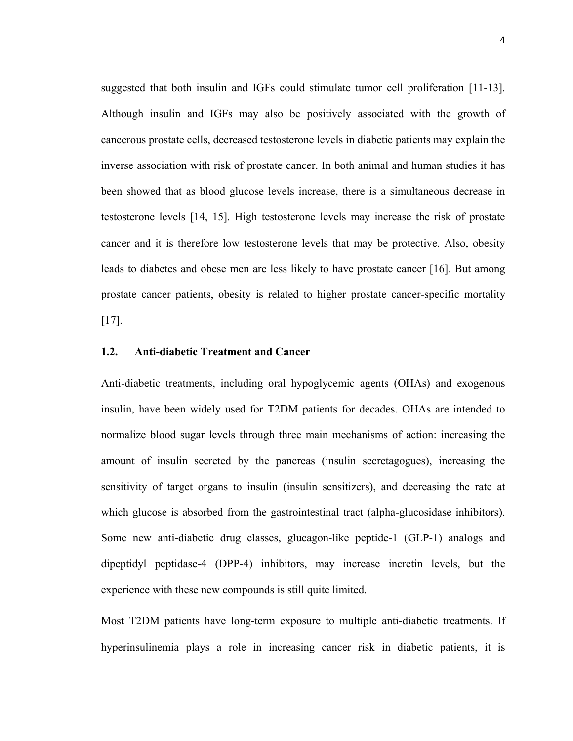suggested that both insulin and IGFs could stimulate tumor cell proliferation [11-13]. Although insulin and IGFs may also be positively associated with the growth of cancerous prostate cells, decreased testosterone levels in diabetic patients may explain the inverse association with risk of prostate cancer. In both animal and human studies it has been showed that as blood glucose levels increase, there is a simultaneous decrease in testosterone levels [14, 15]. High testosterone levels may increase the risk of prostate cancer and it is therefore low testosterone levels that may be protective. Also, obesity leads to diabetes and obese men are less likely to have prostate cancer [16]. But among prostate cancer patients, obesity is related to higher prostate cancer-specific mortality [17].

### 1.2. Anti-diabetic Treatment and Cancer

Anti-diabetic treatments, including oral hypoglycemic agents (OHAs) and exogenous insulin, have been widely used for T2DM patients for decades. OHAs are intended to normalize blood sugar levels through three main mechanisms of action: increasing the amount of insulin secreted by the pancreas (insulin secretagogues), increasing the sensitivity of target organs to insulin (insulin sensitizers), and decreasing the rate at which glucose is absorbed from the gastrointestinal tract (alpha-glucosidase inhibitors). Some new anti-diabetic drug classes, glucagon-like peptide-1 (GLP-1) analogs and dipeptidyl peptidase-4 (DPP-4) inhibitors, may increase incretin levels, but the experience with these new compounds is still quite limited.

Most T2DM patients have long-term exposure to multiple anti-diabetic treatments. If hyperinsulinemia plays a role in increasing cancer risk in diabetic patients, it is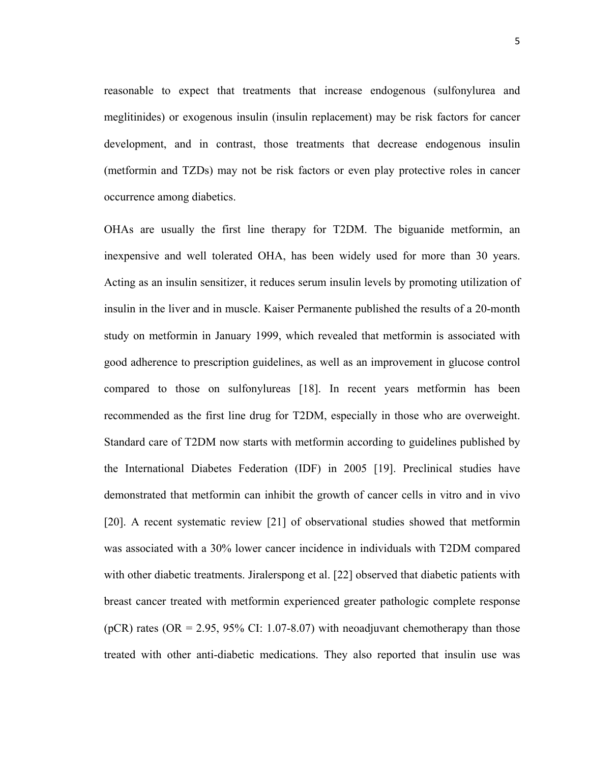reasonable to expect that treatments that increase endogenous (sulfonylurea and meglitinides) or exogenous insulin (insulin replacement) may be risk factors for cancer development, and in contrast, those treatments that decrease endogenous insulin (metformin and TZDs) may not be risk factors or even play protective roles in cancer occurrence among diabetics.

OHAs are usually the first line therapy for T2DM. The biguanide metformin, an inexpensive and well tolerated OHA, has been widely used for more than 30 years. Acting as an insulin sensitizer, it reduces serum insulin levels by promoting utilization of insulin in the liver and in muscle. Kaiser Permanente published the results of a 20-month study on metformin in January 1999, which revealed that metformin is associated with good adherence to prescription guidelines, as well as an improvement in glucose control compared to those on sulfonylureas [18]. In recent years metformin has been recommended as the first line drug for T2DM, especially in those who are overweight. Standard care of T2DM now starts with metformin according to guidelines published by the International Diabetes Federation (IDF) in 2005 [19]. Preclinical studies have demonstrated that metformin can inhibit the growth of cancer cells in vitro and in vivo [20]. A recent systematic review [21] of observational studies showed that metformin was associated with a 30% lower cancer incidence in individuals with T2DM compared with other diabetic treatments. Jiralerspong et al. [22] observed that diabetic patients with breast cancer treated with metformin experienced greater pathologic complete response (pCR) rates (OR = 2.95, 95% CI: 1.07-8.07) with neoadjuvant chemotherapy than those treated with other anti-diabetic medications. They also reported that insulin use was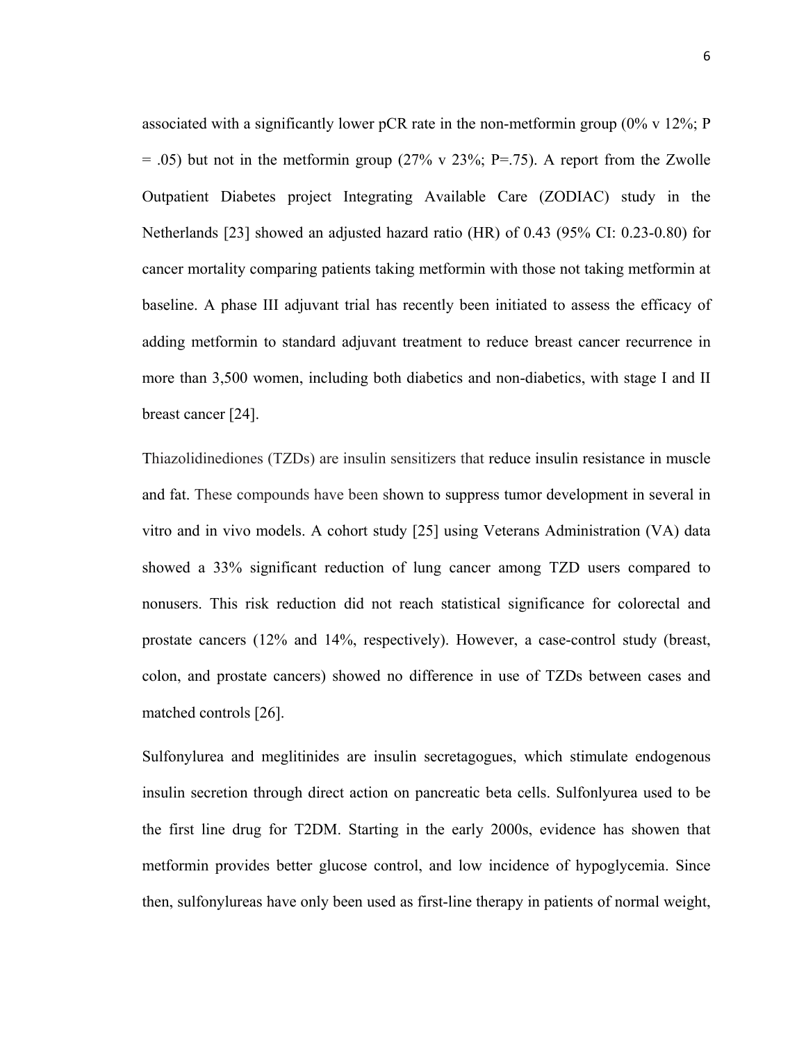associated with a significantly lower pCR rate in the non-metformin group (0% v 12%; P = .05) but not in the metformin group (27% v 23%; P=.75). A report from the Zwolle Outpatient Diabetes project Integrating Available Care (ZODIAC) study in the Netherlands [23] showed an adjusted hazard ratio (HR) of 0.43 (95% CI: 0.23-0.80) for cancer mortality comparing patients taking metformin with those not taking metformin at baseline. A phase III adjuvant trial has recently been initiated to assess the efficacy of adding metformin to standard adjuvant treatment to reduce breast cancer recurrence in more than 3,500 women, including both diabetics and non-diabetics, with stage I and II breast cancer [24].

Thiazolidinediones (TZDs) are insulin sensitizers that reduce insulin resistance in muscle and fat. These compounds have been shown to suppress tumor development in several in vitro and in vivo models. A cohort study [25] using Veterans Administration (VA) data showed a 33% significant reduction of lung cancer among TZD users compared to nonusers. This risk reduction did not reach statistical significance for colorectal and prostate cancers (12% and 14%, respectively). However, a case-control study (breast, colon, and prostate cancers) showed no difference in use of TZDs between cases and matched controls [26].

Sulfonylurea and meglitinides are insulin secretagogues, which stimulate endogenous insulin secretion through direct action on pancreatic beta cells. Sulfonlyurea used to be the first line drug for T2DM. Starting in the early 2000s, evidence has showen that metformin provides better glucose control, and low incidence of hypoglycemia. Since then, sulfonylureas have only been used as first-line therapy in patients of normal weight,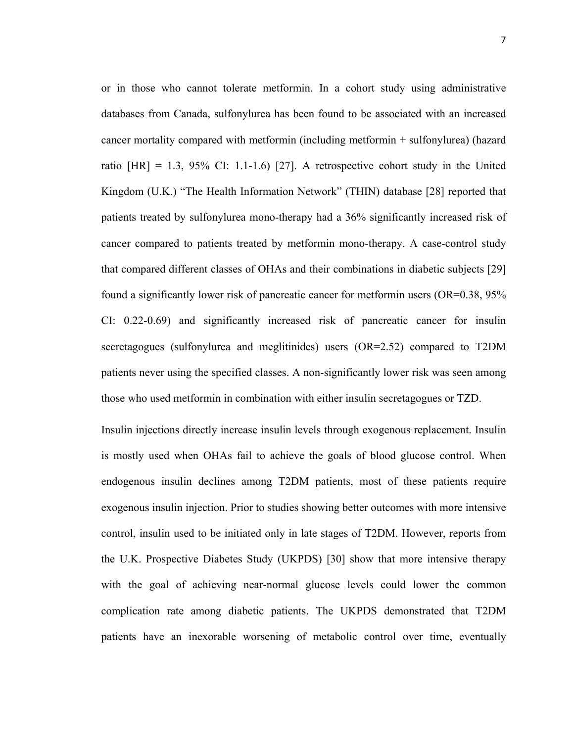or in those who cannot tolerate metformin. In a cohort study using administrative databases from Canada, sulfonylurea has been found to be associated with an increased cancer mortality compared with metformin (including metformin + sulfonylurea) (hazard ratio [HR] = 1.3, 95% CI: 1.1-1.6) [27]. A retrospective cohort study in the United Kingdom (U.K.) "The Health Information Network" (THIN) database [28] reported that patients treated by sulfonylurea mono-therapy had a 36% significantly increased risk of cancer compared to patients treated by metformin mono-therapy. A case-control study that compared different classes of OHAs and their combinations in diabetic subjects [29] found a significantly lower risk of pancreatic cancer for metformin users (OR=0.38, 95% CI: 0.22-0.69) and significantly increased risk of pancreatic cancer for insulin secretagogues (sulfonylurea and meglitinides) users (OR=2.52) compared to T2DM patients never using the specified classes. A non-significantly lower risk was seen among those who used metformin in combination with either insulin secretagogues or TZD.

Insulin injections directly increase insulin levels through exogenous replacement. Insulin is mostly used when OHAs fail to achieve the goals of blood glucose control. When endogenous insulin declines among T2DM patients, most of these patients require exogenous insulin injection. Prior to studies showing better outcomes with more intensive control, insulin used to be initiated only in late stages of T2DM. However, reports from the U.K. Prospective Diabetes Study (UKPDS) [30] show that more intensive therapy with the goal of achieving near-normal glucose levels could lower the common complication rate among diabetic patients. The UKPDS demonstrated that T2DM patients have an inexorable worsening of metabolic control over time, eventually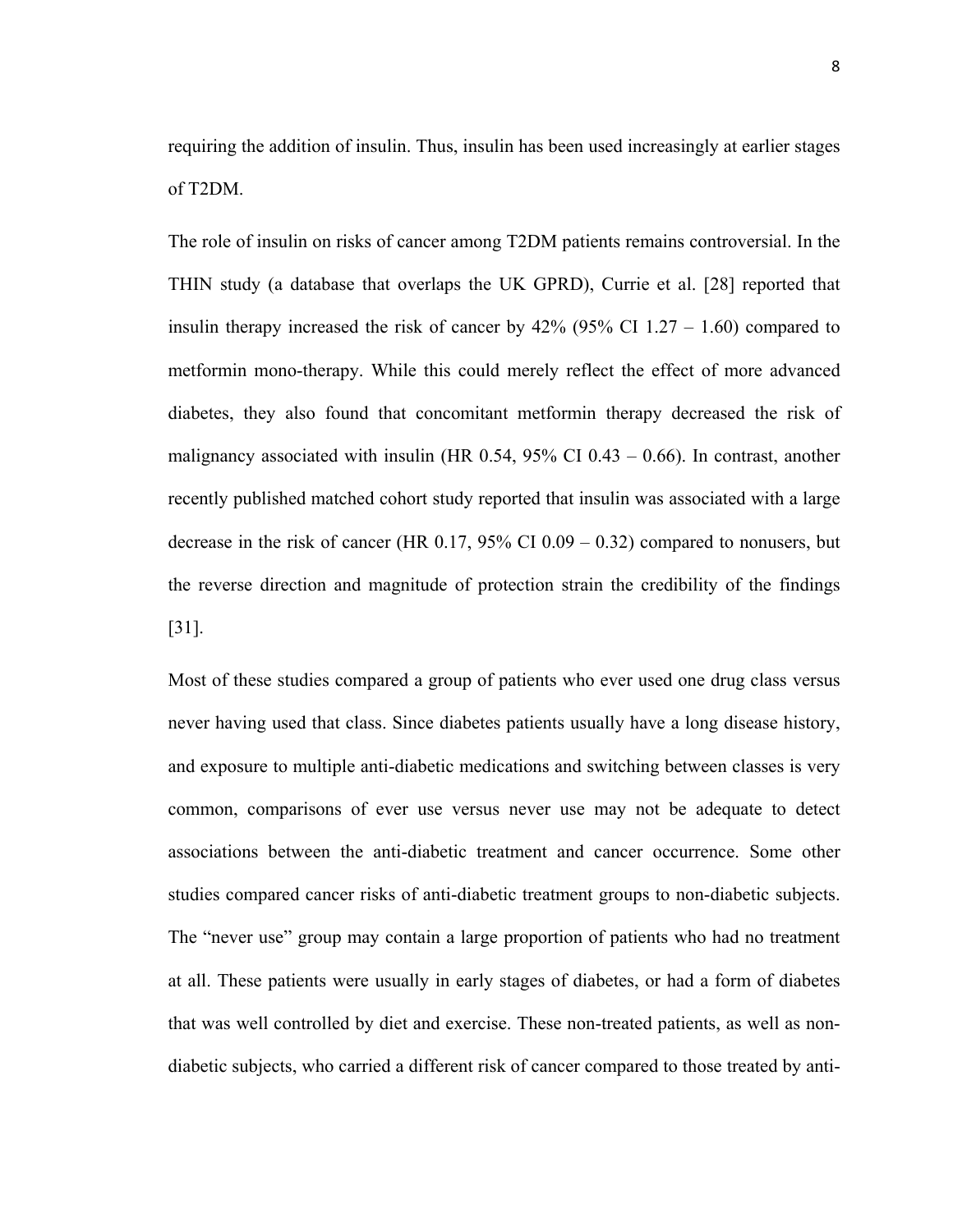requiring the addition of insulin. Thus, insulin has been used increasingly at earlier stages of T2DM.

The role of insulin on risks of cancer among T2DM patients remains controversial. In the THIN study (a database that overlaps the UK GPRD), Currie et al. [28] reported that insulin therapy increased the risk of cancer by 42% (95% CI 1.27 – 1.60) compared to metformin mono-therapy. While this could merely reflect the effect of more advanced diabetes, they also found that concomitant metformin therapy decreased the risk of malignancy associated with insulin (HR 0.54, 95% CI 0.43 – 0.66). In contrast, another recently published matched cohort study reported that insulin was associated with a large decrease in the risk of cancer (HR 0.17, 95% CI 0.09 – 0.32) compared to nonusers, but the reverse direction and magnitude of protection strain the credibility of the findings [31].

Most of these studies compared a group of patients who ever used one drug class versus never having used that class. Since diabetes patients usually have a long disease history, and exposure to multiple anti-diabetic medications and switching between classes is very common, comparisons of ever use versus never use may not be adequate to detect associations between the anti-diabetic treatment and cancer occurrence. Some other studies compared cancer risks of anti-diabetic treatment groups to non-diabetic subjects. The "never use" group may contain a large proportion of patients who had no treatment at all. These patients were usually in early stages of diabetes, or had a form of diabetes that was well controlled by diet and exercise. These non-treated patients, as well as non-diabetic subjects, who carried a different risk of cancer compared to those treated by anti-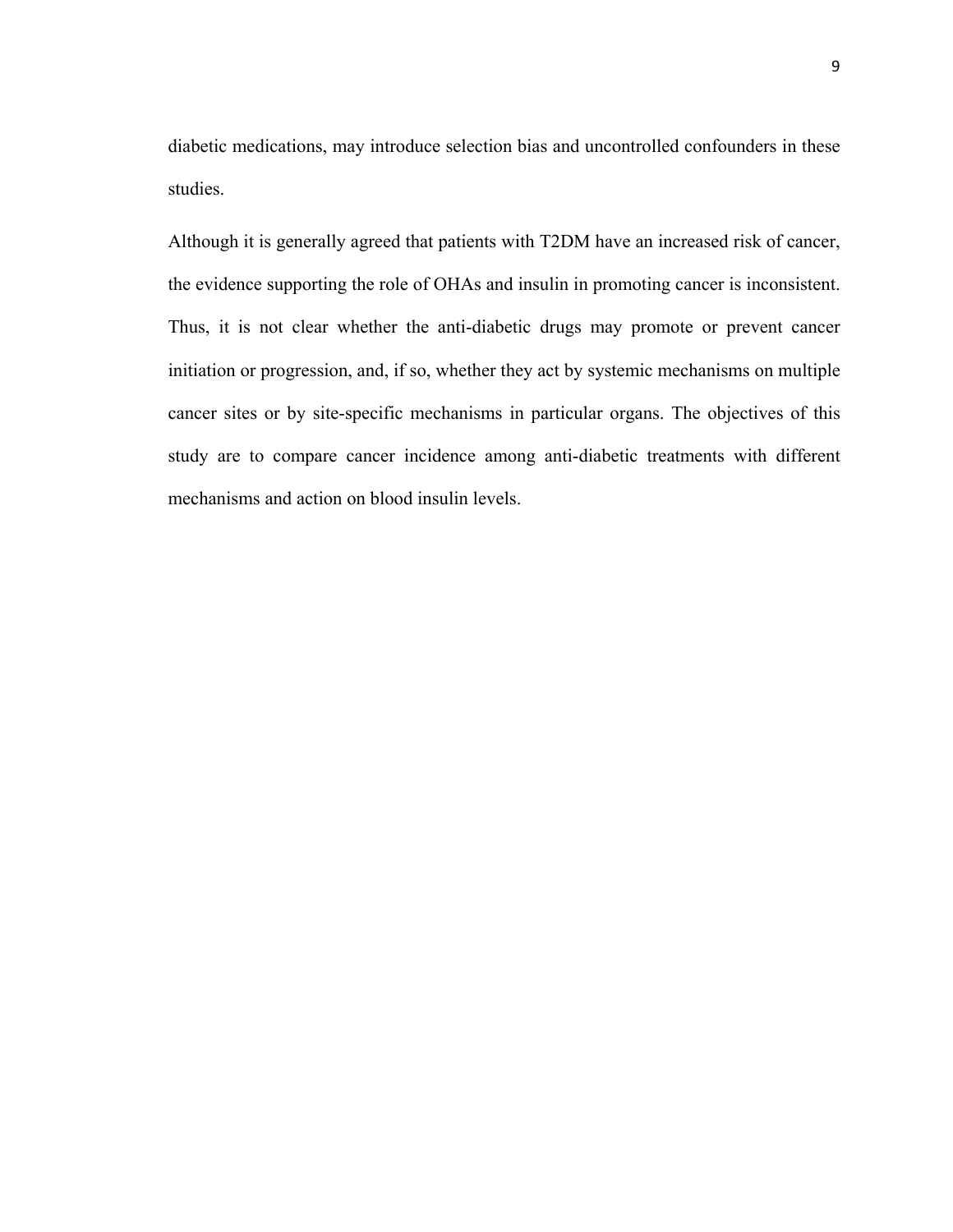diabetic medications, may introduce selection bias and uncontrolled confounders in these studies.

Although it is generally agreed that patients with T2DM have an increased risk of cancer, the evidence supporting the role of OHAs and insulin in promoting cancer is inconsistent. Thus, it is not clear whether the anti-diabetic drugs may promote or prevent cancer initiation or progression, and, if so, whether they act by systemic mechanisms on multiple cancer sites or by site-specific mechanisms in particular organs. The objectives of this study are to compare cancer incidence among anti-diabetic treatments with different mechanisms and action on blood insulin levels.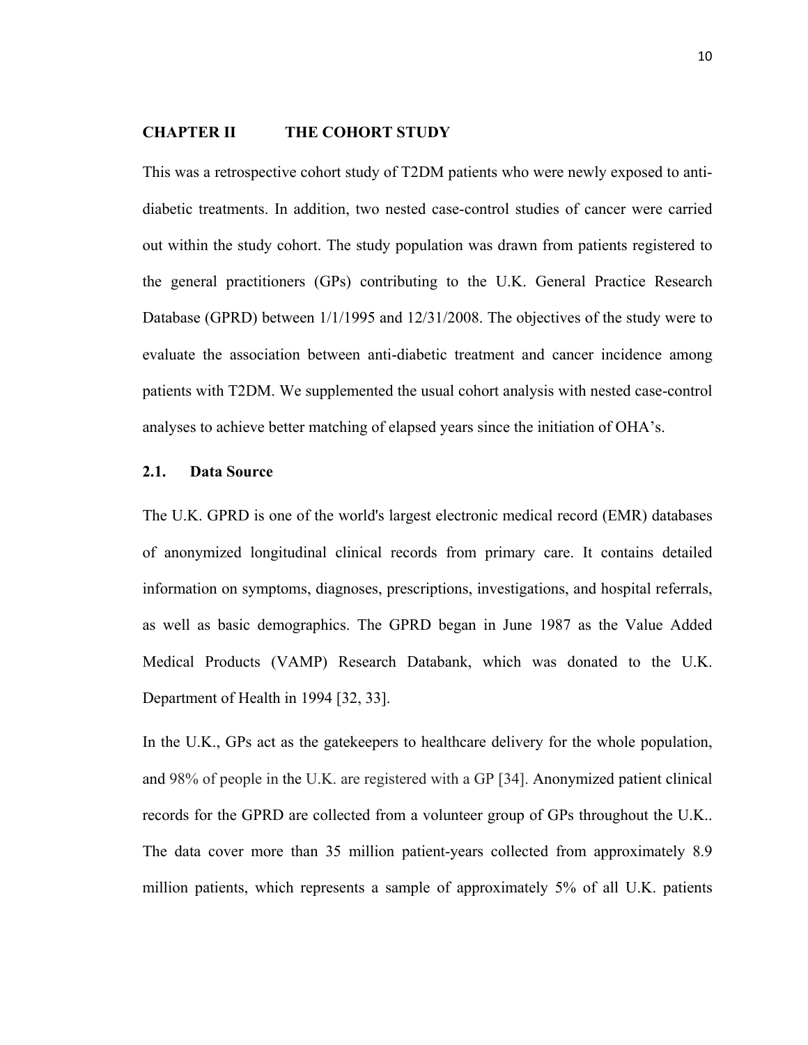# CHAPTER II THE COHORT STUDY

This was a retrospective cohort study of T2DM patients who were newly exposed to anti-diabetic treatments. In addition, two nested case-control studies of cancer were carried out within the study cohort. The study population was drawn from patients registered to the general practitioners (GPs) contributing to the U.K. General Practice Research Database (GPRD) between 1/1/1995 and 12/31/2008. The objectives of the study were to evaluate the association between anti-diabetic treatment and cancer incidence among patients with T2DM. We supplemented the usual cohort analysis with nested case-control analyses to achieve better matching of elapsed years since the initiation of OHA's.

## 2.1. Data Source

The U.K. GPRD is one of the world's largest electronic medical record (EMR) databases of anonymized longitudinal clinical records from primary care. It contains detailed information on symptoms, diagnoses, prescriptions, investigations, and hospital referrals, as well as basic demographics. The GPRD began in June 1987 as the Value Added Medical Products (VAMP) Research Databank, which was donated to the U.K. Department of Health in 1994 [32, 33].

In the U.K., GPs act as the gatekeepers to healthcare delivery for the whole population, and 98% of people in the U.K. are registered with a GP [34]. Anonymized patient clinical records for the GPRD are collected from a volunteer group of GPs throughout the U.K.. The data cover more than 35 million patient-years collected from approximately 8.9 million patients, which represents a sample of approximately 5% of all U.K. patients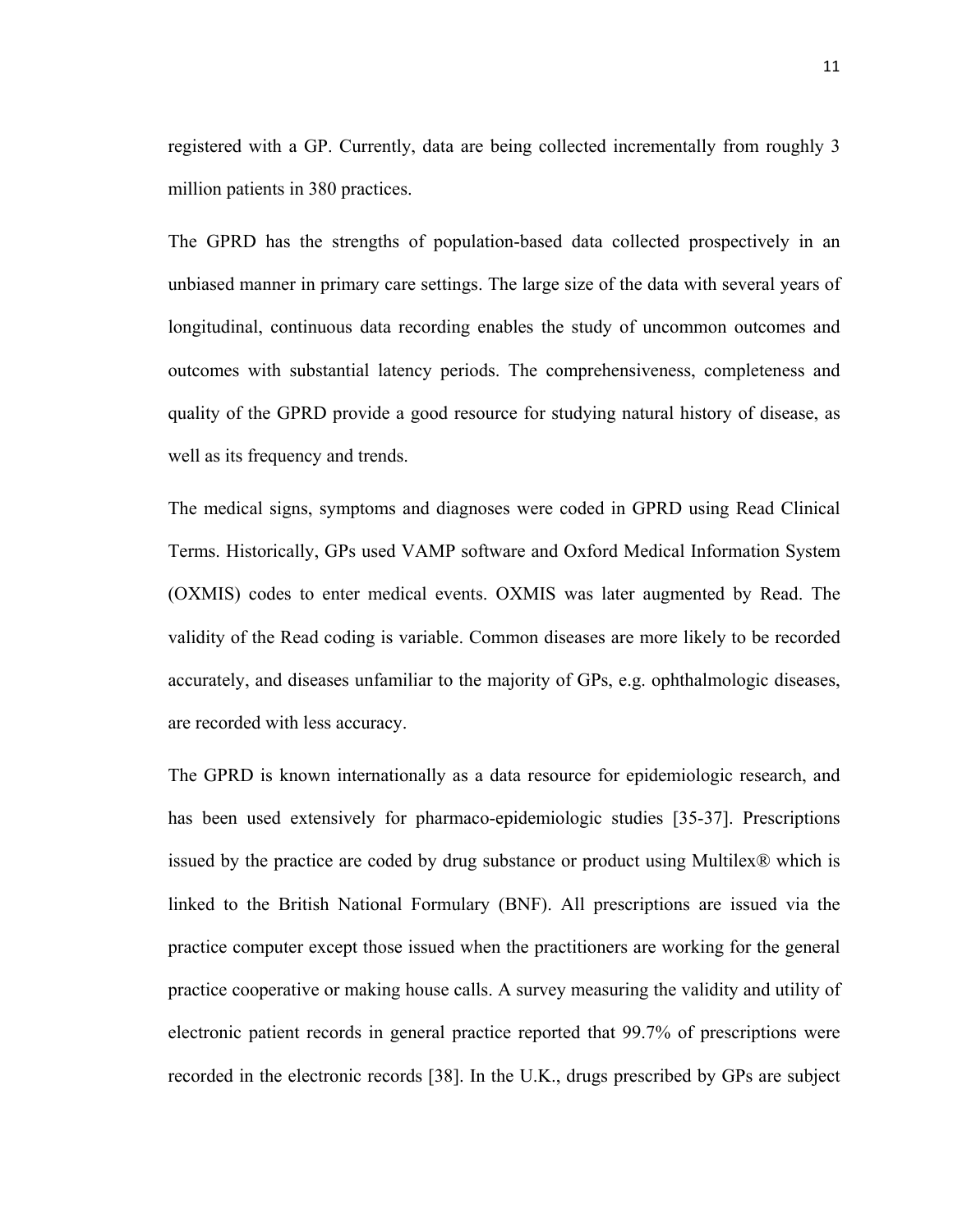registered with a GP. Currently, data are being collected incrementally from roughly 3 million patients in 380 practices.

The GPRD has the strengths of population-based data collected prospectively in an unbiased manner in primary care settings. The large size of the data with several years of longitudinal, continuous data recording enables the study of uncommon outcomes and outcomes with substantial latency periods. The comprehensiveness, completeness and quality of the GPRD provide a good resource for studying natural history of disease, as well as its frequency and trends.

The medical signs, symptoms and diagnoses were coded in GPRD using Read Clinical Terms. Historically, GPs used VAMP software and Oxford Medical Information System (OXMIS) codes to enter medical events. OXMIS was later augmented by Read. The validity of the Read coding is variable. Common diseases are more likely to be recorded accurately, and diseases unfamiliar to the majority of GPs, e.g. ophthalmologic diseases, are recorded with less accuracy.

The GPRD is known internationally as a data resource for epidemiologic research, and has been used extensively for pharmaco-epidemiologic studies [35-37]. Prescriptions issued by the practice are coded by drug substance or product using Multilex® which is linked to the British National Formulary (BNF). All prescriptions are issued via the practice computer except those issued when the practitioners are working for the general practice cooperative or making house calls. A survey measuring the validity and utility of electronic patient records in general practice reported that 99.7% of prescriptions were recorded in the electronic records [38]. In the U.K., drugs prescribed by GPs are subject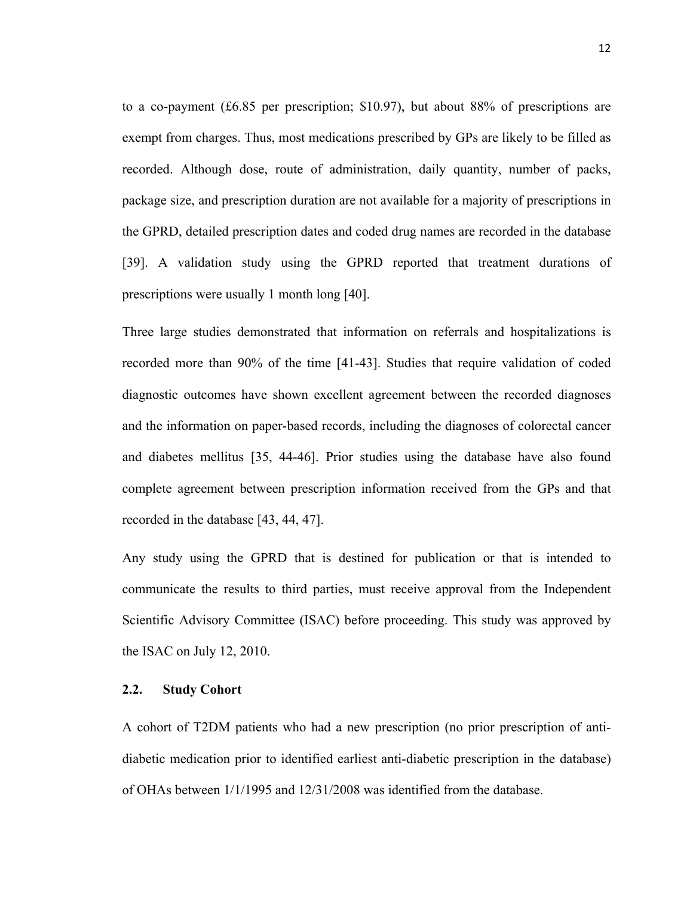to a co-payment (£6.85 per prescription; $10.97), but about 88% of prescriptions are exempt from charges. Thus, most medications prescribed by GPs are likely to be filled as recorded. Although dose, route of administration, daily quantity, number of packs, package size, and prescription duration are not available for a majority of prescriptions in the GPRD, detailed prescription dates and coded drug names are recorded in the database [39]. A validation study using the GPRD reported that treatment durations of prescriptions were usually 1 month long [40].

Three large studies demonstrated that information on referrals and hospitalizations is recorded more than 90% of the time [41-43]. Studies that require validation of coded diagnostic outcomes have shown excellent agreement between the recorded diagnoses and the information on paper-based records, including the diagnoses of colorectal cancer and diabetes mellitus [35, 44-46]. Prior studies using the database have also found complete agreement between prescription information received from the GPs and that recorded in the database [43, 44, 47].

Any study using the GPRD that is destined for publication or that is intended to communicate the results to third parties, must receive approval from the Independent Scientific Advisory Committee (ISAC) before proceeding. This study was approved by the ISAC on July 12, 2010.

## 2.2. Study Cohort

A cohort of T2DM patients who had a new prescription (no prior prescription of anti-diabetic medication prior to identified earliest anti-diabetic prescription in the database) of OHAs between 1/1/1995 and 12/31/2008 was identified from the database.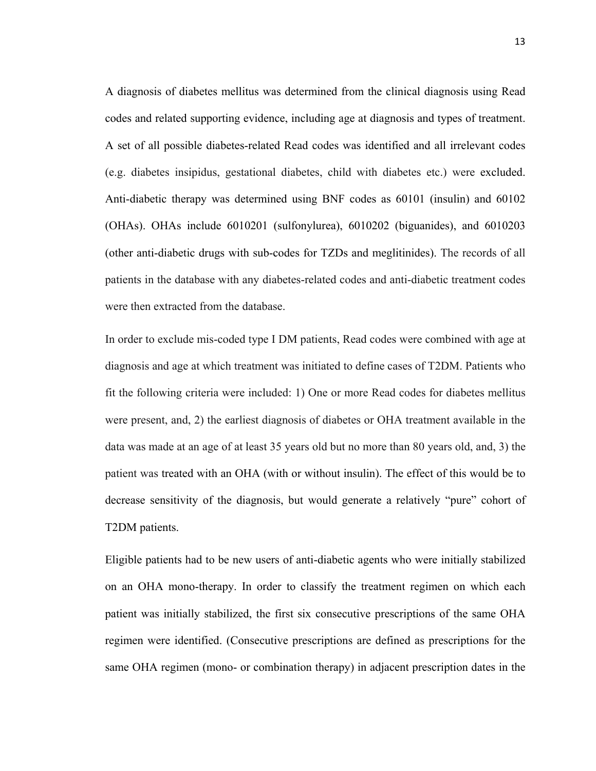A diagnosis of diabetes mellitus was determined from the clinical diagnosis using Read codes and related supporting evidence, including age at diagnosis and types of treatment. A set of all possible diabetes-related Read codes was identified and all irrelevant codes (e.g. diabetes insipidus, gestational diabetes, child with diabetes etc.) were excluded. Anti-diabetic therapy was determined using BNF codes as 60101 (insulin) and 60102 (OHAs). OHAs include 6010201 (sulfonylurea), 6010202 (biguanides), and 6010203 (other anti-diabetic drugs with sub-codes for TZDs and meglitinides). The records of all patients in the database with any diabetes-related codes and anti-diabetic treatment codes were then extracted from the database.

In order to exclude mis-coded type I DM patients, Read codes were combined with age at diagnosis and age at which treatment was initiated to define cases of T2DM. Patients who fit the following criteria were included: 1) One or more Read codes for diabetes mellitus were present, and, 2) the earliest diagnosis of diabetes or OHA treatment available in the data was made at an age of at least 35 years old but no more than 80 years old, and, 3) the patient was treated with an OHA (with or without insulin). The effect of this would be to decrease sensitivity of the diagnosis, but would generate a relatively "pure" cohort of T2DM patients.

Eligible patients had to be new users of anti-diabetic agents who were initially stabilized on an OHA mono-therapy. In order to classify the treatment regimen on which each patient was initially stabilized, the first six consecutive prescriptions of the same OHA regimen were identified. (Consecutive prescriptions are defined as prescriptions for the same OHA regimen (mono- or combination therapy) in adjacent prescription dates in the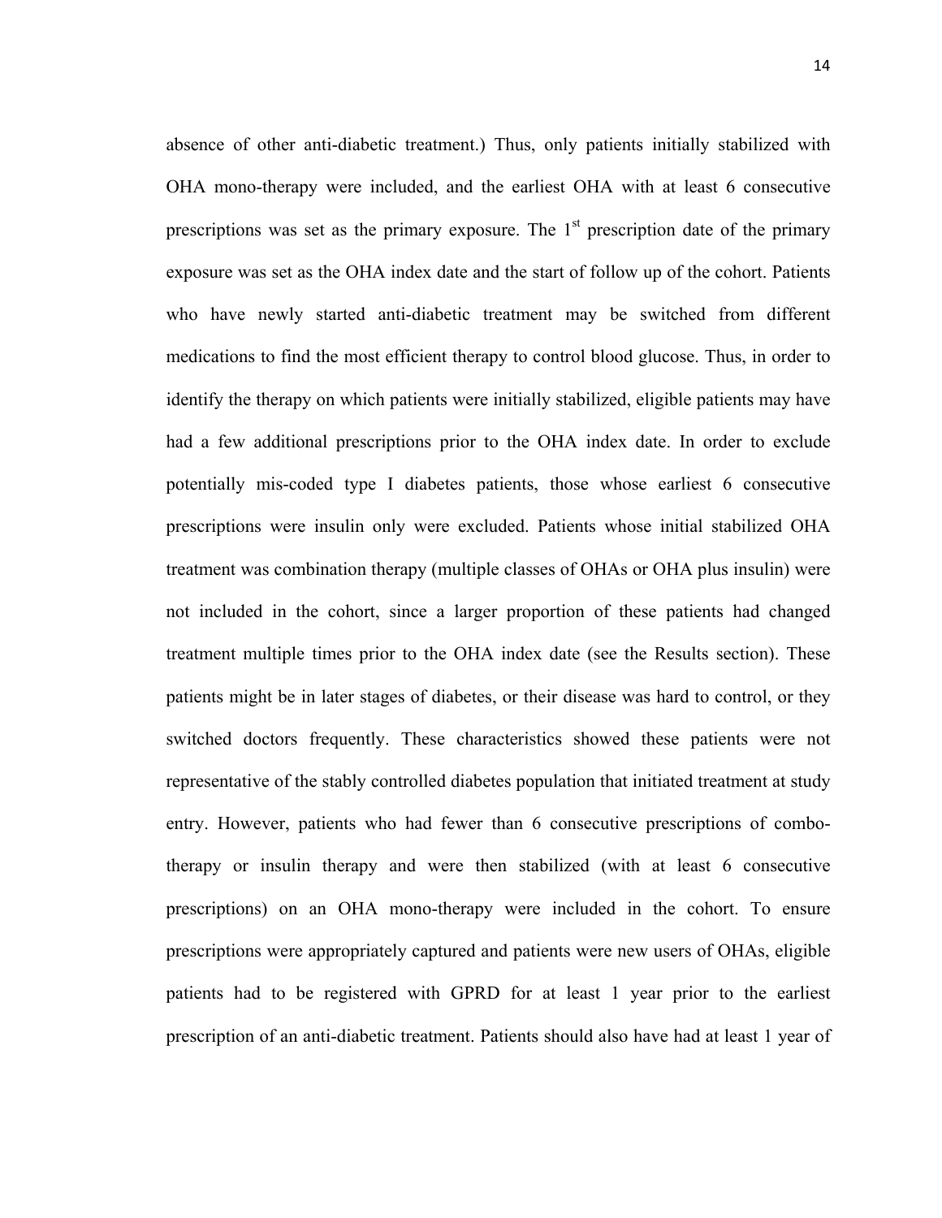absence of other anti-diabetic treatment.) Thus, only patients initially stabilized with OHA mono-therapy were included, and the earliest OHA with at least 6 consecutive prescriptions was set as the primary exposure. The 1st prescription date of the primary exposure was set as the OHA index date and the start of follow up of the cohort. Patients who have newly started anti-diabetic treatment may be switched from different medications to find the most efficient therapy to control blood glucose. Thus, in order to identify the therapy on which patients were initially stabilized, eligible patients may have had a few additional prescriptions prior to the OHA index date. In order to exclude potentially mis-coded type I diabetes patients, those whose earliest 6 consecutive prescriptions were insulin only were excluded. Patients whose initial stabilized OHA treatment was combination therapy (multiple classes of OHAs or OHA plus insulin) were not included in the cohort, since a larger proportion of these patients had changed treatment multiple times prior to the OHA index date (see the Results section). These patients might be in later stages of diabetes, or their disease was hard to control, or they switched doctors frequently. These characteristics showed these patients were not representative of the stably controlled diabetes population that initiated treatment at study entry. However, patients who had fewer than 6 consecutive prescriptions of combo-therapy or insulin therapy and were then stabilized (with at least 6 consecutive prescriptions) on an OHA mono-therapy were included in the cohort. To ensure prescriptions were appropriately captured and patients were new users of OHAs, eligible patients had to be registered with GPRD for at least 1 year prior to the earliest prescription of an anti-diabetic treatment. Patients should also have had at least 1 year of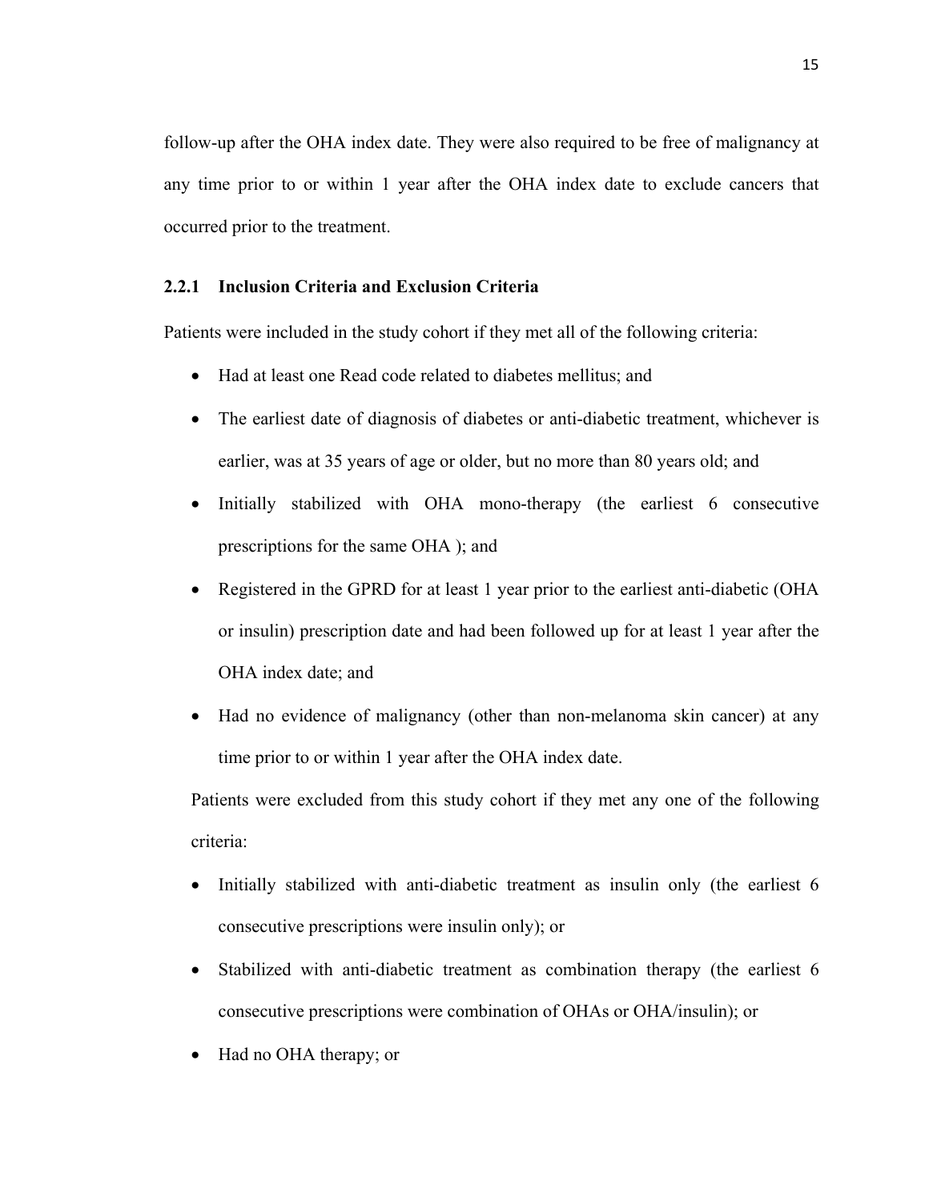follow-up after the OHA index date. They were also required to be free of malignancy at any time prior to or within 1 year after the OHA index date to exclude cancers that occurred prior to the treatment.

### 2.2.1 Inclusion Criteria and Exclusion Criteria

Patients were included in the study cohort if they met all of the following criteria:

- Had at least one Read code related to diabetes mellitus; and
- The earliest date of diagnosis of diabetes or anti-diabetic treatment, whichever is earlier, was at 35 years of age or older, but no more than 80 years old; and
- Initially stabilized with OHA mono-therapy (the earliest 6 consecutive prescriptions for the same OHA ); and
- Registered in the GPRD for at least 1 year prior to the earliest anti-diabetic (OHA or insulin) prescription date and had been followed up for at least 1 year after the OHA index date; and
- Had no evidence of malignancy (other than non-melanoma skin cancer) at any time prior to or within 1 year after the OHA index date.

Patients were excluded from this study cohort if they met any one of the following criteria:

- Initially stabilized with anti-diabetic treatment as insulin only (the earliest 6 consecutive prescriptions were insulin only); or
- Stabilized with anti-diabetic treatment as combination therapy (the earliest 6 consecutive prescriptions were combination of OHAs or OHA/insulin); or
- Had no OHA therapy; or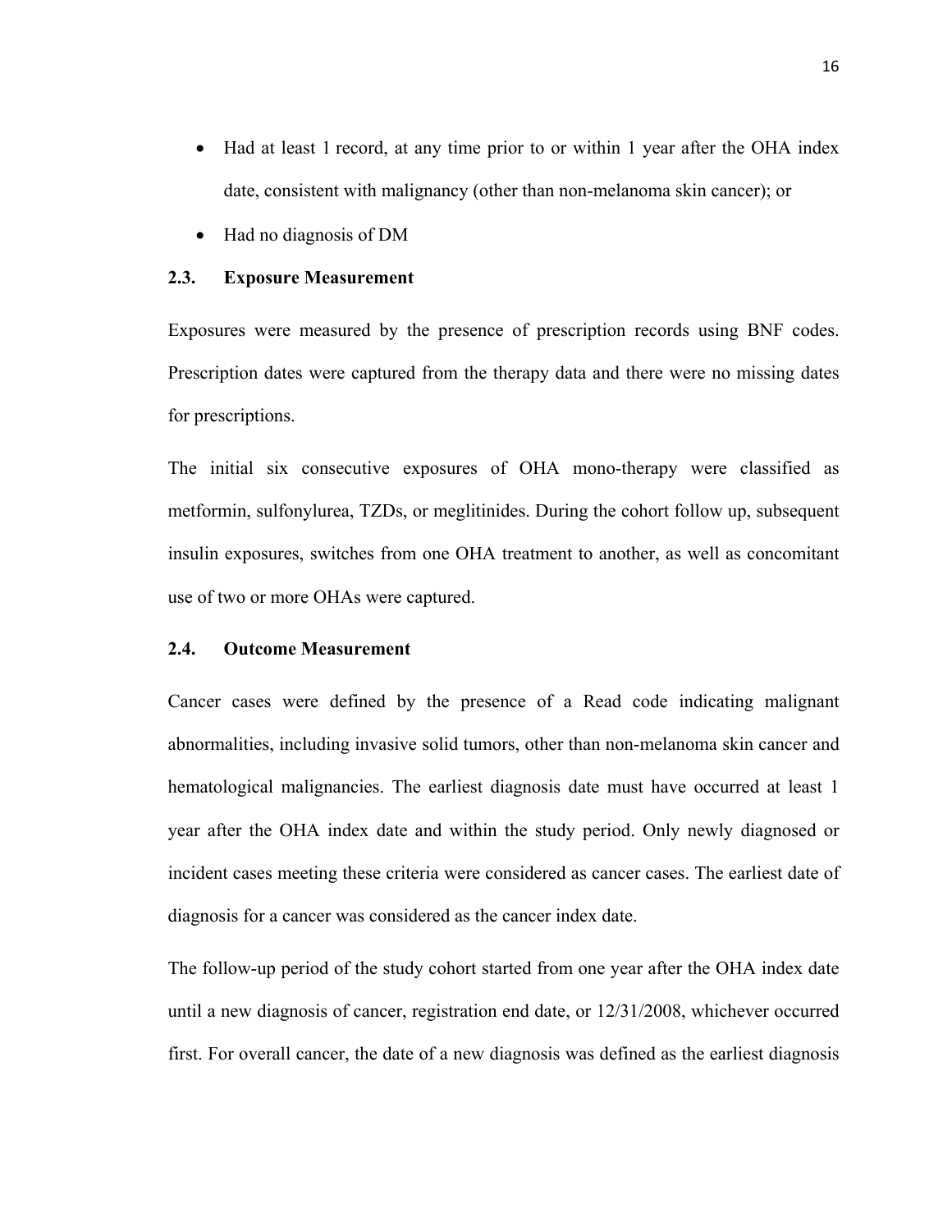- Had at least 1 record, at any time prior to or within 1 year after the OHA index date, consistent with malignancy (other than non-melanoma skin cancer); or
- Had no diagnosis of DM

### 2.3. Exposure Measurement

Exposures were measured by the presence of prescription records using BNF codes. Prescription dates were captured from the therapy data and there were no missing dates for prescriptions.

The initial six consecutive exposures of OHA mono-therapy were classified as metformin, sulfonylurea, TZDs, or meglitinides. During the cohort follow up, subsequent insulin exposures, switches from one OHA treatment to another, as well as concomitant use of two or more OHAs were captured.

### 2.4. Outcome Measurement

Cancer cases were defined by the presence of a Read code indicating malignant abnormalities, including invasive solid tumors, other than non-melanoma skin cancer and hematological malignancies. The earliest diagnosis date must have occurred at least 1 year after the OHA index date and within the study period. Only newly diagnosed or incident cases meeting these criteria were considered as cancer cases. The earliest date of diagnosis for a cancer was considered as the cancer index date.

The follow-up period of the study cohort started from one year after the OHA index date until a new diagnosis of cancer, registration end date, or 12/31/2008, whichever occurred first. For overall cancer, the date of a new diagnosis was defined as the earliest diagnosis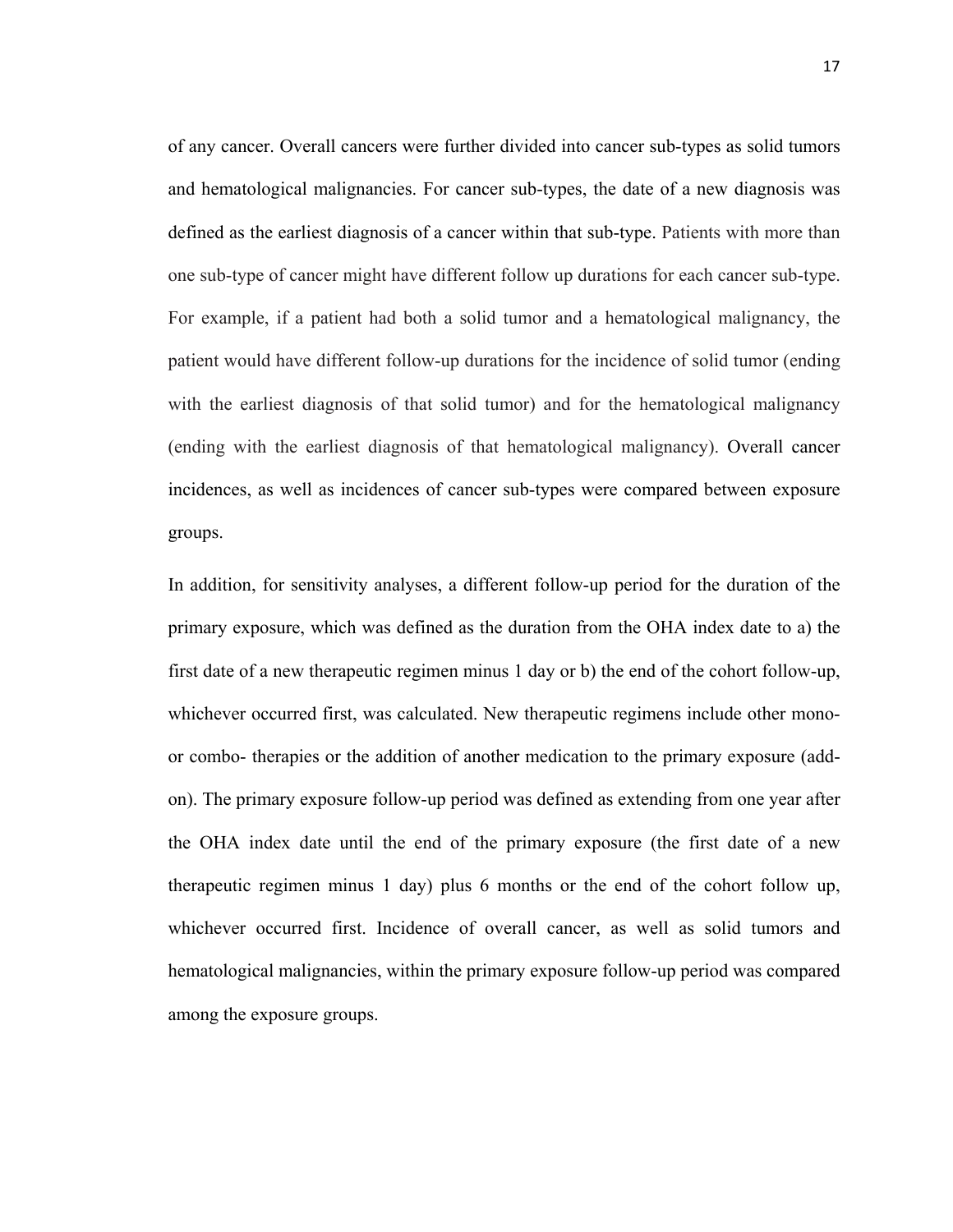of any cancer. Overall cancers were further divided into cancer sub-types as solid tumors and hematological malignancies. For cancer sub-types, the date of a new diagnosis was defined as the earliest diagnosis of a cancer within that sub-type. Patients with more than one sub-type of cancer might have different follow up durations for each cancer sub-type. For example, if a patient had both a solid tumor and a hematological malignancy, the patient would have different follow-up durations for the incidence of solid tumor (ending with the earliest diagnosis of that solid tumor) and for the hematological malignancy (ending with the earliest diagnosis of that hematological malignancy). Overall cancer incidences, as well as incidences of cancer sub-types were compared between exposure groups.

In addition, for sensitivity analyses, a different follow-up period for the duration of the primary exposure, which was defined as the duration from the OHA index date to a) the first date of a new therapeutic regimen minus 1 day or b) the end of the cohort follow-up, whichever occurred first, was calculated. New therapeutic regimens include other mono- or combo- therapies or the addition of another medication to the primary exposure (add-on). The primary exposure follow-up period was defined as extending from one year after the OHA index date until the end of the primary exposure (the first date of a new therapeutic regimen minus 1 day) plus 6 months or the end of the cohort follow up, whichever occurred first. Incidence of overall cancer, as well as solid tumors and hematological malignancies, within the primary exposure follow-up period was compared among the exposure groups.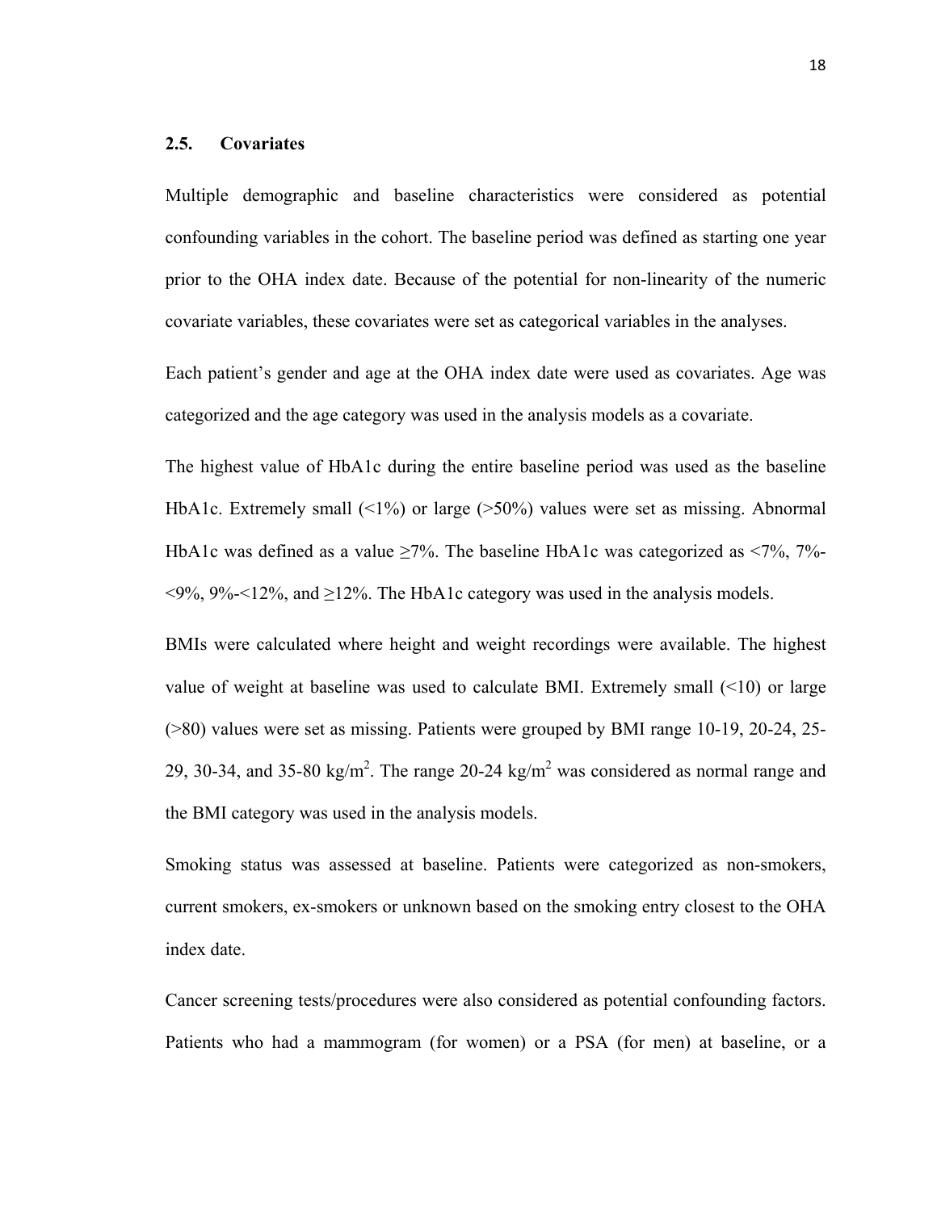## 2.5. Covariates

Multiple demographic and baseline characteristics were considered as potential confounding variables in the cohort. The baseline period was defined as starting one year prior to the OHA index date. Because of the potential for non-linearity of the numeric covariate variables, these covariates were set as categorical variables in the analyses.

Each patient's gender and age at the OHA index date were used as covariates. Age was categorized and the age category was used in the analysis models as a covariate.

The highest value of HbA1c during the entire baseline period was used as the baseline HbA1c. Extremely small (<1%) or large (>50%) values were set as missing. Abnormal HbA1c was defined as a value ≥7%. The baseline HbA1c was categorized as <7%, 7%-<9%, 9%-<12%, and ≥12%. The HbA1c category was used in the analysis models.

BMIs were calculated where height and weight recordings were available. The highest value of weight at baseline was used to calculate BMI. Extremely small (<10) or large (>80) values were set as missing. Patients were grouped by BMI range 10-19, 20-24, 25-29, 30-34, and 35-80 kg/$m^2$. The range 20-24 kg/$m^2$ was considered as normal range and the BMI category was used in the analysis models.

Smoking status was assessed at baseline. Patients were categorized as non-smokers, current smokers, ex-smokers or unknown based on the smoking entry closest to the OHA index date.

Cancer screening tests/procedures were also considered as potential confounding factors. Patients who had a mammogram (for women) or a PSA (for men) at baseline, or a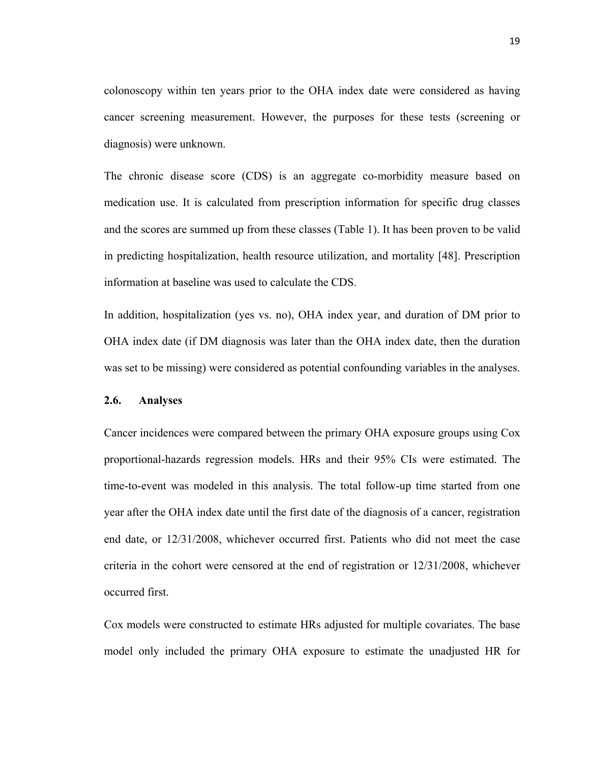colonoscopy within ten years prior to the OHA index date were considered as having cancer screening measurement. However, the purposes for these tests (screening or diagnosis) were unknown.

The chronic disease score (CDS) is an aggregate co-morbidity measure based on medication use. It is calculated from prescription information for specific drug classes and the scores are summed up from these classes (Table 1). It has been proven to be valid in predicting hospitalization, health resource utilization, and mortality [48]. Prescription information at baseline was used to calculate the CDS.

In addition, hospitalization (yes vs. no), OHA index year, and duration of DM prior to OHA index date (if DM diagnosis was later than the OHA index date, then the duration was set to be missing) were considered as potential confounding variables in the analyses.

### 2.6. Analyses

Cancer incidences were compared between the primary OHA exposure groups using Cox proportional-hazards regression models. HRs and their 95% CIs were estimated. The time-to-event was modeled in this analysis. The total follow-up time started from one year after the OHA index date until the first date of the diagnosis of a cancer, registration end date, or 12/31/2008, whichever occurred first. Patients who did not meet the case criteria in the cohort were censored at the end of registration or 12/31/2008, whichever occurred first.

Cox models were constructed to estimate HRs adjusted for multiple covariates. The base model only included the primary OHA exposure to estimate the unadjusted HR for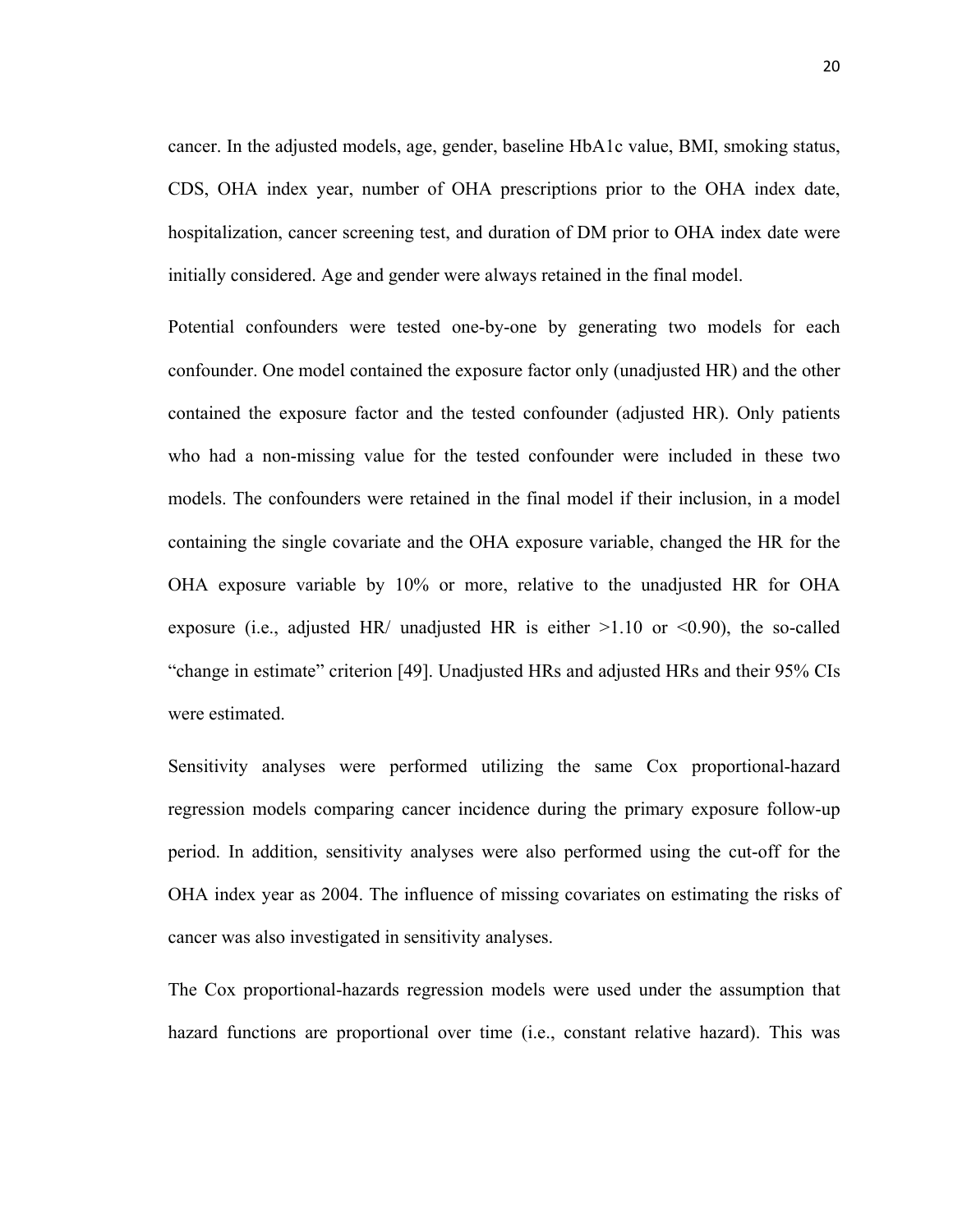cancer. In the adjusted models, age, gender, baseline HbA1c value, BMI, smoking status, CDS, OHA index year, number of OHA prescriptions prior to the OHA index date, hospitalization, cancer screening test, and duration of DM prior to OHA index date were initially considered. Age and gender were always retained in the final model.

Potential confounders were tested one-by-one by generating two models for each confounder. One model contained the exposure factor only (unadjusted HR) and the other contained the exposure factor and the tested confounder (adjusted HR). Only patients who had a non-missing value for the tested confounder were included in these two models. The confounders were retained in the final model if their inclusion, in a model containing the single covariate and the OHA exposure variable, changed the HR for the OHA exposure variable by 10% or more, relative to the unadjusted HR for OHA exposure (i.e., adjusted HR/ unadjusted HR is either >1.10 or <0.90), the so-called "change in estimate" criterion [49]. Unadjusted HRs and adjusted HRs and their 95% CIs were estimated.

Sensitivity analyses were performed utilizing the same Cox proportional-hazard regression models comparing cancer incidence during the primary exposure follow-up period. In addition, sensitivity analyses were also performed using the cut-off for the OHA index year as 2004. The influence of missing covariates on estimating the risks of cancer was also investigated in sensitivity analyses.

The Cox proportional-hazards regression models were used under the assumption that hazard functions are proportional over time (i.e., constant relative hazard). This was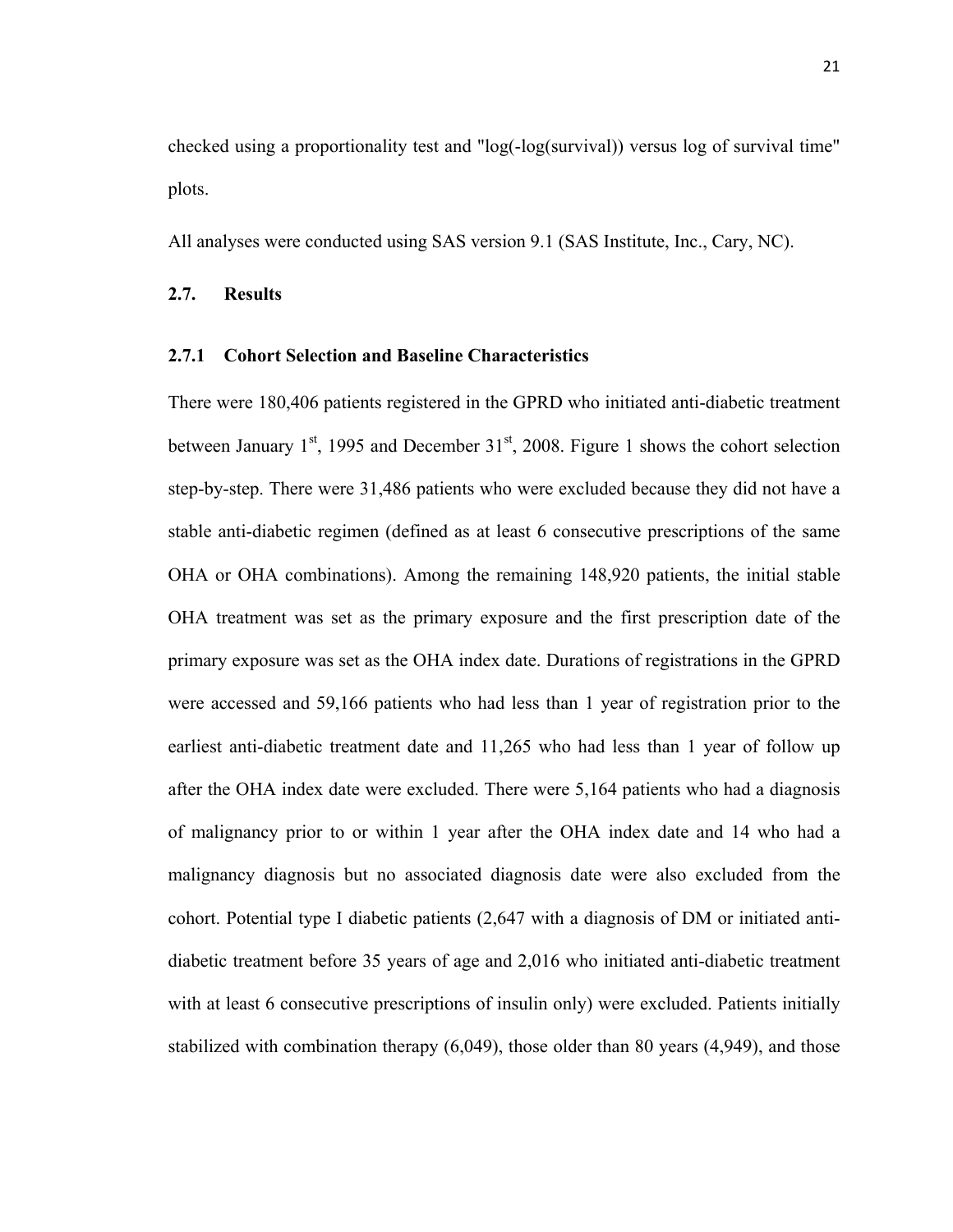checked using a proportionality test and "log(-log(survival)) versus log of survival time" plots.

All analyses were conducted using SAS version 9.1 (SAS Institute, Inc., Cary, NC).

## 2.7. Results

### 2.7.1 Cohort Selection and Baseline Characteristics

There were 180,406 patients registered in the GPRD who initiated anti-diabetic treatment between January 1st, 1995 and December 31st, 2008. Figure 1 shows the cohort selection step-by-step. There were 31,486 patients who were excluded because they did not have a stable anti-diabetic regimen (defined as at least 6 consecutive prescriptions of the same OHA or OHA combinations). Among the remaining 148,920 patients, the initial stable OHA treatment was set as the primary exposure and the first prescription date of the primary exposure was set as the OHA index date. Durations of registrations in the GPRD were accessed and 59,166 patients who had less than 1 year of registration prior to the earliest anti-diabetic treatment date and 11,265 who had less than 1 year of follow up after the OHA index date were excluded. There were 5,164 patients who had a diagnosis of malignancy prior to or within 1 year after the OHA index date and 14 who had a malignancy diagnosis but no associated diagnosis date were also excluded from the cohort. Potential type I diabetic patients (2,647 with a diagnosis of DM or initiated anti-diabetic treatment before 35 years of age and 2,016 who initiated anti-diabetic treatment with at least 6 consecutive prescriptions of insulin only) were excluded. Patients initially stabilized with combination therapy (6,049), those older than 80 years (4,949), and those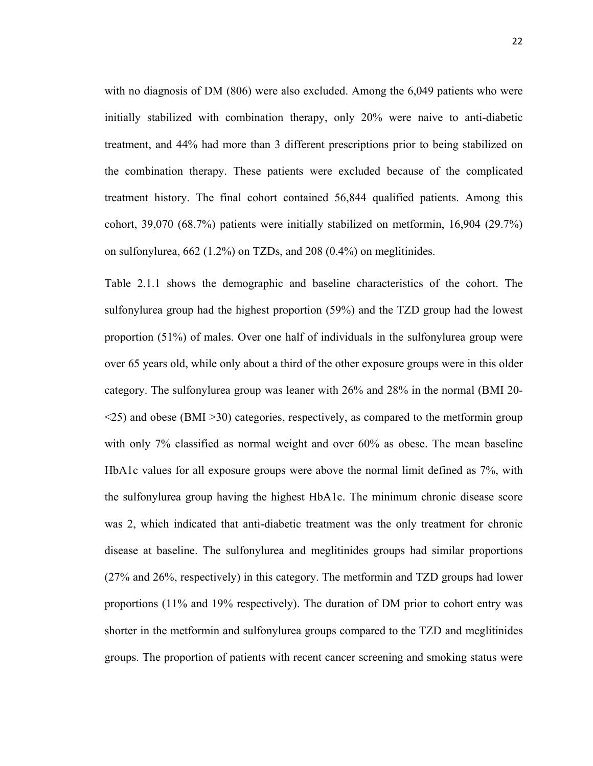with no diagnosis of DM (806) were also excluded. Among the 6,049 patients who were initially stabilized with combination therapy, only 20% were naive to anti-diabetic treatment, and 44% had more than 3 different prescriptions prior to being stabilized on the combination therapy. These patients were excluded because of the complicated treatment history. The final cohort contained 56,844 qualified patients. Among this cohort, 39,070 (68.7%) patients were initially stabilized on metformin, 16,904 (29.7%) on sulfonylurea, 662 (1.2%) on TZDs, and 208 (0.4%) on meglitinides.

Table 2.1.1 shows the demographic and baseline characteristics of the cohort. The sulfonylurea group had the highest proportion (59%) and the TZD group had the lowest proportion (51%) of males. Over one half of individuals in the sulfonylurea group were over 65 years old, while only about a third of the other exposure groups were in this older category. The sulfonylurea group was leaner with 26% and 28% in the normal (BMI 20-<25) and obese (BMI >30) categories, respectively, as compared to the metformin group with only 7% classified as normal weight and over 60% as obese. The mean baseline HbA1c values for all exposure groups were above the normal limit defined as 7%, with the sulfonylurea group having the highest HbA1c. The minimum chronic disease score was 2, which indicated that anti-diabetic treatment was the only treatment for chronic disease at baseline. The sulfonylurea and meglitinides groups had similar proportions (27% and 26%, respectively) in this category. The metformin and TZD groups had lower proportions (11% and 19% respectively). The duration of DM prior to cohort entry was shorter in the metformin and sulfonylurea groups compared to the TZD and meglitinides groups. The proportion of patients with recent cancer screening and smoking status were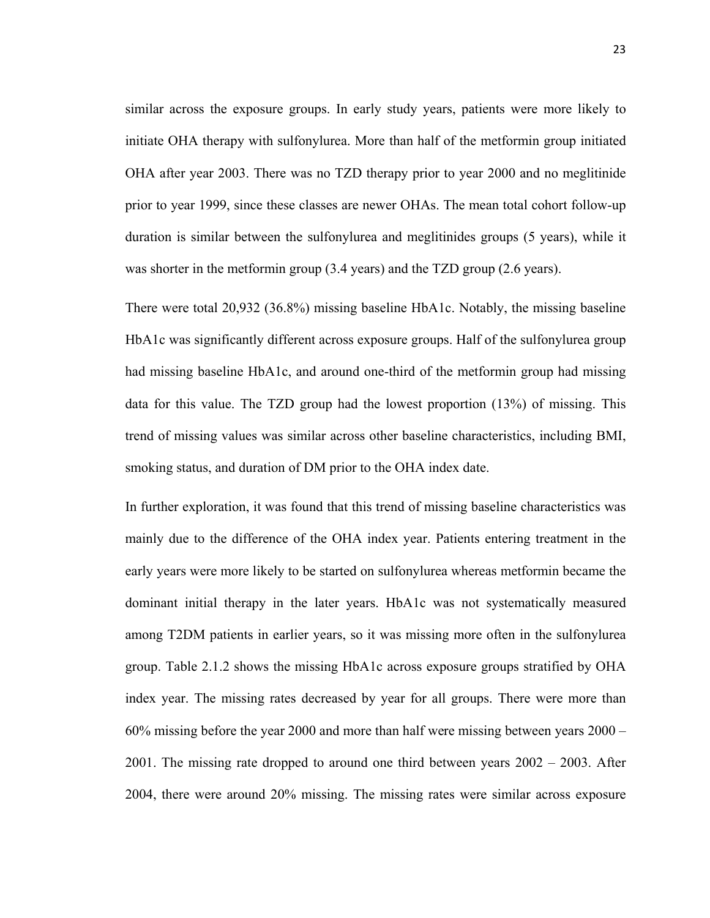similar across the exposure groups. In early study years, patients were more likely to initiate OHA therapy with sulfonylurea. More than half of the metformin group initiated OHA after year 2003. There was no TZD therapy prior to year 2000 and no meglitinide prior to year 1999, since these classes are newer OHAs. The mean total cohort follow-up duration is similar between the sulfonylurea and meglitinides groups (5 years), while it was shorter in the metformin group (3.4 years) and the TZD group (2.6 years).

There were total 20,932 (36.8%) missing baseline HbA1c. Notably, the missing baseline HbA1c was significantly different across exposure groups. Half of the sulfonylurea group had missing baseline HbA1c, and around one-third of the metformin group had missing data for this value. The TZD group had the lowest proportion (13%) of missing. This trend of missing values was similar across other baseline characteristics, including BMI, smoking status, and duration of DM prior to the OHA index date.

In further exploration, it was found that this trend of missing baseline characteristics was mainly due to the difference of the OHA index year. Patients entering treatment in the early years were more likely to be started on sulfonylurea whereas metformin became the dominant initial therapy in the later years. HbA1c was not systematically measured among T2DM patients in earlier years, so it was missing more often in the sulfonylurea group. Table 2.1.2 shows the missing HbA1c across exposure groups stratified by OHA index year. The missing rates decreased by year for all groups. There were more than 60% missing before the year 2000 and more than half were missing between years 2000 – 2001. The missing rate dropped to around one third between years 2002 – 2003. After 2004, there were around 20% missing. The missing rates were similar across exposure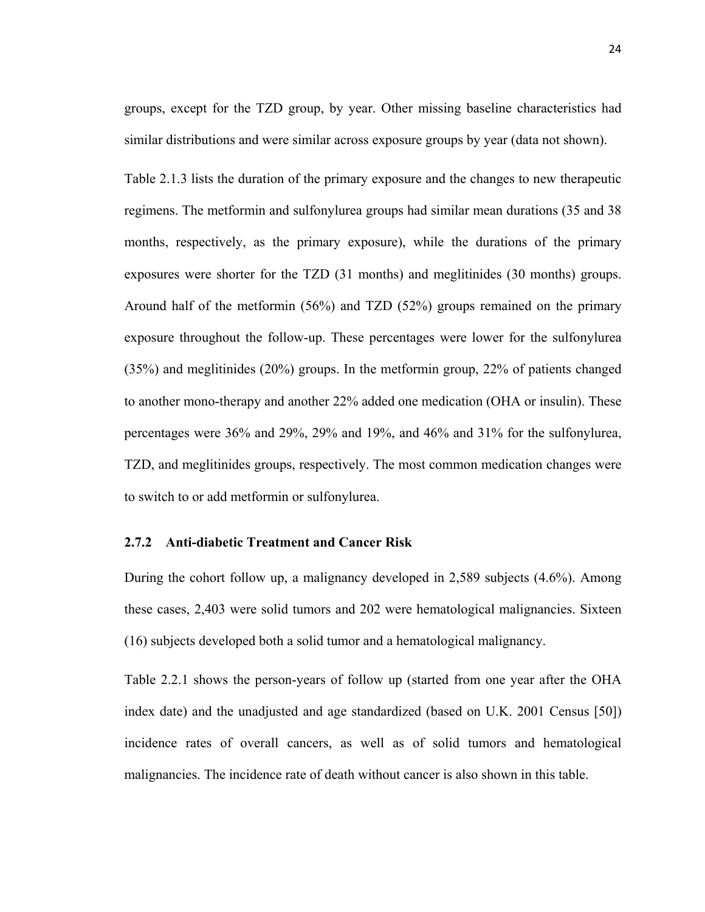groups, except for the TZD group, by year. Other missing baseline characteristics had similar distributions and were similar across exposure groups by year (data not shown).

Table 2.1.3 lists the duration of the primary exposure and the changes to new therapeutic regimens. The metformin and sulfonylurea groups had similar mean durations (35 and 38 months, respectively, as the primary exposure), while the durations of the primary exposures were shorter for the TZD (31 months) and meglitinides (30 months) groups. Around half of the metformin (56%) and TZD (52%) groups remained on the primary exposure throughout the follow-up. These percentages were lower for the sulfonylurea (35%) and meglitinides (20%) groups. In the metformin group, 22% of patients changed to another mono-therapy and another 22% added one medication (OHA or insulin). These percentages were 36% and 29%, 29% and 19%, and 46% and 31% for the sulfonylurea, TZD, and meglitinides groups, respectively. The most common medication changes were to switch to or add metformin or sulfonylurea.

### 2.7.2 Anti-diabetic Treatment and Cancer Risk

During the cohort follow up, a malignancy developed in 2,589 subjects (4.6%). Among these cases, 2,403 were solid tumors and 202 were hematological malignancies. Sixteen (16) subjects developed both a solid tumor and a hematological malignancy.

Table 2.2.1 shows the person-years of follow up (started from one year after the OHA index date) and the unadjusted and age standardized (based on U.K. 2001 Census [50]) incidence rates of overall cancers, as well as of solid tumors and hematological malignancies. The incidence rate of death without cancer is also shown in this table.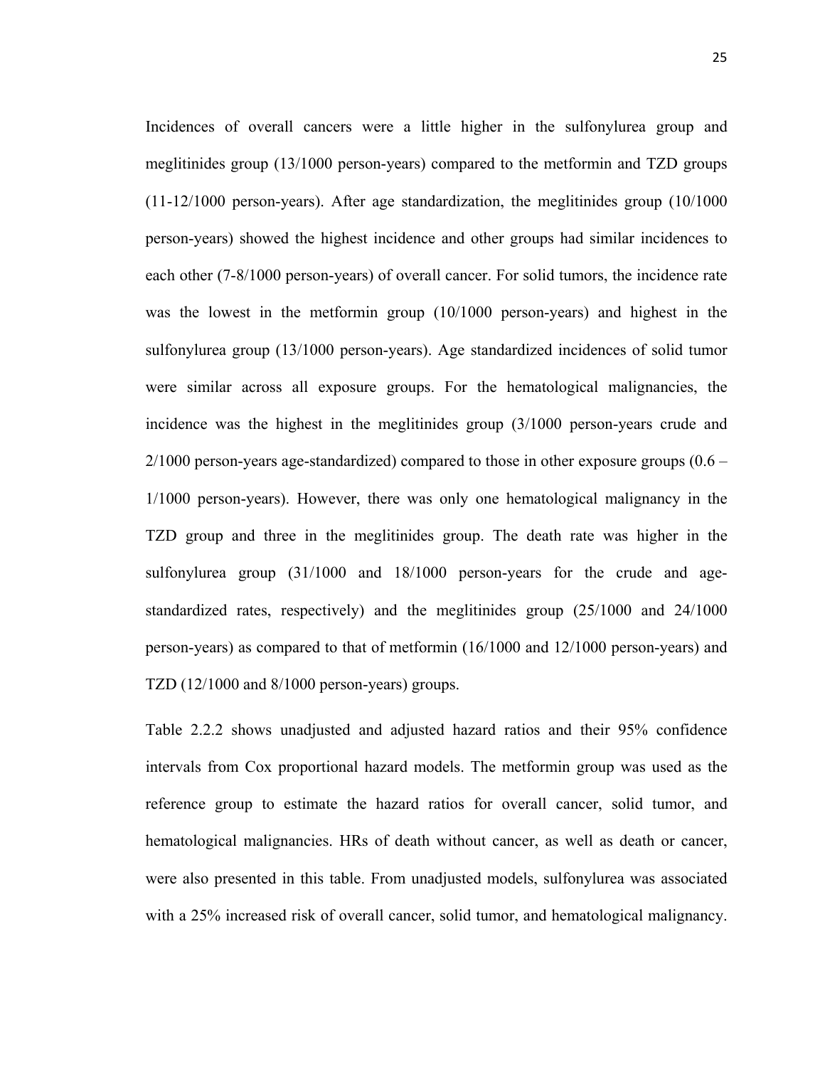Incidences of overall cancers were a little higher in the sulfonylurea group and meglitinides group (13/1000 person-years) compared to the metformin and TZD groups (11-12/1000 person-years). After age standardization, the meglitinides group (10/1000 person-years) showed the highest incidence and other groups had similar incidences to each other (7-8/1000 person-years) of overall cancer. For solid tumors, the incidence rate was the lowest in the metformin group (10/1000 person-years) and highest in the sulfonylurea group (13/1000 person-years). Age standardized incidences of solid tumor were similar across all exposure groups. For the hematological malignancies, the incidence was the highest in the meglitinides group (3/1000 person-years crude and 2/1000 person-years age-standardized) compared to those in other exposure groups (0.6 – 1/1000 person-years). However, there was only one hematological malignancy in the TZD group and three in the meglitinides group. The death rate was higher in the sulfonylurea group (31/1000 and 18/1000 person-years for the crude and age-standardized rates, respectively) and the meglitinides group (25/1000 and 24/1000 person-years) as compared to that of metformin (16/1000 and 12/1000 person-years) and TZD (12/1000 and 8/1000 person-years) groups.

Table 2.2.2 shows unadjusted and adjusted hazard ratios and their 95% confidence intervals from Cox proportional hazard models. The metformin group was used as the reference group to estimate the hazard ratios for overall cancer, solid tumor, and hematological malignancies. HRs of death without cancer, as well as death or cancer, were also presented in this table. From unadjusted models, sulfonylurea was associated with a 25% increased risk of overall cancer, solid tumor, and hematological malignancy.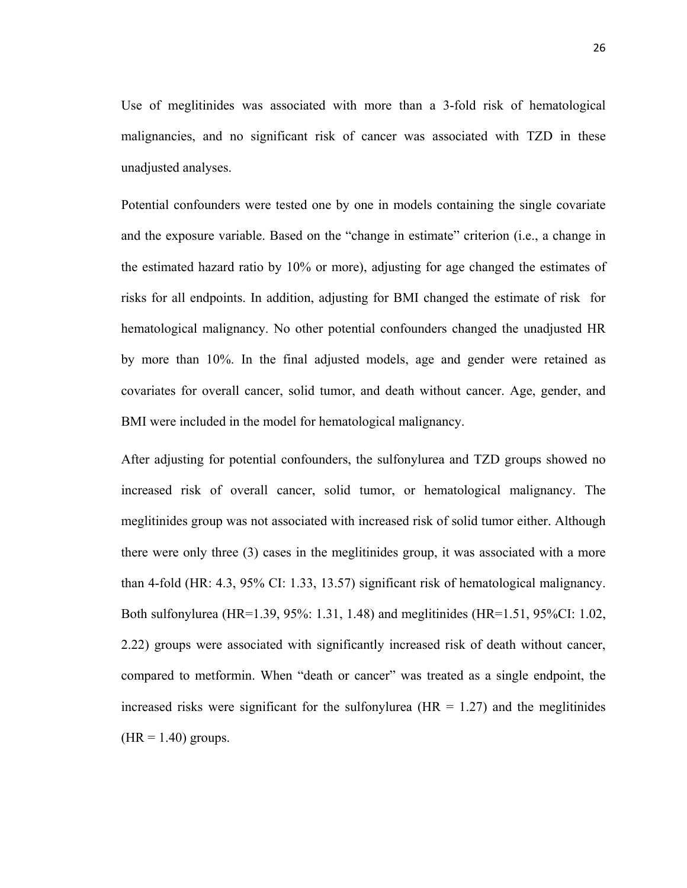Use of meglitinides was associated with more than a 3-fold risk of hematological malignancies, and no significant risk of cancer was associated with TZD in these unadjusted analyses.

Potential confounders were tested one by one in models containing the single covariate and the exposure variable. Based on the "change in estimate" criterion (i.e., a change in the estimated hazard ratio by 10% or more), adjusting for age changed the estimates of risks for all endpoints. In addition, adjusting for BMI changed the estimate of risk for hematological malignancy. No other potential confounders changed the unadjusted HR by more than 10%. In the final adjusted models, age and gender were retained as covariates for overall cancer, solid tumor, and death without cancer. Age, gender, and BMI were included in the model for hematological malignancy.

After adjusting for potential confounders, the sulfonylurea and TZD groups showed no increased risk of overall cancer, solid tumor, or hematological malignancy. The meglitinides group was not associated with increased risk of solid tumor either. Although there were only three (3) cases in the meglitinides group, it was associated with a more than 4-fold (HR: 4.3, 95% CI: 1.33, 13.57) significant risk of hematological malignancy. Both sulfonylurea (HR=1.39, 95%: 1.31, 1.48) and meglitinides (HR=1.51, 95%CI: 1.02, 2.22) groups were associated with significantly increased risk of death without cancer, compared to metformin. When "death or cancer" was treated as a single endpoint, the increased risks were significant for the sulfonylurea (HR = 1.27) and the meglitinides (HR = 1.40) groups.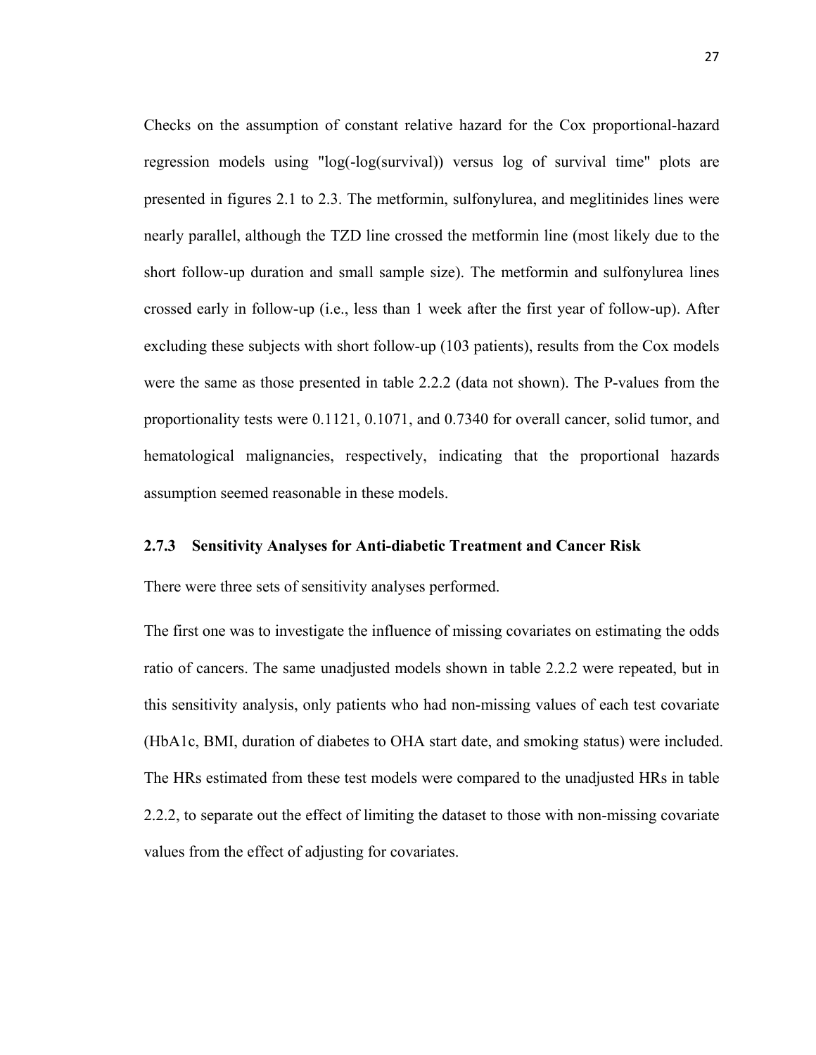Checks on the assumption of constant relative hazard for the Cox proportional-hazard regression models using "log(-log(survival)) versus log of survival time" plots are presented in figures 2.1 to 2.3. The metformin, sulfonylurea, and meglitinides lines were nearly parallel, although the TZD line crossed the metformin line (most likely due to the short follow-up duration and small sample size). The metformin and sulfonylurea lines crossed early in follow-up (i.e., less than 1 week after the first year of follow-up). After excluding these subjects with short follow-up (103 patients), results from the Cox models were the same as those presented in table 2.2.2 (data not shown). The P-values from the proportionality tests were 0.1121, 0.1071, and 0.7340 for overall cancer, solid tumor, and hematological malignancies, respectively, indicating that the proportional hazards assumption seemed reasonable in these models.

### 2.7.3 Sensitivity Analyses for Anti-diabetic Treatment and Cancer Risk

There were three sets of sensitivity analyses performed.

The first one was to investigate the influence of missing covariates on estimating the odds ratio of cancers. The same unadjusted models shown in table 2.2.2 were repeated, but in this sensitivity analysis, only patients who had non-missing values of each test covariate (HbA1c, BMI, duration of diabetes to OHA start date, and smoking status) were included. The HRs estimated from these test models were compared to the unadjusted HRs in table 2.2.2, to separate out the effect of limiting the dataset to those with non-missing covariate values from the effect of adjusting for covariates.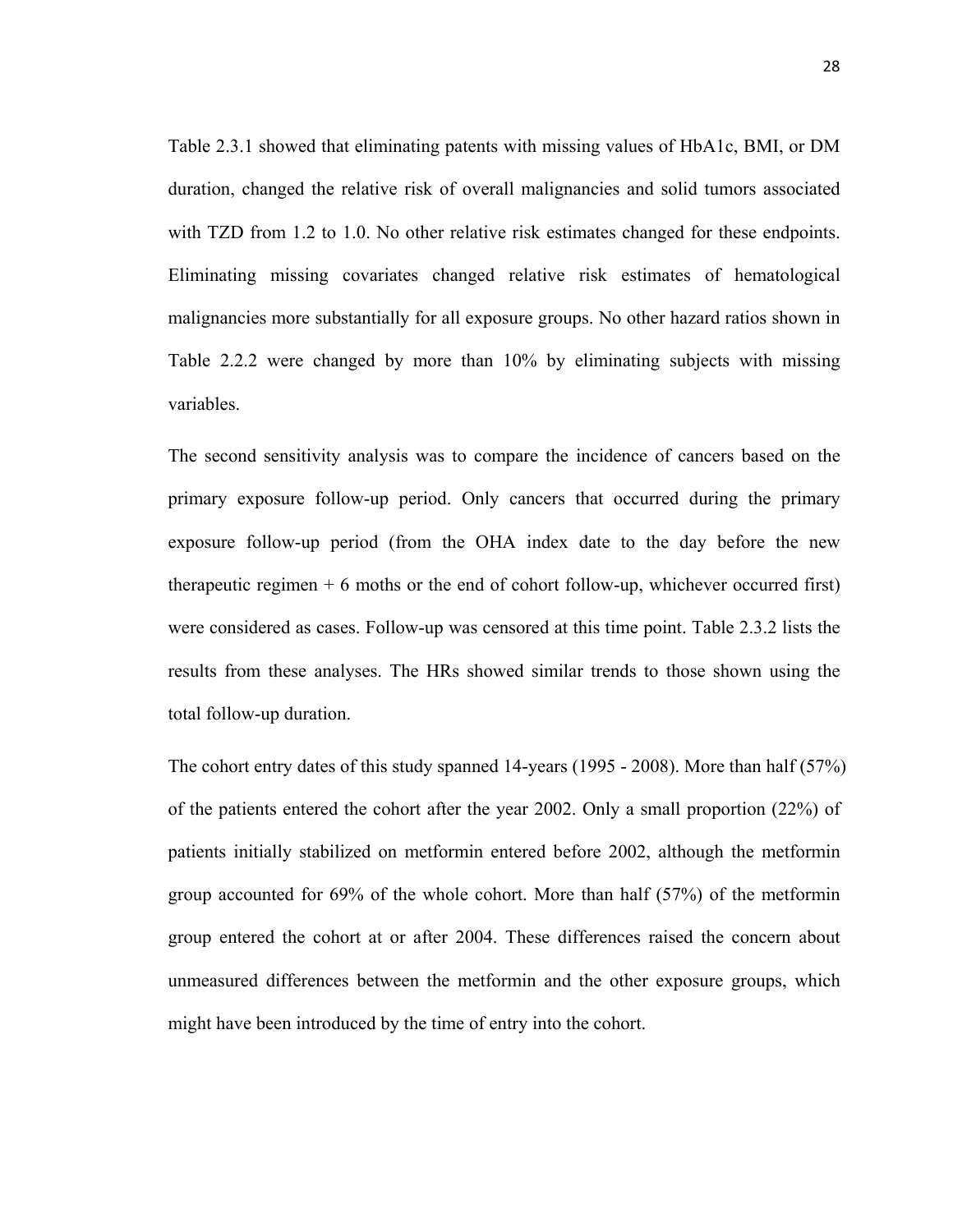Table 2.3.1 showed that eliminating patents with missing values of HbA1c, BMI, or DM duration, changed the relative risk of overall malignancies and solid tumors associated with TZD from 1.2 to 1.0. No other relative risk estimates changed for these endpoints. Eliminating missing covariates changed relative risk estimates of hematological malignancies more substantially for all exposure groups. No other hazard ratios shown in Table 2.2.2 were changed by more than 10% by eliminating subjects with missing variables.

The second sensitivity analysis was to compare the incidence of cancers based on the primary exposure follow-up period. Only cancers that occurred during the primary exposure follow-up period (from the OHA index date to the day before the new therapeutic regimen + 6 moths or the end of cohort follow-up, whichever occurred first) were considered as cases. Follow-up was censored at this time point. Table 2.3.2 lists the results from these analyses. The HRs showed similar trends to those shown using the total follow-up duration.

The cohort entry dates of this study spanned 14-years (1995 - 2008). More than half (57%) of the patients entered the cohort after the year 2002. Only a small proportion (22%) of patients initially stabilized on metformin entered before 2002, although the metformin group accounted for 69% of the whole cohort. More than half (57%) of the metformin group entered the cohort at or after 2004. These differences raised the concern about unmeasured differences between the metformin and the other exposure groups, which might have been introduced by the time of entry into the cohort.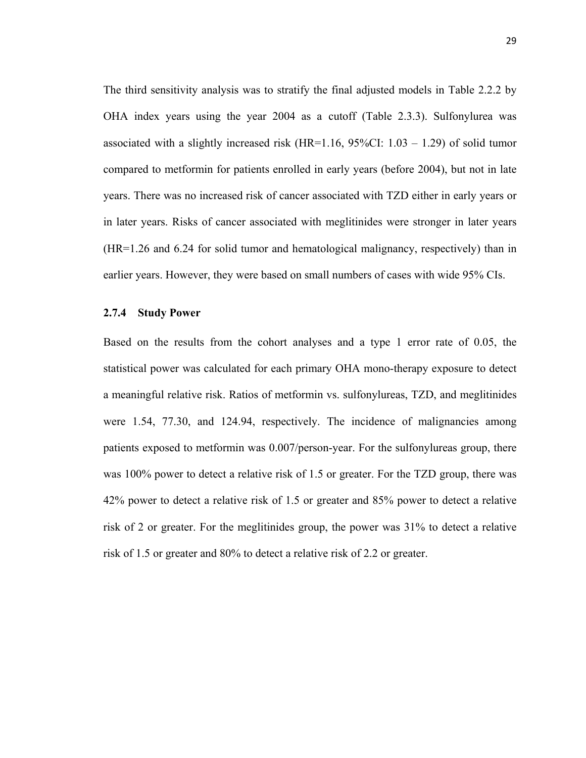The third sensitivity analysis was to stratify the final adjusted models in Table 2.2.2 by OHA index years using the year 2004 as a cutoff (Table 2.3.3). Sulfonylurea was associated with a slightly increased risk (HR=1.16, 95%CI: 1.03 – 1.29) of solid tumor compared to metformin for patients enrolled in early years (before 2004), but not in late years. There was no increased risk of cancer associated with TZD either in early years or in later years. Risks of cancer associated with meglitinides were stronger in later years (HR=1.26 and 6.24 for solid tumor and hematological malignancy, respectively) than in earlier years. However, they were based on small numbers of cases with wide 95% CIs.

### 2.7.4 Study Power

Based on the results from the cohort analyses and a type 1 error rate of 0.05, the statistical power was calculated for each primary OHA mono-therapy exposure to detect a meaningful relative risk. Ratios of metformin vs. sulfonylureas, TZD, and meglitinides were 1.54, 77.30, and 124.94, respectively. The incidence of malignancies among patients exposed to metformin was 0.007/person-year. For the sulfonylureas group, there was 100% power to detect a relative risk of 1.5 or greater. For the TZD group, there was 42% power to detect a relative risk of 1.5 or greater and 85% power to detect a relative risk of 2 or greater. For the meglitinides group, the power was 31% to detect a relative risk of 1.5 or greater and 80% to detect a relative risk of 2.2 or greater.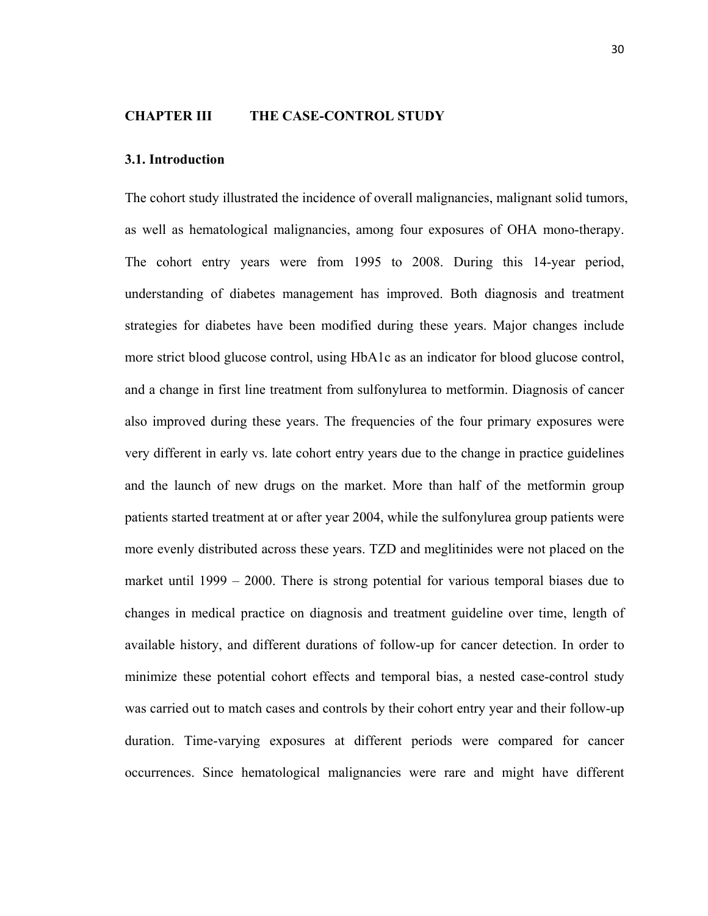# CHAPTER III THE CASE-CONTROL STUDY

## 3.1. Introduction

The cohort study illustrated the incidence of overall malignancies, malignant solid tumors, as well as hematological malignancies, among four exposures of OHA mono-therapy. The cohort entry years were from 1995 to 2008. During this 14-year period, understanding of diabetes management has improved. Both diagnosis and treatment strategies for diabetes have been modified during these years. Major changes include more strict blood glucose control, using HbA1c as an indicator for blood glucose control, and a change in first line treatment from sulfonylurea to metformin. Diagnosis of cancer also improved during these years. The frequencies of the four primary exposures were very different in early vs. late cohort entry years due to the change in practice guidelines and the launch of new drugs on the market. More than half of the metformin group patients started treatment at or after year 2004, while the sulfonylurea group patients were more evenly distributed across these years. TZD and meglitinides were not placed on the market until 1999 – 2000. There is strong potential for various temporal biases due to changes in medical practice on diagnosis and treatment guideline over time, length of available history, and different durations of follow-up for cancer detection. In order to minimize these potential cohort effects and temporal bias, a nested case-control study was carried out to match cases and controls by their cohort entry year and their follow-up duration. Time-varying exposures at different periods were compared for cancer occurrences. Since hematological malignancies were rare and might have different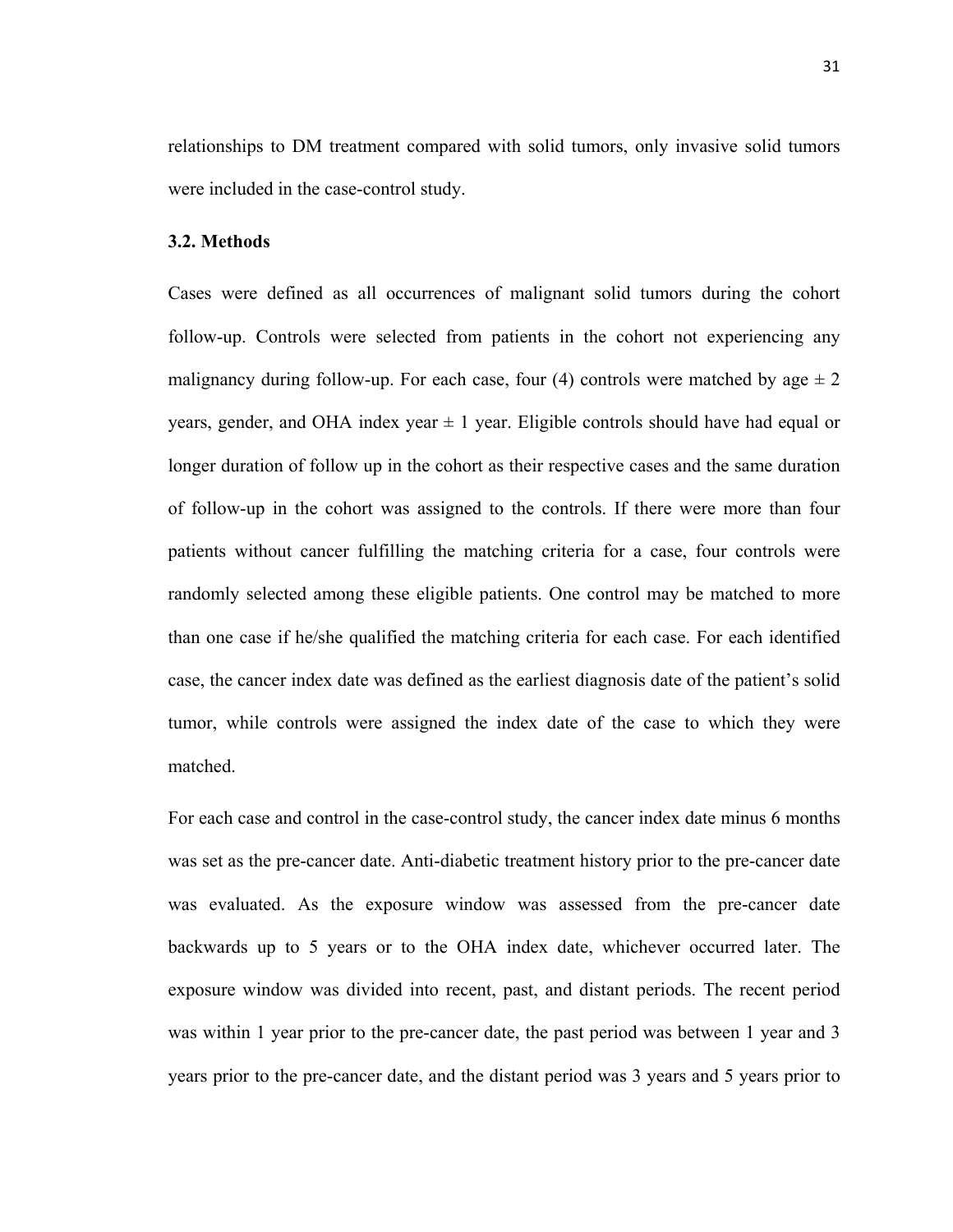relationships to DM treatment compared with solid tumors, only invasive solid tumors were included in the case-control study.

### 3.2. Methods

Cases were defined as all occurrences of malignant solid tumors during the cohort follow-up. Controls were selected from patients in the cohort not experiencing any malignancy during follow-up. For each case, four (4) controls were matched by age ± 2 years, gender, and OHA index year ± 1 year. Eligible controls should have had equal or longer duration of follow up in the cohort as their respective cases and the same duration of follow-up in the cohort was assigned to the controls. If there were more than four patients without cancer fulfilling the matching criteria for a case, four controls were randomly selected among these eligible patients. One control may be matched to more than one case if he/she qualified the matching criteria for each case. For each identified case, the cancer index date was defined as the earliest diagnosis date of the patient's solid tumor, while controls were assigned the index date of the case to which they were matched.

For each case and control in the case-control study, the cancer index date minus 6 months was set as the pre-cancer date. Anti-diabetic treatment history prior to the pre-cancer date was evaluated. As the exposure window was assessed from the pre-cancer date backwards up to 5 years or to the OHA index date, whichever occurred later. The exposure window was divided into recent, past, and distant periods. The recent period was within 1 year prior to the pre-cancer date, the past period was between 1 year and 3 years prior to the pre-cancer date, and the distant period was 3 years and 5 years prior to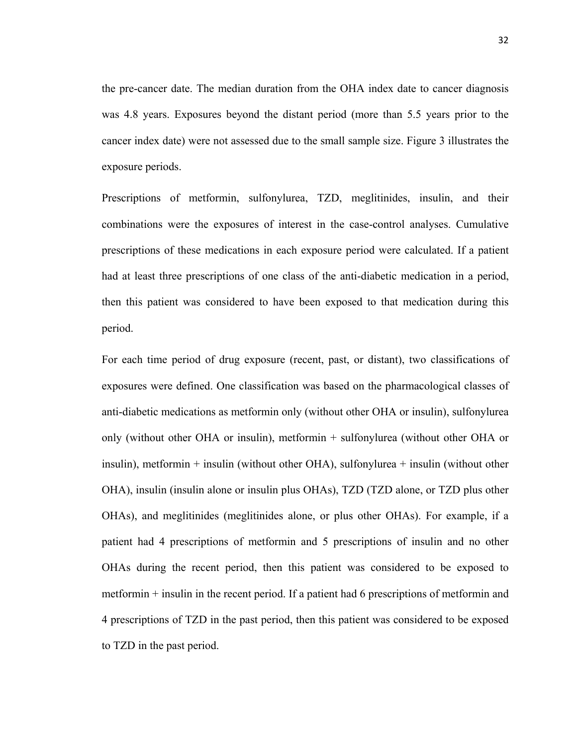the pre-cancer date. The median duration from the OHA index date to cancer diagnosis was 4.8 years. Exposures beyond the distant period (more than 5.5 years prior to the cancer index date) were not assessed due to the small sample size. Figure 3 illustrates the exposure periods.

Prescriptions of metformin, sulfonylurea, TZD, meglitinides, insulin, and their combinations were the exposures of interest in the case-control analyses. Cumulative prescriptions of these medications in each exposure period were calculated. If a patient had at least three prescriptions of one class of the anti-diabetic medication in a period, then this patient was considered to have been exposed to that medication during this period.

For each time period of drug exposure (recent, past, or distant), two classifications of exposures were defined. One classification was based on the pharmacological classes of anti-diabetic medications as metformin only (without other OHA or insulin), sulfonylurea only (without other OHA or insulin), metformin + sulfonylurea (without other OHA or insulin), metformin + insulin (without other OHA), sulfonylurea + insulin (without other OHA), insulin (insulin alone or insulin plus OHAs), TZD (TZD alone, or TZD plus other OHAs), and meglitinides (meglitinides alone, or plus other OHAs). For example, if a patient had 4 prescriptions of metformin and 5 prescriptions of insulin and no other OHAs during the recent period, then this patient was considered to be exposed to metformin + insulin in the recent period. If a patient had 6 prescriptions of metformin and 4 prescriptions of TZD in the past period, then this patient was considered to be exposed to TZD in the past period.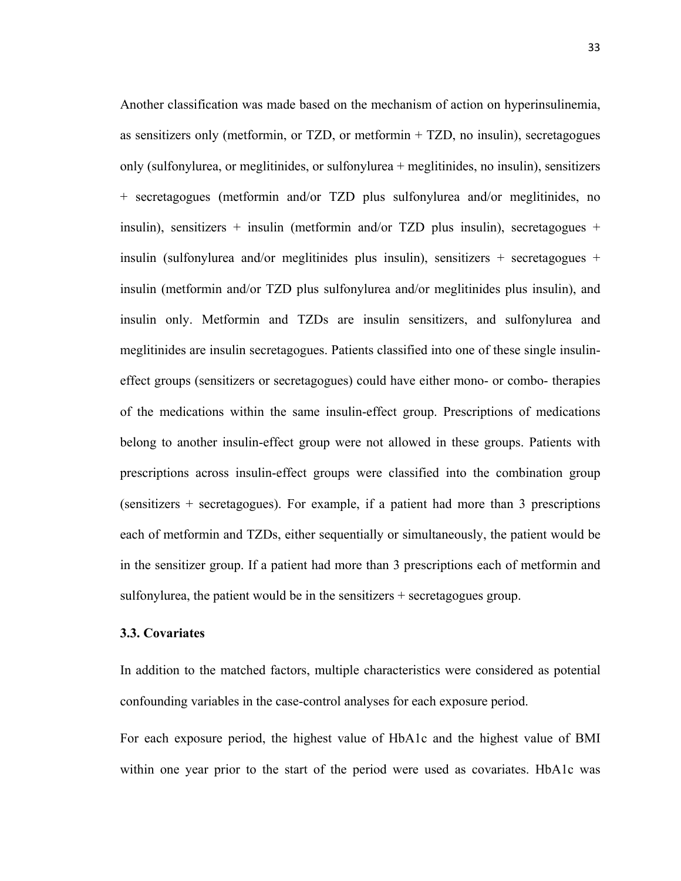Another classification was made based on the mechanism of action on hyperinsulinemia, as sensitizers only (metformin, or TZD, or metformin + TZD, no insulin), secretagogues only (sulfonylurea, or meglitinides, or sulfonylurea + meglitinides, no insulin), sensitizers + secretagogues (metformin and/or TZD plus sulfonylurea and/or meglitinides, no insulin), sensitizers + insulin (metformin and/or TZD plus insulin), secretagogues + insulin (sulfonylurea and/or meglitinides plus insulin), sensitizers + secretagogues + insulin (metformin and/or TZD plus sulfonylurea and/or meglitinides plus insulin), and insulin only. Metformin and TZDs are insulin sensitizers, and sulfonylurea and meglitinides are insulin secretagogues. Patients classified into one of these single insulin-effect groups (sensitizers or secretagogues) could have either mono- or combo- therapies of the medications within the same insulin-effect group. Prescriptions of medications belong to another insulin-effect group were not allowed in these groups. Patients with prescriptions across insulin-effect groups were classified into the combination group (sensitizers + secretagogues). For example, if a patient had more than 3 prescriptions each of metformin and TZDs, either sequentially or simultaneously, the patient would be in the sensitizer group. If a patient had more than 3 prescriptions each of metformin and sulfonylurea, the patient would be in the sensitizers + secretagogues group.

### 3.3. Covariates

In addition to the matched factors, multiple characteristics were considered as potential confounding variables in the case-control analyses for each exposure period.

For each exposure period, the highest value of HbA1c and the highest value of BMI within one year prior to the start of the period were used as covariates. HbA1c was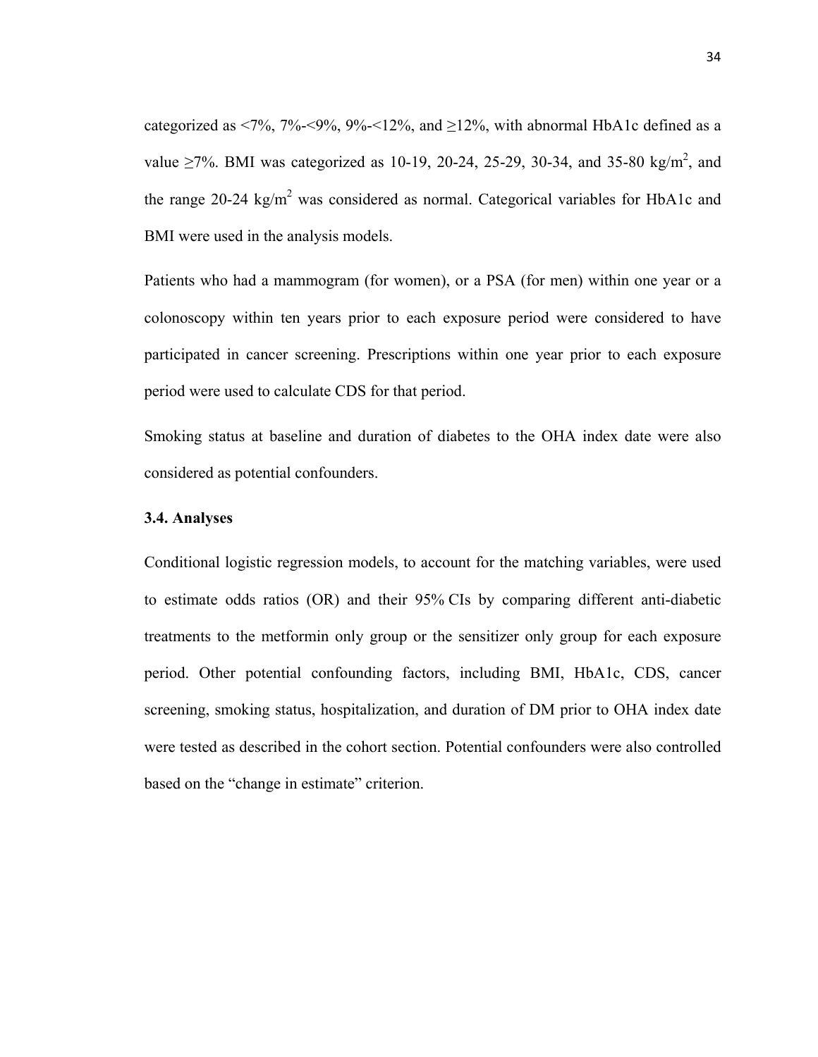categorized as <7%, 7%-<9%, 9%-<12%, and ≥12%, with abnormal HbA1c defined as a value ≥7%. BMI was categorized as 10-19, 20-24, 25-29, 30-34, and 35-80 kg/m$^2$, and the range 20-24 kg/m$^2$ was considered as normal. Categorical variables for HbA1c and BMI were used in the analysis models.

Patients who had a mammogram (for women), or a PSA (for men) within one year or a colonoscopy within ten years prior to each exposure period were considered to have participated in cancer screening. Prescriptions within one year prior to each exposure period were used to calculate CDS for that period.

Smoking status at baseline and duration of diabetes to the OHA index date were also considered as potential confounders.

### 3.4. Analyses

Conditional logistic regression models, to account for the matching variables, were used to estimate odds ratios (OR) and their 95% CIs by comparing different anti-diabetic treatments to the metformin only group or the sensitizer only group for each exposure period. Other potential confounding factors, including BMI, HbA1c, CDS, cancer screening, smoking status, hospitalization, and duration of DM prior to OHA index date were tested as described in the cohort section. Potential confounders were also controlled based on the "change in estimate" criterion.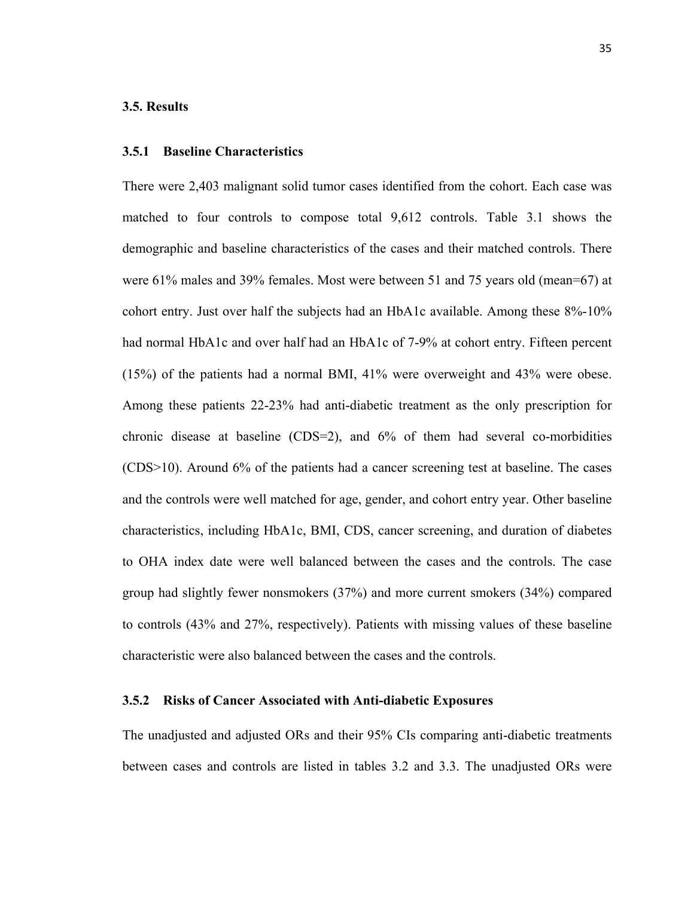### 3.5. Results

### 3.5.1 Baseline Characteristics

There were 2,403 malignant solid tumor cases identified from the cohort. Each case was matched to four controls to compose total 9,612 controls. Table 3.1 shows the demographic and baseline characteristics of the cases and their matched controls. There were 61% males and 39% females. Most were between 51 and 75 years old (mean=67) at cohort entry. Just over half the subjects had an HbA1c available. Among these 8%-10% had normal HbA1c and over half had an HbA1c of 7-9% at cohort entry. Fifteen percent (15%) of the patients had a normal BMI, 41% were overweight and 43% were obese. Among these patients 22-23% had anti-diabetic treatment as the only prescription for chronic disease at baseline (CDS=2), and 6% of them had several co-morbidities (CDS>10). Around 6% of the patients had a cancer screening test at baseline. The cases and the controls were well matched for age, gender, and cohort entry year. Other baseline characteristics, including HbA1c, BMI, CDS, cancer screening, and duration of diabetes to OHA index date were well balanced between the cases and the controls. The case group had slightly fewer nonsmokers (37%) and more current smokers (34%) compared to controls (43% and 27%, respectively). Patients with missing values of these baseline characteristic were also balanced between the cases and the controls.

### 3.5.2 Risks of Cancer Associated with Anti-diabetic Exposures

The unadjusted and adjusted ORs and their 95% CIs comparing anti-diabetic treatments between cases and controls are listed in tables 3.2 and 3.3. The unadjusted ORs were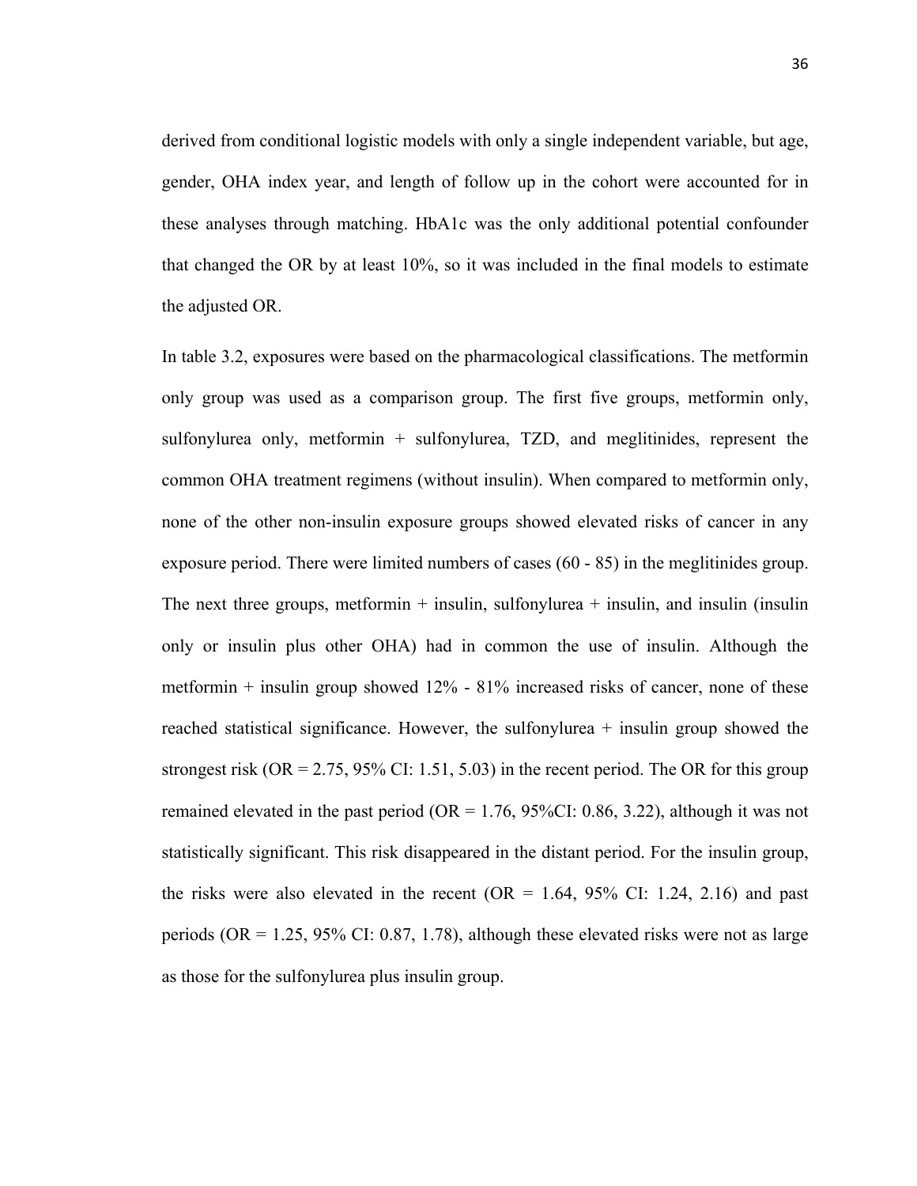derived from conditional logistic models with only a single independent variable, but age, gender, OHA index year, and length of follow up in the cohort were accounted for in these analyses through matching. HbA1c was the only additional potential confounder that changed the OR by at least 10%, so it was included in the final models to estimate the adjusted OR.

In table 3.2, exposures were based on the pharmacological classifications. The metformin only group was used as a comparison group. The first five groups, metformin only, sulfonylurea only, metformin + sulfonylurea, TZD, and meglitinides, represent the common OHA treatment regimens (without insulin). When compared to metformin only, none of the other non-insulin exposure groups showed elevated risks of cancer in any exposure period. There were limited numbers of cases (60 - 85) in the meglitinides group. The next three groups, metformin + insulin, sulfonylurea + insulin, and insulin (insulin only or insulin plus other OHA) had in common the use of insulin. Although the metformin + insulin group showed 12% - 81% increased risks of cancer, none of these reached statistical significance. However, the sulfonylurea + insulin group showed the strongest risk (OR = 2.75, 95% CI: 1.51, 5.03) in the recent period. The OR for this group remained elevated in the past period (OR = 1.76, 95%CI: 0.86, 3.22), although it was not statistically significant. This risk disappeared in the distant period. For the insulin group, the risks were also elevated in the recent (OR = 1.64, 95% CI: 1.24, 2.16) and past periods (OR = 1.25, 95% CI: 0.87, 1.78), although these elevated risks were not as large as those for the sulfonylurea plus insulin group.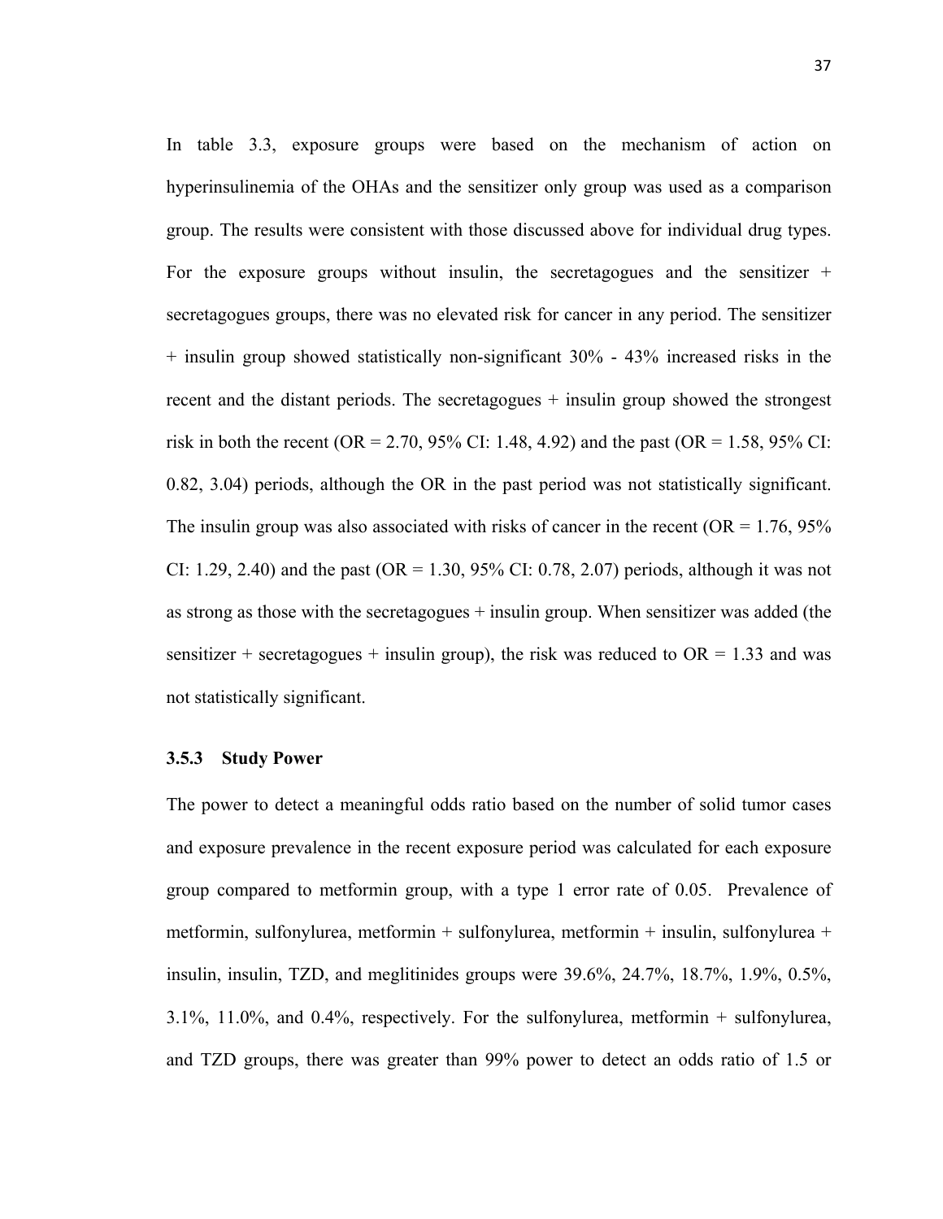In table 3.3, exposure groups were based on the mechanism of action on hyperinsulinemia of the OHAs and the sensitizer only group was used as a comparison group. The results were consistent with those discussed above for individual drug types. For the exposure groups without insulin, the secretagogues and the sensitizer + secretagogues groups, there was no elevated risk for cancer in any period. The sensitizer + insulin group showed statistically non-significant 30% - 43% increased risks in the recent and the distant periods. The secretagogues + insulin group showed the strongest risk in both the recent (OR = 2.70, 95% CI: 1.48, 4.92) and the past (OR = 1.58, 95% CI: 0.82, 3.04) periods, although the OR in the past period was not statistically significant. The insulin group was also associated with risks of cancer in the recent (OR = 1.76, 95% CI: 1.29, 2.40) and the past (OR = 1.30, 95% CI: 0.78, 2.07) periods, although it was not as strong as those with the secretagogues + insulin group. When sensitizer was added (the sensitizer + secretagogues + insulin group), the risk was reduced to OR = 1.33 and was not statistically significant.

### 3.5.3 Study Power

The power to detect a meaningful odds ratio based on the number of solid tumor cases and exposure prevalence in the recent exposure period was calculated for each exposure group compared to metformin group, with a type 1 error rate of 0.05. Prevalence of metformin, sulfonylurea, metformin + sulfonylurea, metformin + insulin, sulfonylurea + insulin, insulin, TZD, and meglitinides groups were 39.6%, 24.7%, 18.7%, 1.9%, 0.5%, 3.1%, 11.0%, and 0.4%, respectively. For the sulfonylurea, metformin + sulfonylurea, and TZD groups, there was greater than 99% power to detect an odds ratio of 1.5 or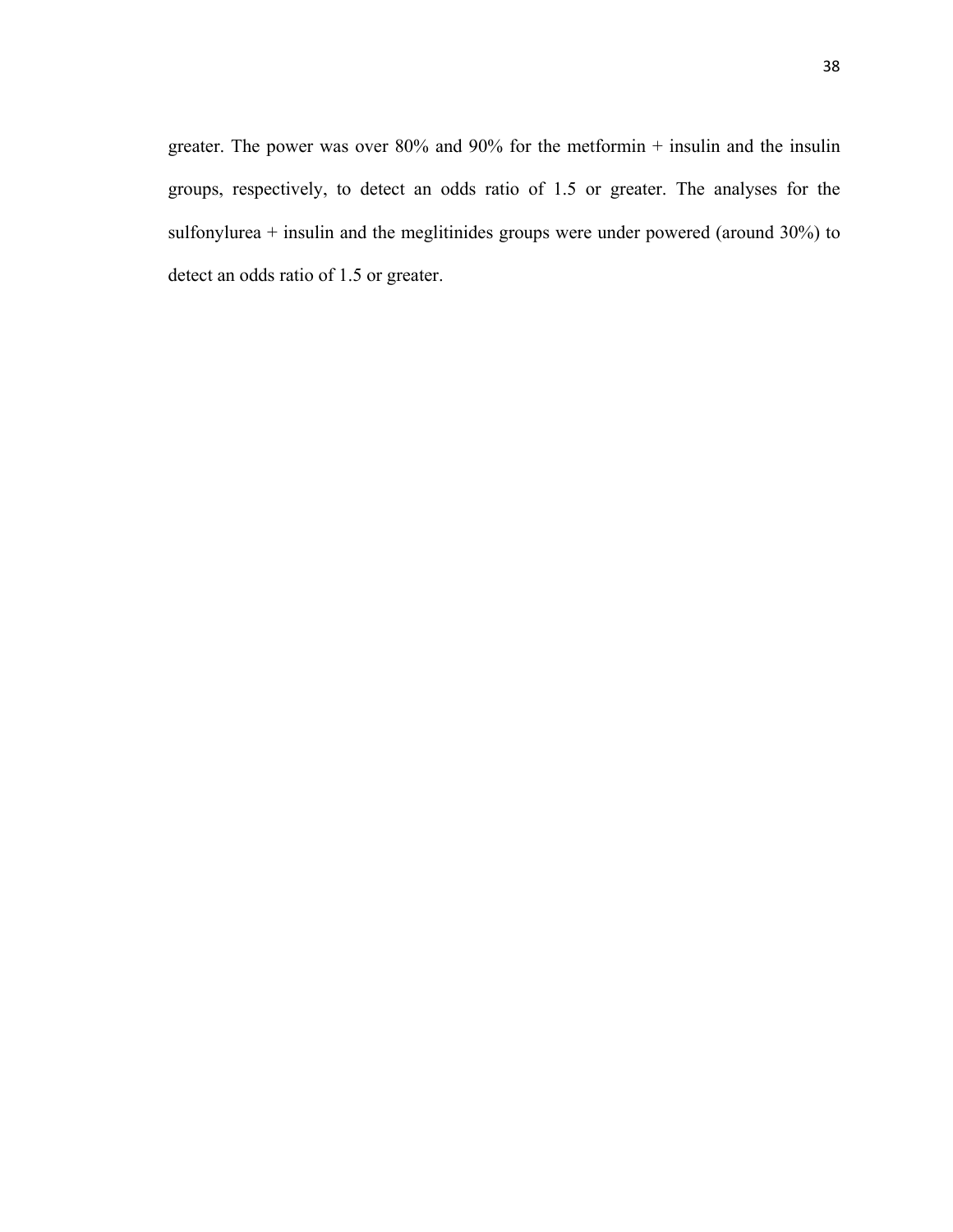greater. The power was over 80% and 90% for the metformin + insulin and the insulin groups, respectively, to detect an odds ratio of 1.5 or greater. The analyses for the sulfonylurea + insulin and the meglitinides groups were under powered (around 30%) to detect an odds ratio of 1.5 or greater.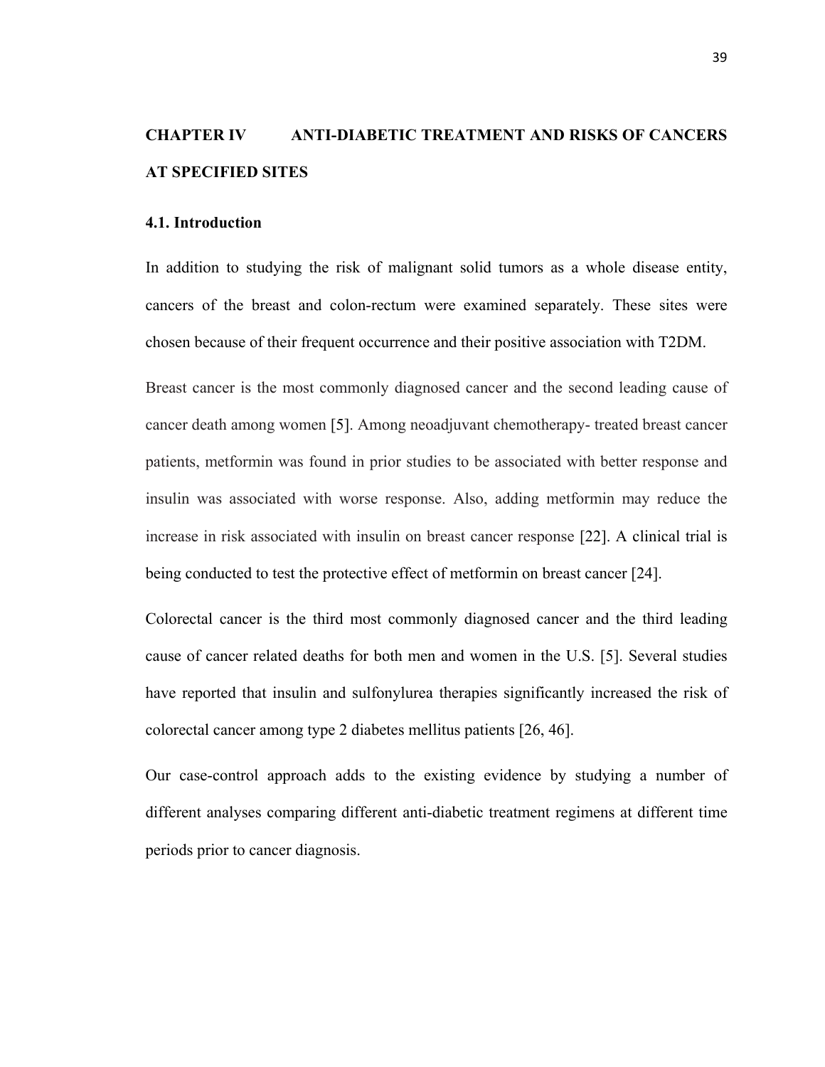# CHAPTER IV ANTI-DIABETIC TREATMENT AND RISKS OF CANCERS AT SPECIFIED SITES

## 4.1. Introduction

In addition to studying the risk of malignant solid tumors as a whole disease entity, cancers of the breast and colon-rectum were examined separately. These sites were chosen because of their frequent occurrence and their positive association with T2DM.

Breast cancer is the most commonly diagnosed cancer and the second leading cause of cancer death among women [5]. Among neoadjuvant chemotherapy- treated breast cancer patients, metformin was found in prior studies to be associated with better response and insulin was associated with worse response. Also, adding metformin may reduce the increase in risk associated with insulin on breast cancer response [22]. A clinical trial is being conducted to test the protective effect of metformin on breast cancer [24].

Colorectal cancer is the third most commonly diagnosed cancer and the third leading cause of cancer related deaths for both men and women in the U.S. [5]. Several studies have reported that insulin and sulfonylurea therapies significantly increased the risk of colorectal cancer among type 2 diabetes mellitus patients [26, 46].

Our case-control approach adds to the existing evidence by studying a number of different analyses comparing different anti-diabetic treatment regimens at different time periods prior to cancer diagnosis.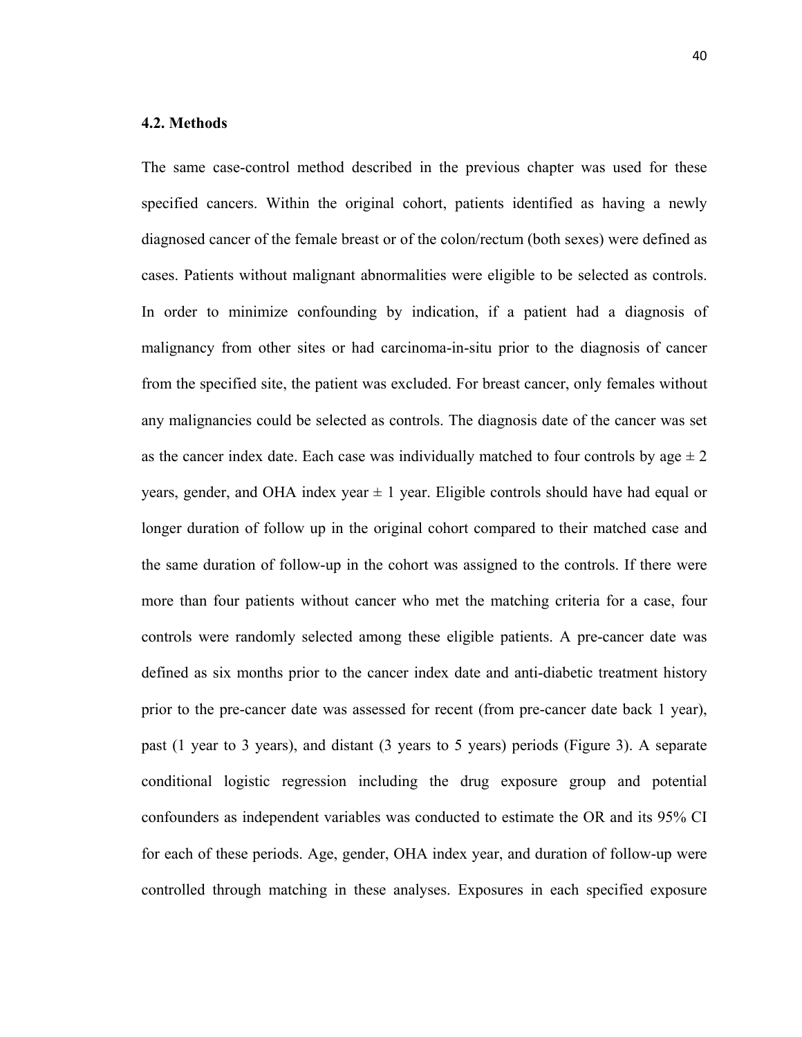### 4.2. Methods

The same case-control method described in the previous chapter was used for these specified cancers. Within the original cohort, patients identified as having a newly diagnosed cancer of the female breast or of the colon/rectum (both sexes) were defined as cases. Patients without malignant abnormalities were eligible to be selected as controls. In order to minimize confounding by indication, if a patient had a diagnosis of malignancy from other sites or had carcinoma-in-situ prior to the diagnosis of cancer from the specified site, the patient was excluded. For breast cancer, only females without any malignancies could be selected as controls. The diagnosis date of the cancer was set as the cancer index date. Each case was individually matched to four controls by age ± 2 years, gender, and OHA index year ± 1 year. Eligible controls should have had equal or longer duration of follow up in the original cohort compared to their matched case and the same duration of follow-up in the cohort was assigned to the controls. If there were more than four patients without cancer who met the matching criteria for a case, four controls were randomly selected among these eligible patients. A pre-cancer date was defined as six months prior to the cancer index date and anti-diabetic treatment history prior to the pre-cancer date was assessed for recent (from pre-cancer date back 1 year), past (1 year to 3 years), and distant (3 years to 5 years) periods (Figure 3). A separate conditional logistic regression including the drug exposure group and potential confounders as independent variables was conducted to estimate the OR and its 95% CI for each of these periods. Age, gender, OHA index year, and duration of follow-up were controlled through matching in these analyses. Exposures in each specified exposure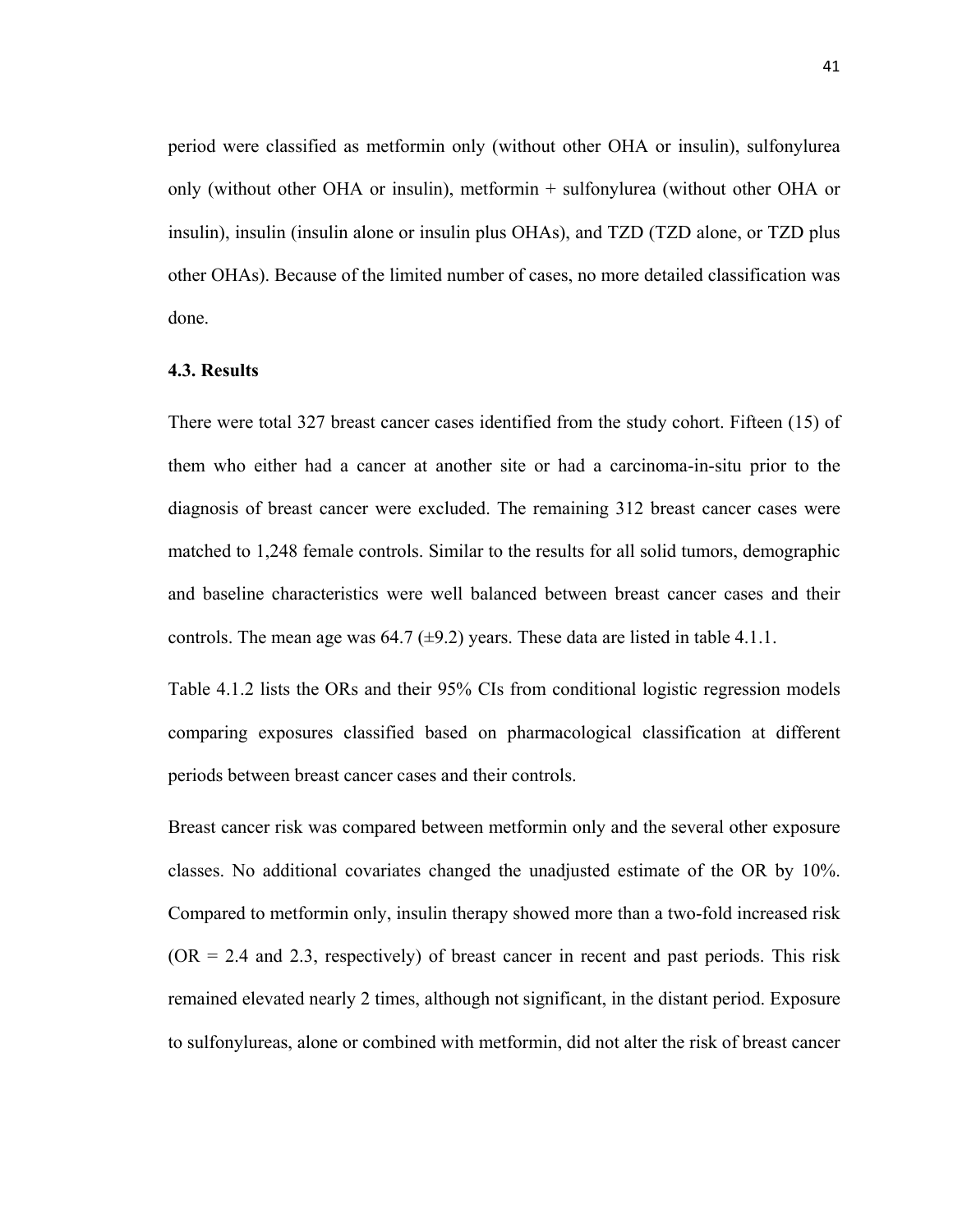period were classified as metformin only (without other OHA or insulin), sulfonylurea only (without other OHA or insulin), metformin + sulfonylurea (without other OHA or insulin), insulin (insulin alone or insulin plus OHAs), and TZD (TZD alone, or TZD plus other OHAs). Because of the limited number of cases, no more detailed classification was done.

### 4.3. Results

There were total 327 breast cancer cases identified from the study cohort. Fifteen (15) of them who either had a cancer at another site or had a carcinoma-in-situ prior to the diagnosis of breast cancer were excluded. The remaining 312 breast cancer cases were matched to 1,248 female controls. Similar to the results for all solid tumors, demographic and baseline characteristics were well balanced between breast cancer cases and their controls. The mean age was 64.7 (±9.2) years. These data are listed in table 4.1.1.

Table 4.1.2 lists the ORs and their 95% CIs from conditional logistic regression models comparing exposures classified based on pharmacological classification at different periods between breast cancer cases and their controls.

Breast cancer risk was compared between metformin only and the several other exposure classes. No additional covariates changed the unadjusted estimate of the OR by 10%. Compared to metformin only, insulin therapy showed more than a two-fold increased risk (OR = 2.4 and 2.3, respectively) of breast cancer in recent and past periods. This risk remained elevated nearly 2 times, although not significant, in the distant period. Exposure to sulfonylureas, alone or combined with metformin, did not alter the risk of breast cancer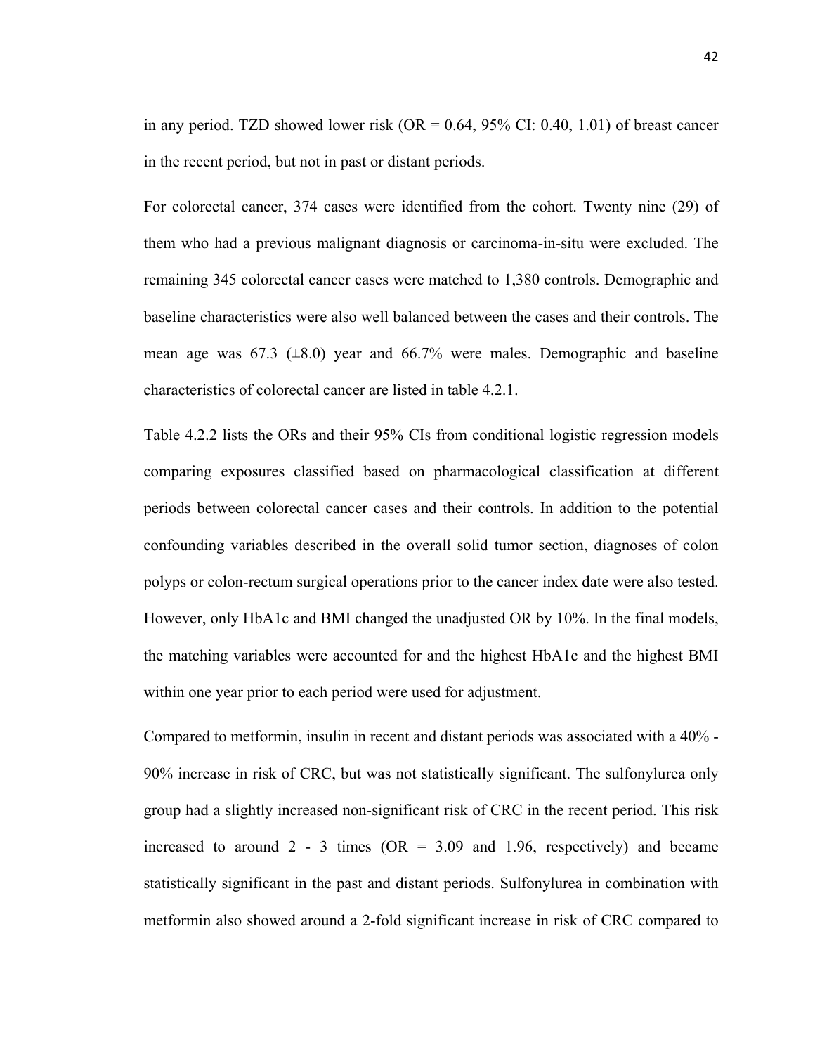in any period. TZD showed lower risk (OR = 0.64, 95% CI: 0.40, 1.01) of breast cancer in the recent period, but not in past or distant periods.

For colorectal cancer, 374 cases were identified from the cohort. Twenty nine (29) of them who had a previous malignant diagnosis or carcinoma-in-situ were excluded. The remaining 345 colorectal cancer cases were matched to 1,380 controls. Demographic and baseline characteristics were also well balanced between the cases and their controls. The mean age was 67.3 (±8.0) year and 66.7% were males. Demographic and baseline characteristics of colorectal cancer are listed in table 4.2.1.

Table 4.2.2 lists the ORs and their 95% CIs from conditional logistic regression models comparing exposures classified based on pharmacological classification at different periods between colorectal cancer cases and their controls. In addition to the potential confounding variables described in the overall solid tumor section, diagnoses of colon polyps or colon-rectum surgical operations prior to the cancer index date were also tested. However, only HbA1c and BMI changed the unadjusted OR by 10%. In the final models, the matching variables were accounted for and the highest HbA1c and the highest BMI within one year prior to each period were used for adjustment.

Compared to metformin, insulin in recent and distant periods was associated with a 40% - 90% increase in risk of CRC, but was not statistically significant. The sulfonylurea only group had a slightly increased non-significant risk of CRC in the recent period. This risk increased to around 2 - 3 times (OR = 3.09 and 1.96, respectively) and became statistically significant in the past and distant periods. Sulfonylurea in combination with metformin also showed around a 2-fold significant increase in risk of CRC compared to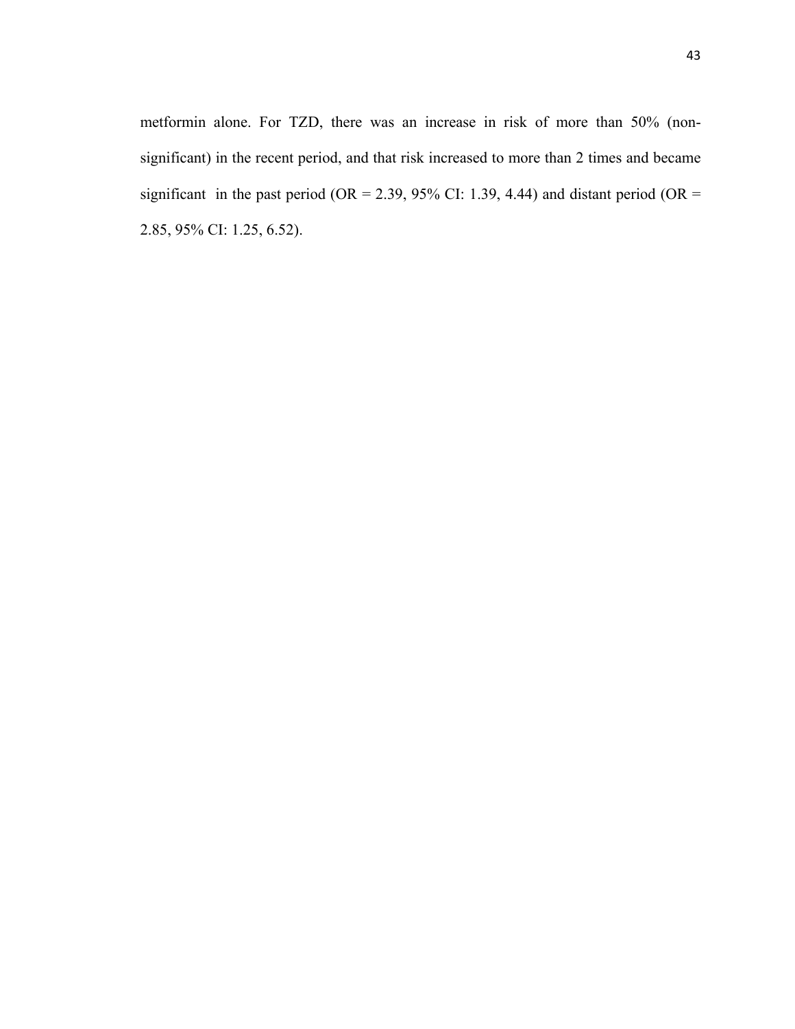metformin alone. For TZD, there was an increase in risk of more than 50% (non-significant) in the recent period, and that risk increased to more than 2 times and became significant in the past period (OR = 2.39, 95% CI: 1.39, 4.44) and distant period (OR = 2.85, 95% CI: 1.25, 6.52).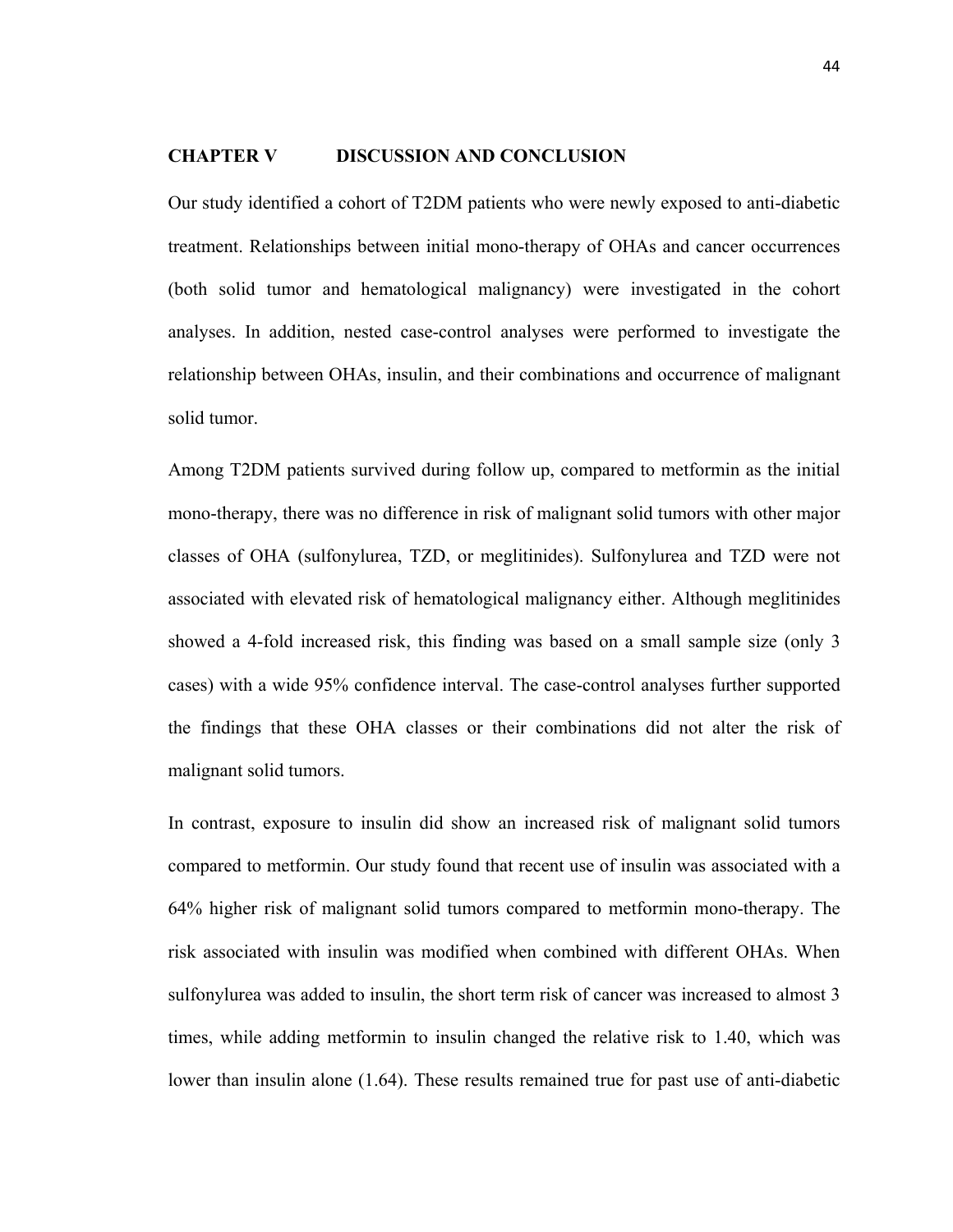# CHAPTER V DISCUSSION AND CONCLUSION

Our study identified a cohort of T2DM patients who were newly exposed to anti-diabetic treatment. Relationships between initial mono-therapy of OHAs and cancer occurrences (both solid tumor and hematological malignancy) were investigated in the cohort analyses. In addition, nested case-control analyses were performed to investigate the relationship between OHAs, insulin, and their combinations and occurrence of malignant solid tumor.

Among T2DM patients survived during follow up, compared to metformin as the initial mono-therapy, there was no difference in risk of malignant solid tumors with other major classes of OHA (sulfonylurea, TZD, or meglitinides). Sulfonylurea and TZD were not associated with elevated risk of hematological malignancy either. Although meglitinides showed a 4-fold increased risk, this finding was based on a small sample size (only 3 cases) with a wide 95% confidence interval. The case-control analyses further supported the findings that these OHA classes or their combinations did not alter the risk of malignant solid tumors.

In contrast, exposure to insulin did show an increased risk of malignant solid tumors compared to metformin. Our study found that recent use of insulin was associated with a 64% higher risk of malignant solid tumors compared to metformin mono-therapy. The risk associated with insulin was modified when combined with different OHAs. When sulfonylurea was added to insulin, the short term risk of cancer was increased to almost 3 times, while adding metformin to insulin changed the relative risk to 1.40, which was lower than insulin alone (1.64). These results remained true for past use of anti-diabetic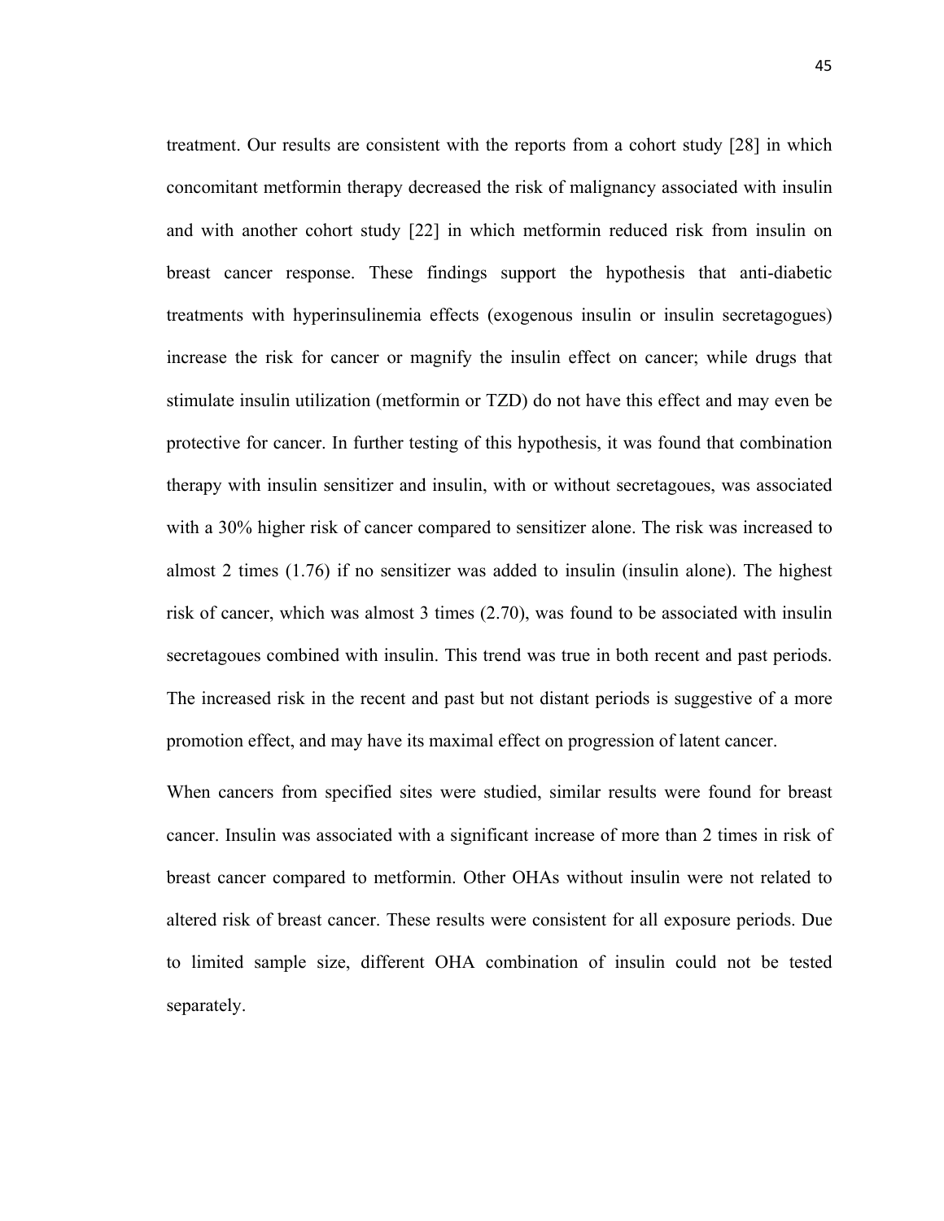treatment. Our results are consistent with the reports from a cohort study [28] in which concomitant metformin therapy decreased the risk of malignancy associated with insulin and with another cohort study [22] in which metformin reduced risk from insulin on breast cancer response. These findings support the hypothesis that anti-diabetic treatments with hyperinsulinemia effects (exogenous insulin or insulin secretagogues) increase the risk for cancer or magnify the insulin effect on cancer; while drugs that stimulate insulin utilization (metformin or TZD) do not have this effect and may even be protective for cancer. In further testing of this hypothesis, it was found that combination therapy with insulin sensitizer and insulin, with or without secretagoues, was associated with a 30% higher risk of cancer compared to sensitizer alone. The risk was increased to almost 2 times (1.76) if no sensitizer was added to insulin (insulin alone). The highest risk of cancer, which was almost 3 times (2.70), was found to be associated with insulin secretagoues combined with insulin. This trend was true in both recent and past periods. The increased risk in the recent and past but not distant periods is suggestive of a more promotion effect, and may have its maximal effect on progression of latent cancer.

When cancers from specified sites were studied, similar results were found for breast cancer. Insulin was associated with a significant increase of more than 2 times in risk of breast cancer compared to metformin. Other OHAs without insulin were not related to altered risk of breast cancer. These results were consistent for all exposure periods. Due to limited sample size, different OHA combination of insulin could not be tested separately.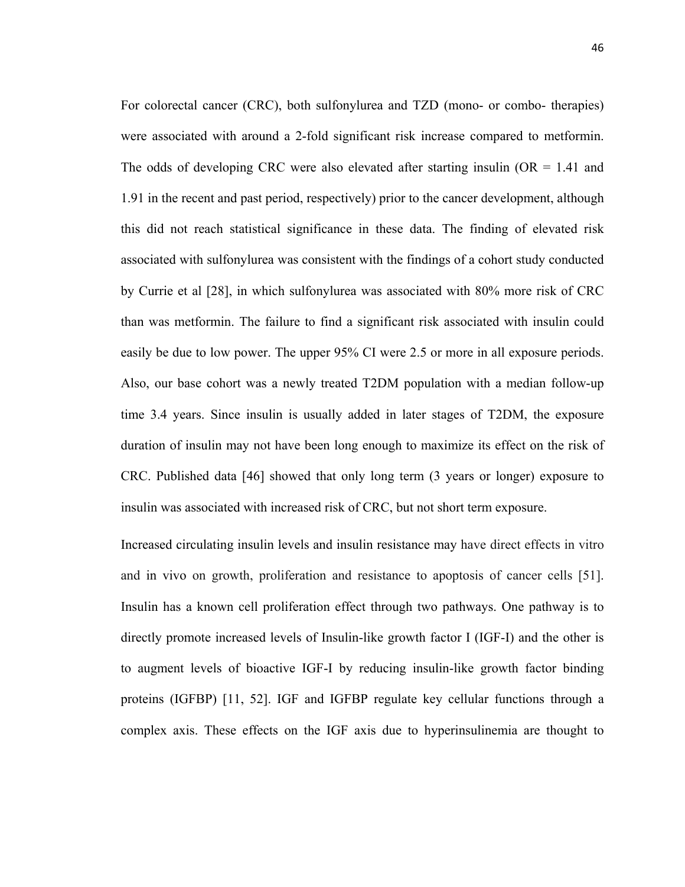For colorectal cancer (CRC), both sulfonylurea and TZD (mono- or combo- therapies) were associated with around a 2-fold significant risk increase compared to metformin. The odds of developing CRC were also elevated after starting insulin (OR = 1.41 and 1.91 in the recent and past period, respectively) prior to the cancer development, although this did not reach statistical significance in these data. The finding of elevated risk associated with sulfonylurea was consistent with the findings of a cohort study conducted by Currie et al [28], in which sulfonylurea was associated with 80% more risk of CRC than was metformin. The failure to find a significant risk associated with insulin could easily be due to low power. The upper 95% CI were 2.5 or more in all exposure periods. Also, our base cohort was a newly treated T2DM population with a median follow-up time 3.4 years. Since insulin is usually added in later stages of T2DM, the exposure duration of insulin may not have been long enough to maximize its effect on the risk of CRC. Published data [46] showed that only long term (3 years or longer) exposure to insulin was associated with increased risk of CRC, but not short term exposure.

Increased circulating insulin levels and insulin resistance may have direct effects in vitro and in vivo on growth, proliferation and resistance to apoptosis of cancer cells [51]. Insulin has a known cell proliferation effect through two pathways. One pathway is to directly promote increased levels of Insulin-like growth factor I (IGF-I) and the other is to augment levels of bioactive IGF-I by reducing insulin-like growth factor binding proteins (IGFBP) [11, 52]. IGF and IGFBP regulate key cellular functions through a complex axis. These effects on the IGF axis due to hyperinsulinemia are thought to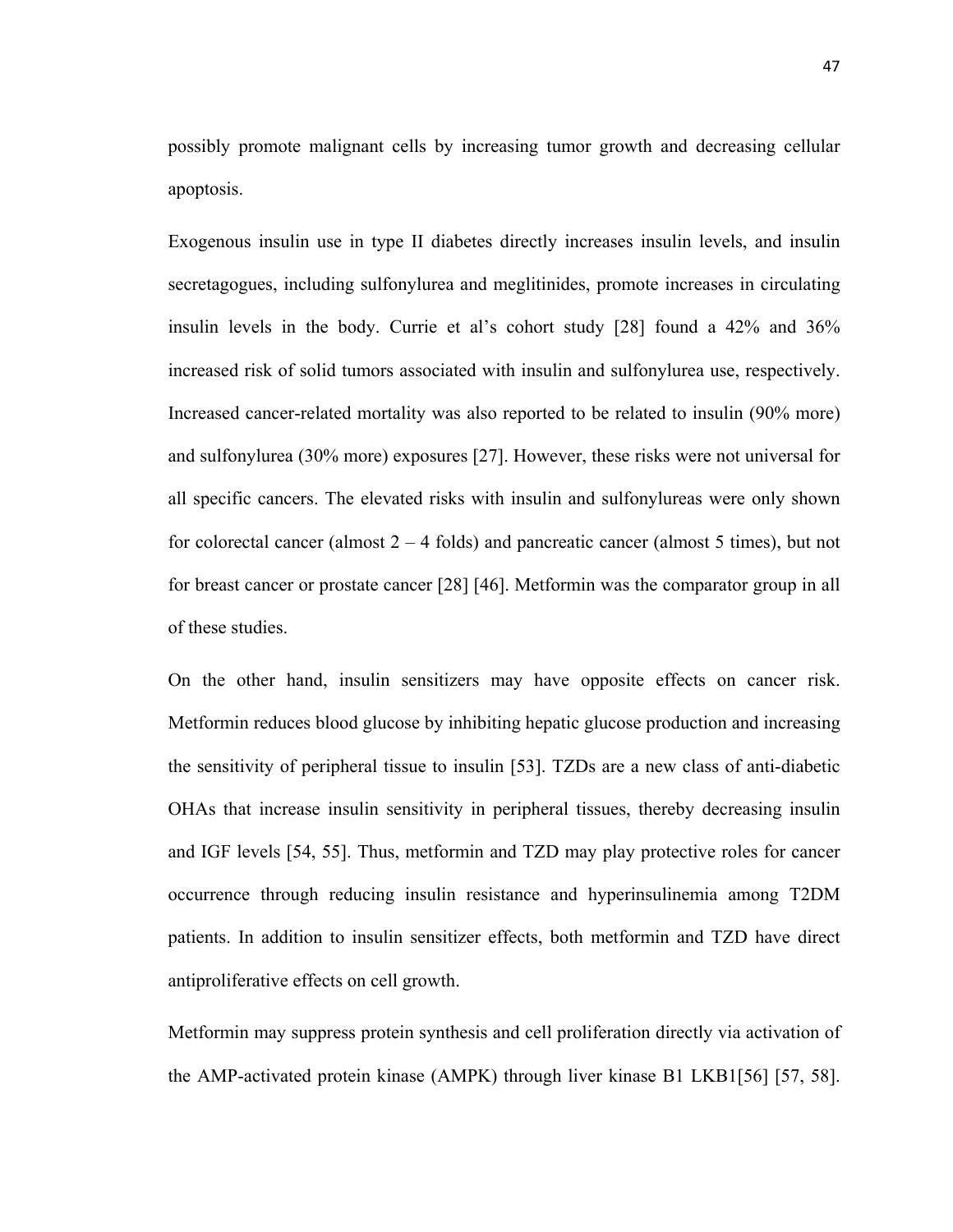possibly promote malignant cells by increasing tumor growth and decreasing cellular apoptosis.

Exogenous insulin use in type II diabetes directly increases insulin levels, and insulin secretagogues, including sulfonylurea and meglitinides, promote increases in circulating insulin levels in the body. Currie et al's cohort study [28] found a 42% and 36% increased risk of solid tumors associated with insulin and sulfonylurea use, respectively. Increased cancer-related mortality was also reported to be related to insulin (90% more) and sulfonylurea (30% more) exposures [27]. However, these risks were not universal for all specific cancers. The elevated risks with insulin and sulfonylureas were only shown for colorectal cancer (almost 2 – 4 folds) and pancreatic cancer (almost 5 times), but not for breast cancer or prostate cancer [28] [46]. Metformin was the comparator group in all of these studies.

On the other hand, insulin sensitizers may have opposite effects on cancer risk. Metformin reduces blood glucose by inhibiting hepatic glucose production and increasing the sensitivity of peripheral tissue to insulin [53]. TZDs are a new class of anti-diabetic OHAs that increase insulin sensitivity in peripheral tissues, thereby decreasing insulin and IGF levels [54, 55]. Thus, metformin and TZD may play protective roles for cancer occurrence through reducing insulin resistance and hyperinsulinemia among T2DM patients. In addition to insulin sensitizer effects, both metformin and TZD have direct antiproliferative effects on cell growth.

Metformin may suppress protein synthesis and cell proliferation directly via activation of the AMP-activated protein kinase (AMPK) through liver kinase B1 LKB1[56] [57, 58].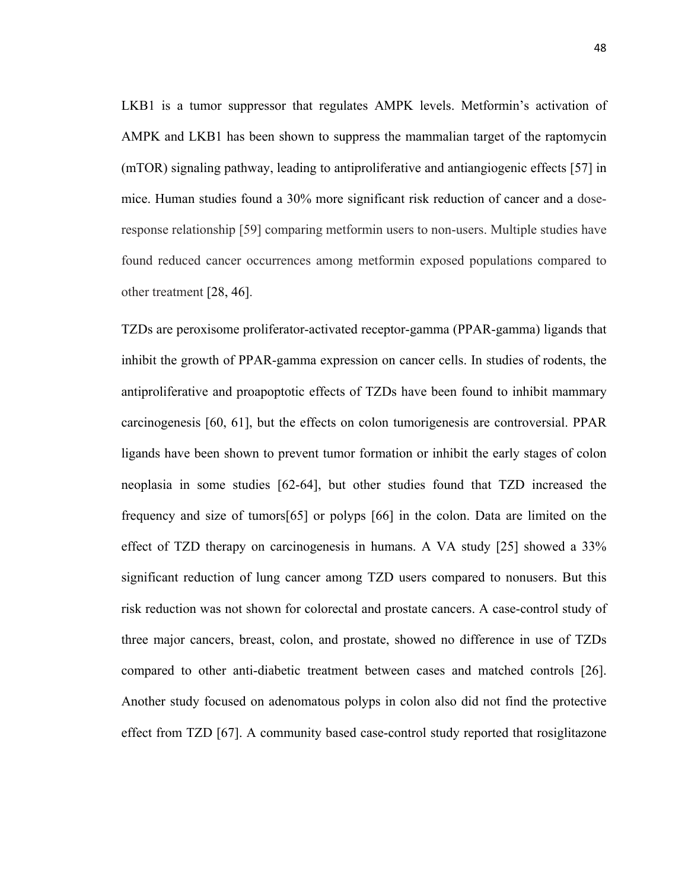LKB1 is a tumor suppressor that regulates AMPK levels. Metformin's activation of AMPK and LKB1 has been shown to suppress the mammalian target of the raptomycin (mTOR) signaling pathway, leading to antiproliferative and antiangiogenic effects [57] in mice. Human studies found a 30% more significant risk reduction of cancer and a dose-response relationship [59] comparing metformin users to non-users. Multiple studies have found reduced cancer occurrences among metformin exposed populations compared to other treatment [28, 46].

TZDs are peroxisome proliferator-activated receptor-gamma (PPAR-gamma) ligands that inhibit the growth of PPAR-gamma expression on cancer cells. In studies of rodents, the antiproliferative and proapoptotic effects of TZDs have been found to inhibit mammary carcinogenesis [60, 61], but the effects on colon tumorigenesis are controversial. PPAR ligands have been shown to prevent tumor formation or inhibit the early stages of colon neoplasia in some studies [62-64], but other studies found that TZD increased the frequency and size of tumors[65] or polyps [66] in the colon. Data are limited on the effect of TZD therapy on carcinogenesis in humans. A VA study [25] showed a 33% significant reduction of lung cancer among TZD users compared to nonusers. But this risk reduction was not shown for colorectal and prostate cancers. A case-control study of three major cancers, breast, colon, and prostate, showed no difference in use of TZDs compared to other anti-diabetic treatment between cases and matched controls [26]. Another study focused on adenomatous polyps in colon also did not find the protective effect from TZD [67]. A community based case-control study reported that rosiglitazone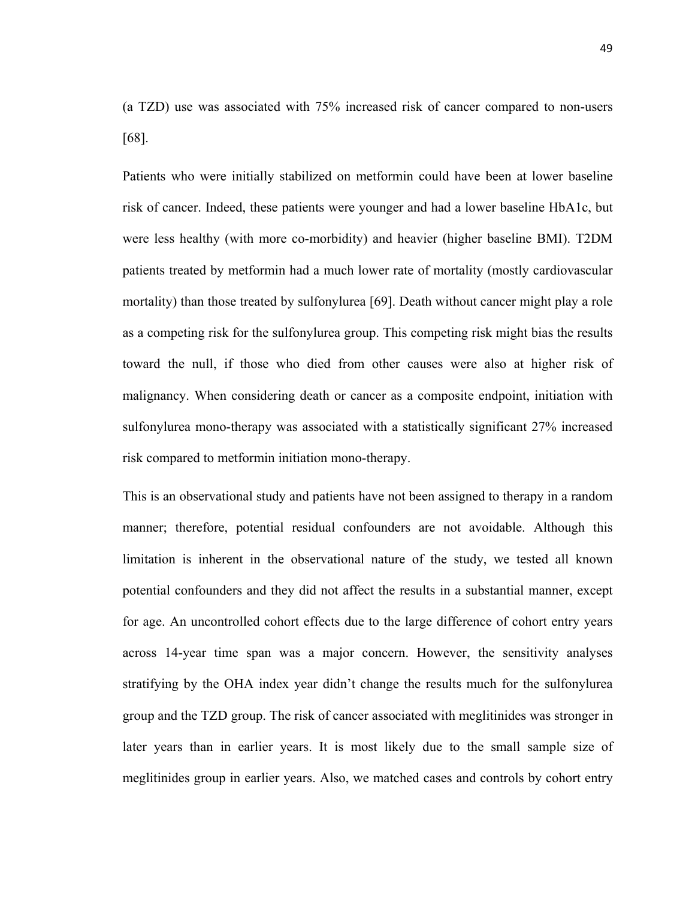(a TZD) use was associated with 75% increased risk of cancer compared to non-users [68].

Patients who were initially stabilized on metformin could have been at lower baseline risk of cancer. Indeed, these patients were younger and had a lower baseline HbA1c, but were less healthy (with more co-morbidity) and heavier (higher baseline BMI). T2DM patients treated by metformin had a much lower rate of mortality (mostly cardiovascular mortality) than those treated by sulfonylurea [69]. Death without cancer might play a role as a competing risk for the sulfonylurea group. This competing risk might bias the results toward the null, if those who died from other causes were also at higher risk of malignancy. When considering death or cancer as a composite endpoint, initiation with sulfonylurea mono-therapy was associated with a statistically significant 27% increased risk compared to metformin initiation mono-therapy.

This is an observational study and patients have not been assigned to therapy in a random manner; therefore, potential residual confounders are not avoidable. Although this limitation is inherent in the observational nature of the study, we tested all known potential confounders and they did not affect the results in a substantial manner, except for age. An uncontrolled cohort effects due to the large difference of cohort entry years across 14-year time span was a major concern. However, the sensitivity analyses stratifying by the OHA index year didn't change the results much for the sulfonylurea group and the TZD group. The risk of cancer associated with meglitinides was stronger in later years than in earlier years. It is most likely due to the small sample size of meglitinides group in earlier years. Also, we matched cases and controls by cohort entry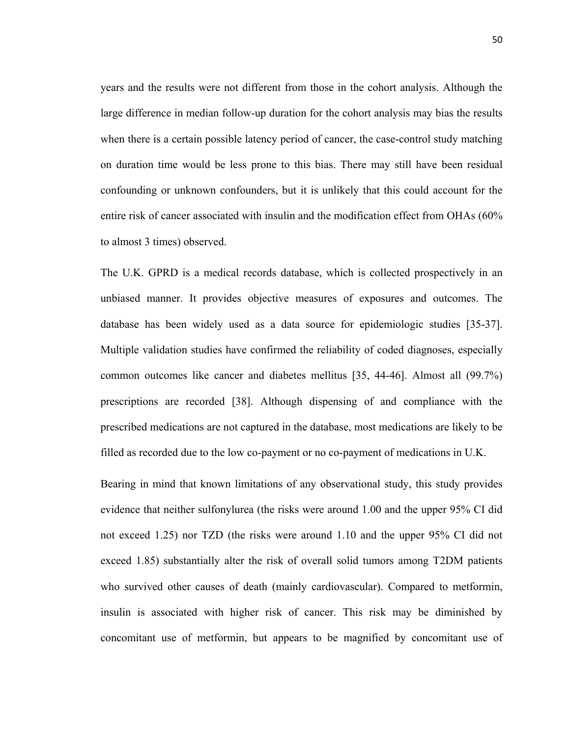years and the results were not different from those in the cohort analysis. Although the large difference in median follow-up duration for the cohort analysis may bias the results when there is a certain possible latency period of cancer, the case-control study matching on duration time would be less prone to this bias. There may still have been residual confounding or unknown confounders, but it is unlikely that this could account for the entire risk of cancer associated with insulin and the modification effect from OHAs (60% to almost 3 times) observed.

The U.K. GPRD is a medical records database, which is collected prospectively in an unbiased manner. It provides objective measures of exposures and outcomes. The database has been widely used as a data source for epidemiologic studies [35-37]. Multiple validation studies have confirmed the reliability of coded diagnoses, especially common outcomes like cancer and diabetes mellitus [35, 44-46]. Almost all (99.7%) prescriptions are recorded [38]. Although dispensing of and compliance with the prescribed medications are not captured in the database, most medications are likely to be filled as recorded due to the low co-payment or no co-payment of medications in U.K.

Bearing in mind that known limitations of any observational study, this study provides evidence that neither sulfonylurea (the risks were around 1.00 and the upper 95% CI did not exceed 1.25) nor TZD (the risks were around 1.10 and the upper 95% CI did not exceed 1.85) substantially alter the risk of overall solid tumors among T2DM patients who survived other causes of death (mainly cardiovascular). Compared to metformin, insulin is associated with higher risk of cancer. This risk may be diminished by concomitant use of metformin, but appears to be magnified by concomitant use of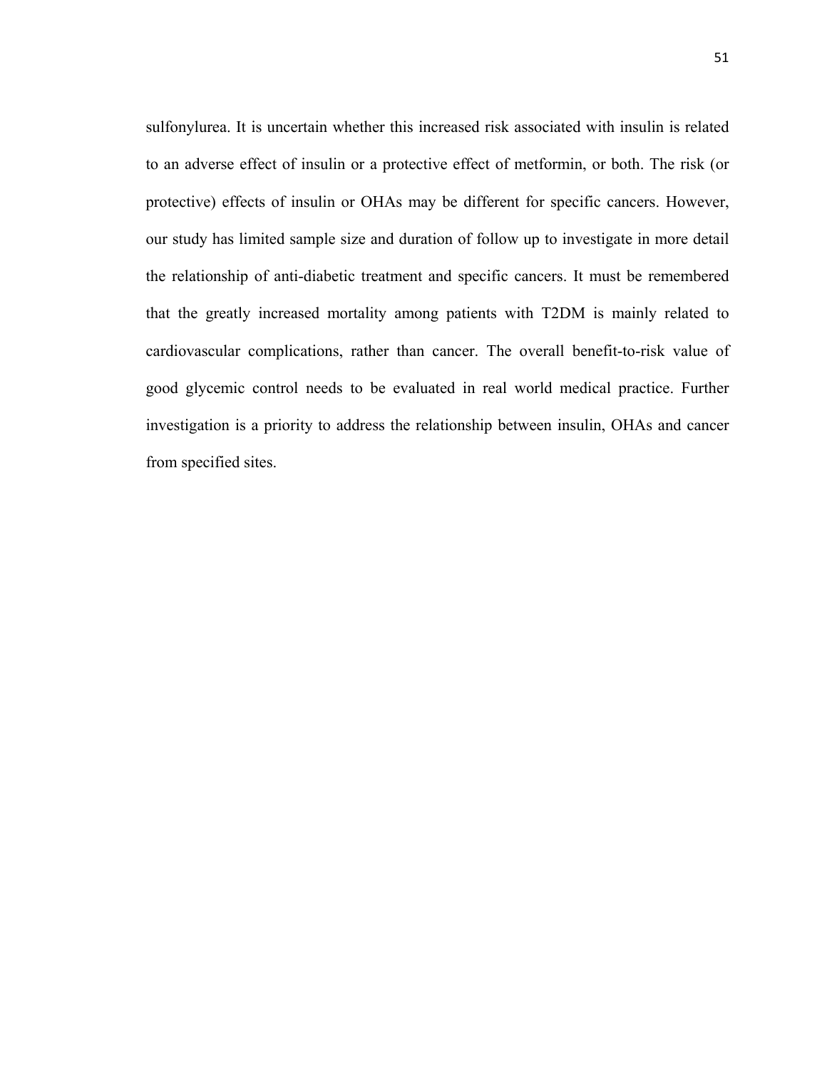sulfonylurea. It is uncertain whether this increased risk associated with insulin is related to an adverse effect of insulin or a protective effect of metformin, or both. The risk (or protective) effects of insulin or OHAs may be different for specific cancers. However, our study has limited sample size and duration of follow up to investigate in more detail the relationship of anti-diabetic treatment and specific cancers. It must be remembered that the greatly increased mortality among patients with T2DM is mainly related to cardiovascular complications, rather than cancer. The overall benefit-to-risk value of good glycemic control needs to be evaluated in real world medical practice. Further investigation is a priority to address the relationship between insulin, OHAs and cancer from specified sites.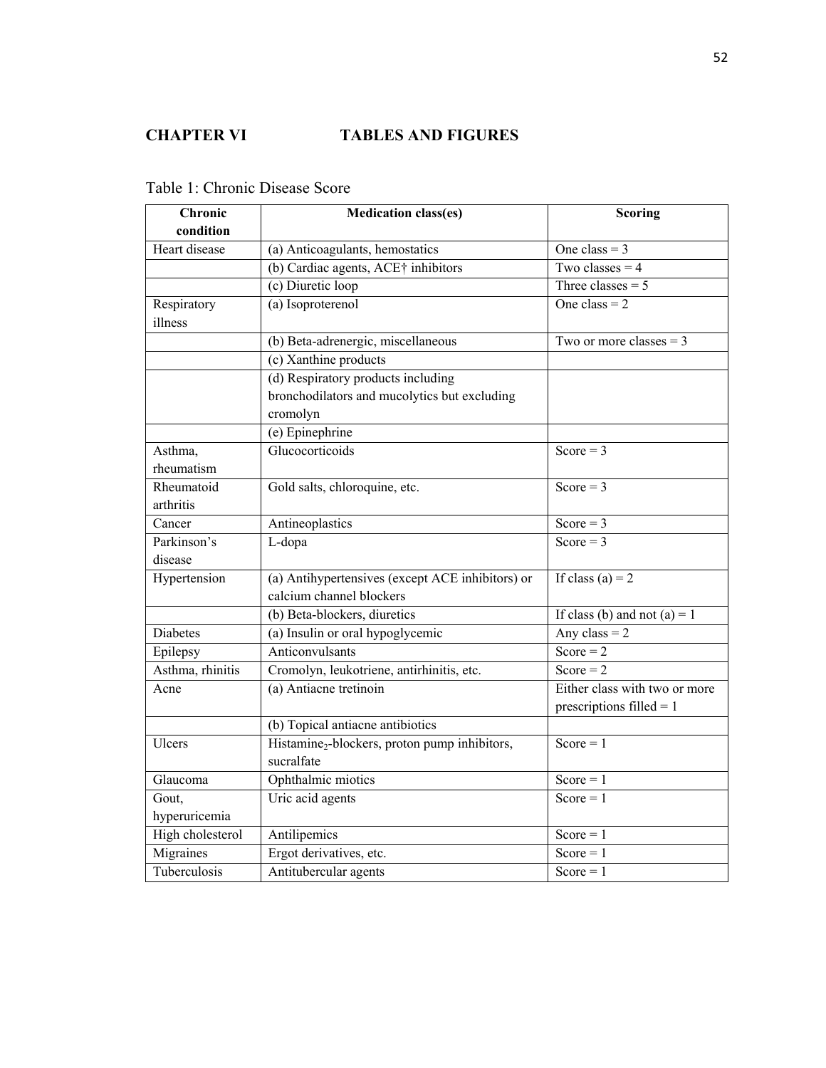# CHAPTER VI TABLES AND FIGURES

Table 1: Chronic Disease Score

| Chronic condition | Medication class(es) | Scoring |
|---|---|---|
| Heart disease | (a) Anticoagulants, hemostatics | One class = 3 |
| | (b) Cardiac agents, ACE† inhibitors | Two classes = 4 |
| | (c) Diuretic loop | Three classes = 5 |
| Respiratory illness | (a) Isoproterenol | One class = 2 |
| | (b) Beta-adrenergic, miscellaneous | Two or more classes = 3 |
| | (c) Xanthine products | |
| | (d) Respiratory products including bronchodilators and mucolytics but excluding cromolyn | |
| | (e) Epinephrine | |
| Asthma, rheumatism | Glucocorticoids | Score = 3 |
| Rheumatoid arthritis | Gold salts, chloroquine, etc. | Score = 3 |
| Cancer | Antineoplastics | Score = 3 |
| Parkinson's disease | L-dopa | Score = 3 |
| Hypertension | (a) Antihypertensives (except ACE inhibitors) or calcium channel blockers | If class (a) = 2 |
| | (b) Beta-blockers, diuretics | If class (b) and not (a) = 1 |
| Diabetes | (a) Insulin or oral hypoglycemic | Any class = 2 |
| Epilepsy | Anticonvulsants | Score = 2 |
| Asthma, rhinitis | Cromolyn, leukotriene, antirhinitis, etc. | Score = 2 |
| Acne | (a) Antiacne tretinoin | Either class with two or more prescriptions filled = 1 |
| | (b) Topical antiacne antibiotics | |
| Ulcers | Histamine$_2$-blockers, proton pump inhibitors, sucralfate | Score = 1 |
| Glaucoma | Ophthalmic miotics | Score = 1 |
| Gout, hyperuricemia | Uric acid agents | Score = 1 |
| High cholesterol | Antilipemics | Score = 1 |
| Migraines | Ergot derivatives, etc. | Score = 1 |
| Tuberculosis | Antitubercular agents | Score = 1 |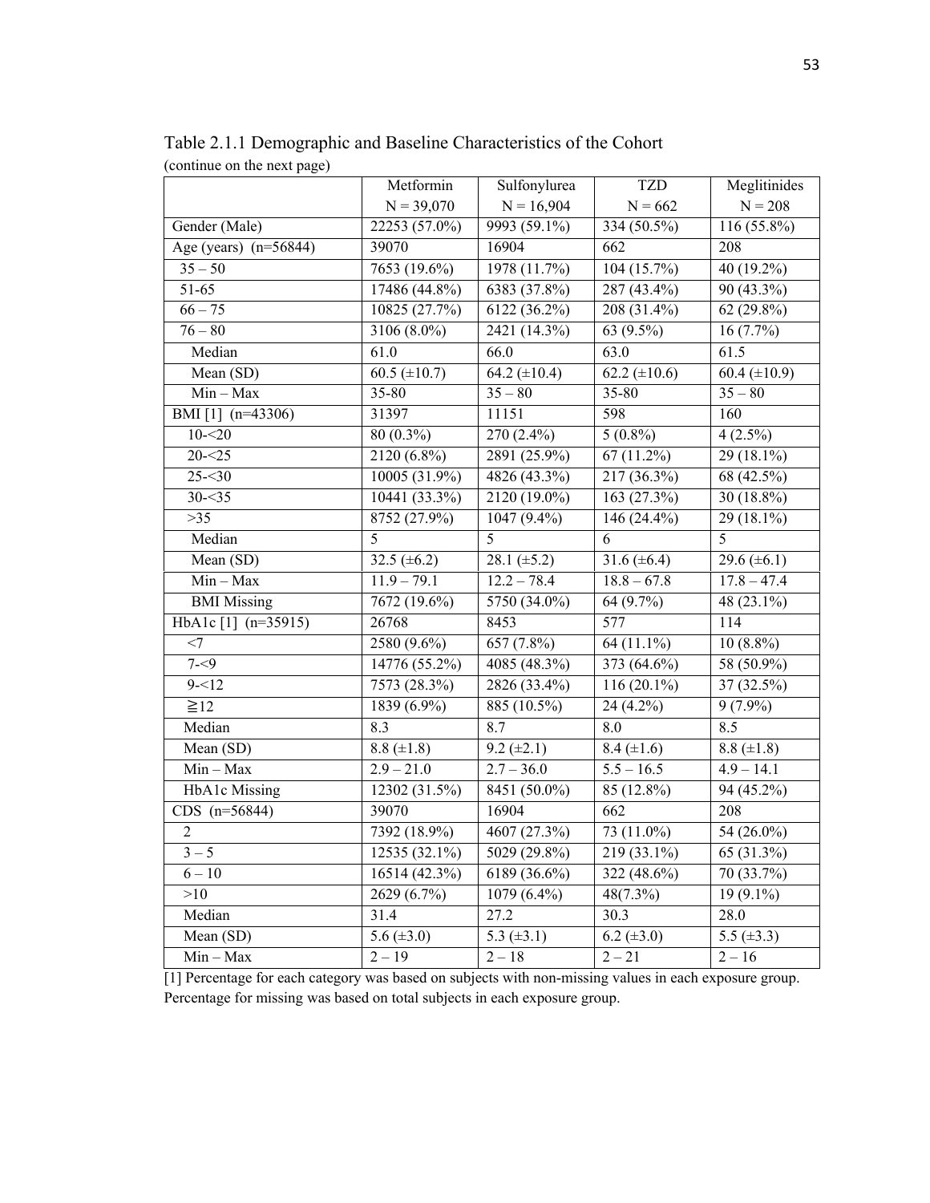Table 2.1.1 Demographic and Baseline Characteristics of the Cohort
(continue on the next page)

| | Metformin N = 39,070 | Sulfonylurea N = 16,904 | TZD N = 662 | Meglitinides N = 208 |
|---|---|---|---|---|
| Gender (Male) | 22253 (57.0%) | 9993 (59.1%) | 334 (50.5%) | 116 (55.8%) |
| Age (years) (n=56844) | 39070 | 16904 | 662 | 208 |
| 35 – 50 | 7653 (19.6%) | 1978 (11.7%) | 104 (15.7%) | 40 (19.2%) |
| 51-65 | 17486 (44.8%) | 6383 (37.8%) | 287 (43.4%) | 90 (43.3%) |
| 66 – 75 | 10825 (27.7%) | 6122 (36.2%) | 208 (31.4%) | 62 (29.8%) |
| 76 – 80 | 3106 (8.0%) | 2421 (14.3%) | 63 (9.5%) | 16 (7.7%) |
| Median | 61.0 | 66.0 | 63.0 | 61.5 |
| Mean (SD) | 60.5 (±10.7) | 64.2 (±10.4) | 62.2 (±10.6) | 60.4 (±10.9) |
| Min – Max | 35-80 | 35 – 80 | 35-80 | 35 – 80 |
| BMI [1] (n=43306) | 31397 | 11151 | 598 | 160 |
| 10-<20 | 80 (0.3%) | 270 (2.4%) | 5 (0.8%) | 4 (2.5%) |
| 20-<25 | 2120 (6.8%) | 2891 (25.9%) | 67 (11.2%) | 29 (18.1%) |
| 25-<30 | 10005 (31.9%) | 4826 (43.3%) | 217 (36.3%) | 68 (42.5%) |
| 30-<35 | 10441 (33.3%) | 2120 (19.0%) | 163 (27.3%) | 30 (18.8%) |
| >35 | 8752 (27.9%) | 1047 (9.4%) | 146 (24.4%) | 29 (18.1%) |
| Median | 5 | 5 | 6 | 5 |
| Mean (SD) | 32.5 (±6.2) | 28.1 (±5.2) | 31.6 (±6.4) | 29.6 (±6.1) |
| Min – Max | 11.9 – 79.1 | 12.2 – 78.4 | 18.8 – 67.8 | 17.8 – 47.4 |
| BMI Missing | 7672 (19.6%) | 5750 (34.0%) | 64 (9.7%) | 48 (23.1%) |
| HbA1c [1] (n=35915) | 26768 | 8453 | 577 | 114 |
| <7 | 2580 (9.6%) | 657 (7.8%) | 64 (11.1%) | 10 (8.8%) |
| 7-<9 | 14776 (55.2%) | 4085 (48.3%) | 373 (64.6%) | 58 (50.9%) |
| 9-<12 | 7573 (28.3%) | 2826 (33.4%) | 116 (20.1%) | 37 (32.5%) |
| ≧12 | 1839 (6.9%) | 885 (10.5%) | 24 (4.2%) | 9 (7.9%) |
| Median | 8.3 | 8.7 | 8.0 | 8.5 |
| Mean (SD) | 8.8 (±1.8) | 9.2 (±2.1) | 8.4 (±1.6) | 8.8 (±1.8) |
| Min – Max | 2.9 – 21.0 | 2.7 – 36.0 | 5.5 – 16.5 | 4.9 – 14.1 |
| HbA1c Missing | 12302 (31.5%) | 8451 (50.0%) | 85 (12.8%) | 94 (45.2%) |
| CDS (n=56844) | 39070 | 16904 | 662 | 208 |
| 2 | 7392 (18.9%) | 4607 (27.3%) | 73 (11.0%) | 54 (26.0%) |
| 3 – 5 | 12535 (32.1%) | 5029 (29.8%) | 219 (33.1%) | 65 (31.3%) |
| 6 – 10 | 16514 (42.3%) | 6189 (36.6%) | 322 (48.6%) | 70 (33.7%) |
| >10 | 2629 (6.7%) | 1079 (6.4%) | 48(7.3%) | 19 (9.1%) |
| Median | 31.4 | 27.2 | 30.3 | 28.0 |
| Mean (SD) | 5.6 (±3.0) | 5.3 (±3.1) | 6.2 (±3.0) | 5.5 (±3.3) |
| Min – Max | 2 – 19 | 2 – 18 | 2 – 21 | 2 – 16 |

[1] Percentage for each category was based on subjects with non-missing values in each exposure group. Percentage for missing was based on total subjects in each exposure group.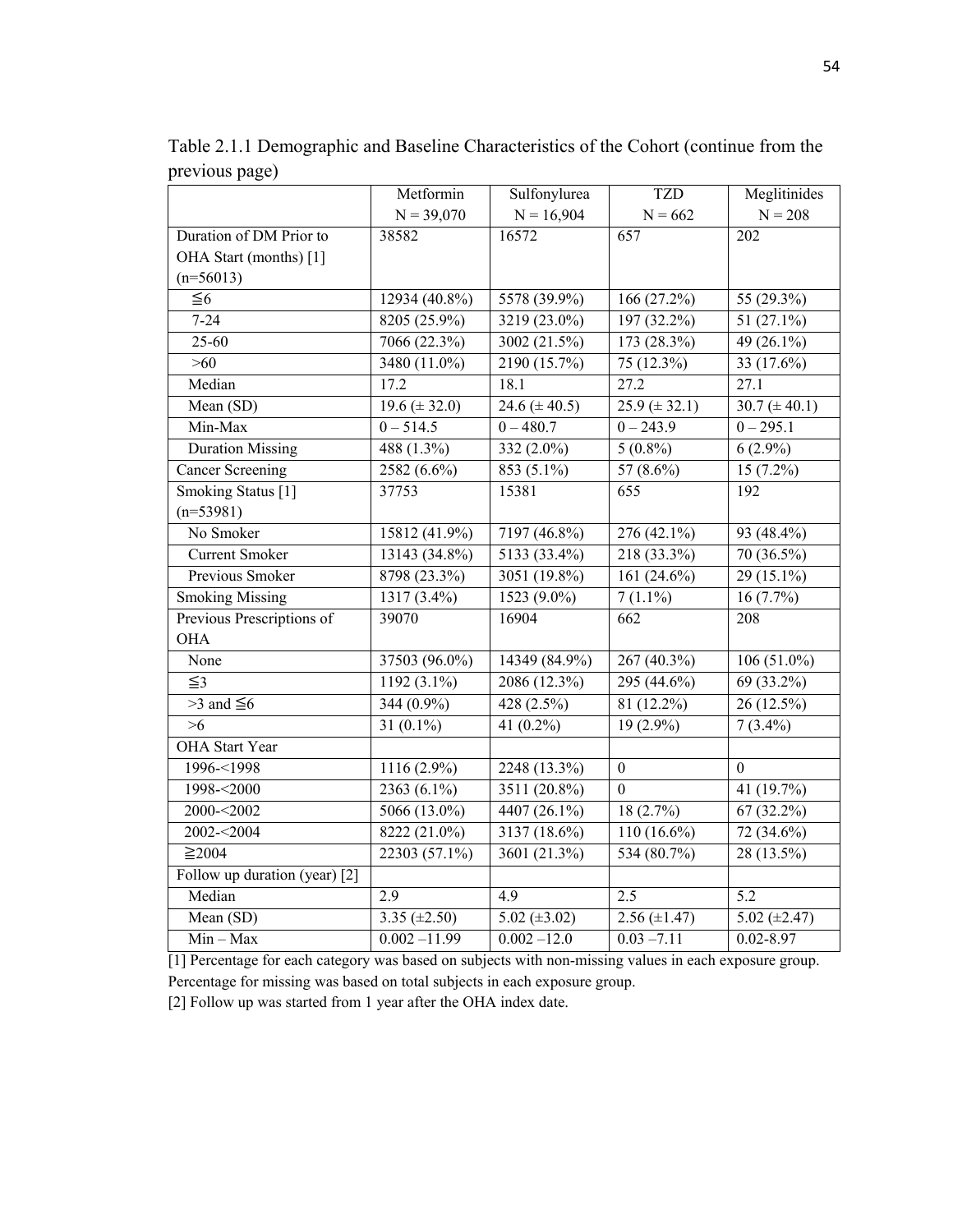Table 2.1.1 Demographic and Baseline Characteristics of the Cohort (continue from the previous page)

| | Metformin N = 39,070 | Sulfonylurea N = 16,904 | TZD N = 662 | Meglitinides N = 208 |
|---|---|---|---|---|
| Duration of DM Prior to OHA Start (months) [1] (n=56013) | 38582 | 16572 | 657 | 202 |
| ≦6 | 12934 (40.8%) | 5578 (39.9%) | 166 (27.2%) | 55 (29.3%) |
| 7-24 | 8205 (25.9%) | 3219 (23.0%) | 197 (32.2%) | 51 (27.1%) |
| 25-60 | 7066 (22.3%) | 3002 (21.5%) | 173 (28.3%) | 49 (26.1%) |
| >60 | 3480 (11.0%) | 2190 (15.7%) | 75 (12.3%) | 33 (17.6%) |
| Median | 17.2 | 18.1 | 27.2 | 27.1 |
| Mean (SD) | 19.6 (± 32.0) | 24.6 (± 40.5) | 25.9 (± 32.1) | 30.7 (± 40.1) |
| Min-Max | 0 – 514.5 | 0 – 480.7 | 0 – 243.9 | 0 – 295.1 |
| Duration Missing | 488 (1.3%) | 332 (2.0%) | 5 (0.8%) | 6 (2.9%) |
| Cancer Screening | 2582 (6.6%) | 853 (5.1%) | 57 (8.6%) | 15 (7.2%) |
| Smoking Status [1] (n=53981) | 37753 | 15381 | 655 | 192 |
| No Smoker | 15812 (41.9%) | 7197 (46.8%) | 276 (42.1%) | 93 (48.4%) |
| Current Smoker | 13143 (34.8%) | 5133 (33.4%) | 218 (33.3%) | 70 (36.5%) |
| Previous Smoker | 8798 (23.3%) | 3051 (19.8%) | 161 (24.6%) | 29 (15.1%) |
| Smoking Missing | 1317 (3.4%) | 1523 (9.0%) | 7 (1.1%) | 16 (7.7%) |
| Previous Prescriptions of OHA | 39070 | 16904 | 662 | 208 |
| None | 37503 (96.0%) | 14349 (84.9%) | 267 (40.3%) | 106 (51.0%) |
| ≦3 | 1192 (3.1%) | 2086 (12.3%) | 295 (44.6%) | 69 (33.2%) |
| >3 and ≦6 | 344 (0.9%) | 428 (2.5%) | 81 (12.2%) | 26 (12.5%) |
| >6 | 31 (0.1%) | 41 (0.2%) | 19 (2.9%) | 7 (3.4%) |
| OHA Start Year | | | | |
| 1996-<1998 | 1116 (2.9%) | 2248 (13.3%) | 0 | 0 |
| 1998-<2000 | 2363 (6.1%) | 3511 (20.8%) | 0 | 41 (19.7%) |
| 2000-<2002 | 5066 (13.0%) | 4407 (26.1%) | 18 (2.7%) | 67 (32.2%) |
| 2002-<2004 | 8222 (21.0%) | 3137 (18.6%) | 110 (16.6%) | 72 (34.6%) |
| ≧2004 | 22303 (57.1%) | 3601 (21.3%) | 534 (80.7%) | 28 (13.5%) |
| Follow up duration (year) [2] | | | | |
| Median | 2.9 | 4.9 | 2.5 | 5.2 |
| Mean (SD) | 3.35 (±2.50) | 5.02 (±3.02) | 2.56 (±1.47) | 5.02 (±2.47) |
| Min – Max | 0.002 –11.99 | 0.002 –12.0 | 0.03 –7.11 | 0.02-8.97 |

[1] Percentage for each category was based on subjects with non-missing values in each exposure group. Percentage for missing was based on total subjects in each exposure group.

[2] Follow up was started from 1 year after the OHA index date.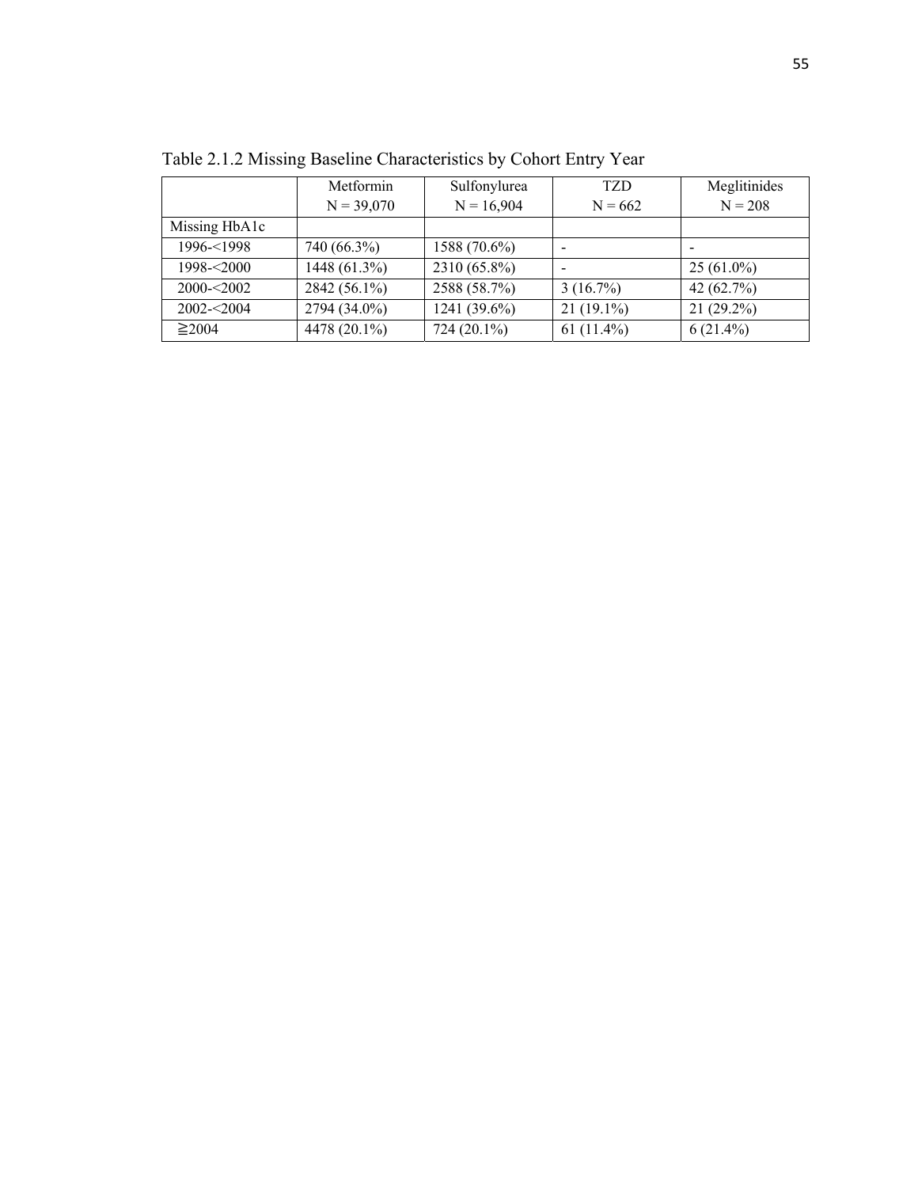Table 2.1.2 Missing Baseline Characteristics by Cohort Entry Year

| | Metformin N = 39,070 | Sulfonylurea N = 16,904 | TZD N = 662 | Meglitinides N = 208 |
|---|---|---|---|---|
| Missing HbA1c | | | | |
| 1996-<1998 | 740 (66.3%) | 1588 (70.6%) | - | - |
| 1998-<2000 | 1448 (61.3%) | 2310 (65.8%) | - | 25 (61.0%) |
| 2000-<2002 | 2842 (56.1%) | 2588 (58.7%) | 3 (16.7%) | 42 (62.7%) |
| 2002-<2004 | 2794 (34.0%) | 1241 (39.6%) | 21 (19.1%) | 21 (29.2%) |
| ≧2004 | 4478 (20.1%) | 724 (20.1%) | 61 (11.4%) | 6 (21.4%) |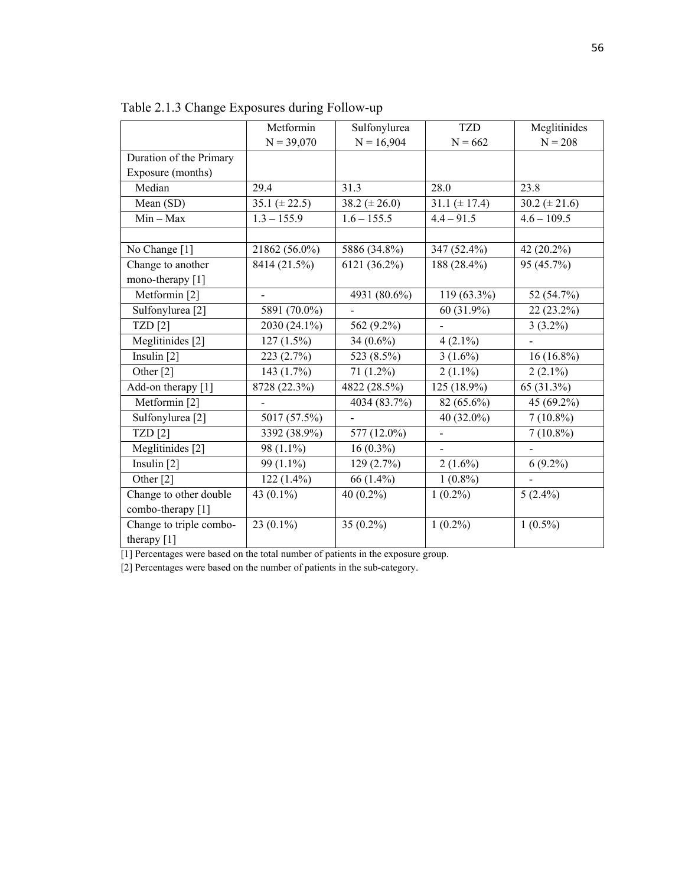Table 2.1.3 Change Exposures during Follow-up

| | Metformin N = 39,070 | Sulfonylurea N = 16,904 | TZD N = 662 | Meglitinides N = 208 |
|---|---|---|---|---|
| Duration of the Primary Exposure (months) | | | | |
| Median | 29.4 | 31.3 | 28.0 | 23.8 |
| Mean (SD) | 35.1 (± 22.5) | 38.2 (± 26.0) | 31.1 (± 17.4) | 30.2 (± 21.6) |
| Min – Max | 1.3 – 155.9 | 1.6 – 155.5 | 4.4 – 91.5 | 4.6 – 109.5 |
| | | | | |
| No Change [1] | 21862 (56.0%) | 5886 (34.8%) | 347 (52.4%) | 42 (20.2%) |
| Change to another mono-therapy [1] | 8414 (21.5%) | 6121 (36.2%) | 188 (28.4%) | 95 (45.7%) |
| Metformin [2] | - | 4931 (80.6%) | 119 (63.3%) | 52 (54.7%) |
| Sulfonylurea [2] | 5891 (70.0%) | - | 60 (31.9%) | 22 (23.2%) |
| TZD [2] | 2030 (24.1%) | 562 (9.2%) | - | 3 (3.2%) |
| Meglitinides [2] | 127 (1.5%) | 34 (0.6%) | 4 (2.1%) | - |
| Insulin [2] | 223 (2.7%) | 523 (8.5%) | 3 (1.6%) | 16 (16.8%) |
| Other [2] | 143 (1.7%) | 71 (1.2%) | 2 (1.1%) | 2 (2.1%) |
| Add-on therapy [1] | 8728 (22.3%) | 4822 (28.5%) | 125 (18.9%) | 65 (31.3%) |
| Metformin [2] | - | 4034 (83.7%) | 82 (65.6%) | 45 (69.2%) |
| Sulfonylurea [2] | 5017 (57.5%) | - | 40 (32.0%) | 7 (10.8%) |
| TZD [2] | 3392 (38.9%) | 577 (12.0%) | - | 7 (10.8%) |
| Meglitinides [2] | 98 (1.1%) | 16 (0.3%) | - | - |
| Insulin [2] | 99 (1.1%) | 129 (2.7%) | 2 (1.6%) | 6 (9.2%) |
| Other [2] | 122 (1.4%) | 66 (1.4%) | 1 (0.8%) | - |
| Change to other double combo-therapy [1] | 43 (0.1%) | 40 (0.2%) | 1 (0.2%) | 5 (2.4%) |
| Change to triple combo-therapy [1] | 23 (0.1%) | 35 (0.2%) | 1 (0.2%) | 1 (0.5%) |

[1] Percentages were based on the total number of patients in the exposure group.

[2] Percentages were based on the number of patients in the sub-category.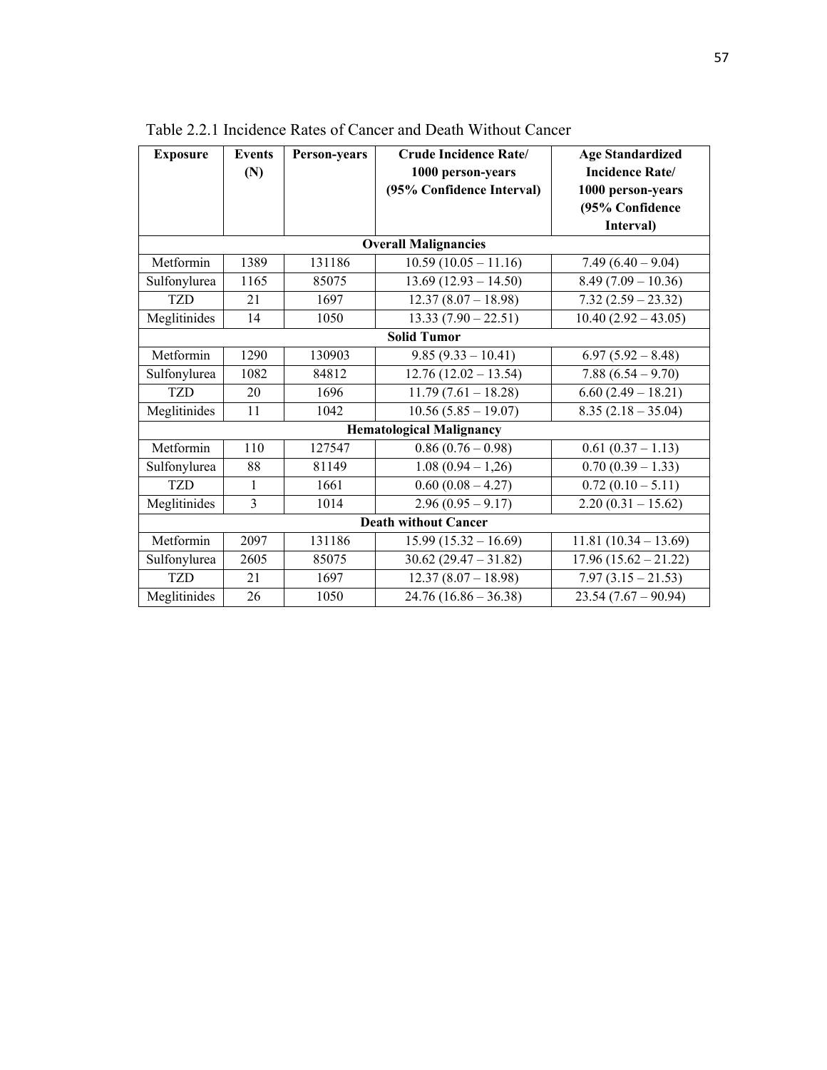Table 2.2.1 Incidence Rates of Cancer and Death Without Cancer

| Exposure | Events (N) | Person-years | Crude Incidence Rate/ 1000 person-years (95% Confidence Interval) | Age Standardized Incidence Rate/ 1000 person-years (95% Confidence Interval) |
|---|---|---|---|---|
| **Overall Malignancies** | | | | |
| Metformin | 1389 | 131186 | 10.59 (10.05 – 11.16) | 7.49 (6.40 – 9.04) |
| Sulfonylurea | 1165 | 85075 | 13.69 (12.93 – 14.50) | 8.49 (7.09 – 10.36) |
| TZD | 21 | 1697 | 12.37 (8.07 – 18.98) | 7.32 (2.59 – 23.32) |
| Meglitinides | 14 | 1050 | 13.33 (7.90 – 22.51) | 10.40 (2.92 – 43.05) |
| **Solid Tumor** | | | | |
| Metformin | 1290 | 130903 | 9.85 (9.33 – 10.41) | 6.97 (5.92 – 8.48) |
| Sulfonylurea | 1082 | 84812 | 12.76 (12.02 – 13.54) | 7.88 (6.54 – 9.70) |
| TZD | 20 | 1696 | 11.79 (7.61 – 18.28) | 6.60 (2.49 – 18.21) |
| Meglitinides | 11 | 1042 | 10.56 (5.85 – 19.07) | 8.35 (2.18 – 35.04) |
| **Hematological Malignancy** | | | | |
| Metformin | 110 | 127547 | 0.86 (0.76 – 0.98) | 0.61 (0.37 – 1.13) |
| Sulfonylurea | 88 | 81149 | 1.08 (0.94 – 1,26) | 0.70 (0.39 – 1.33) |
| TZD | 1 | 1661 | 0.60 (0.08 – 4.27) | 0.72 (0.10 – 5.11) |
| Meglitinides | 3 | 1014 | 2.96 (0.95 – 9.17) | 2.20 (0.31 – 15.62) |
| **Death without Cancer** | | | | |
| Metformin | 2097 | 131186 | 15.99 (15.32 – 16.69) | 11.81 (10.34 – 13.69) |
| Sulfonylurea | 2605 | 85075 | 30.62 (29.47 – 31.82) | 17.96 (15.62 – 21.22) |
| TZD | 21 | 1697 | 12.37 (8.07 – 18.98) | 7.97 (3.15 – 21.53) |
| Meglitinides | 26 | 1050 | 24.76 (16.86 – 36.38) | 23.54 (7.67 – 90.94) |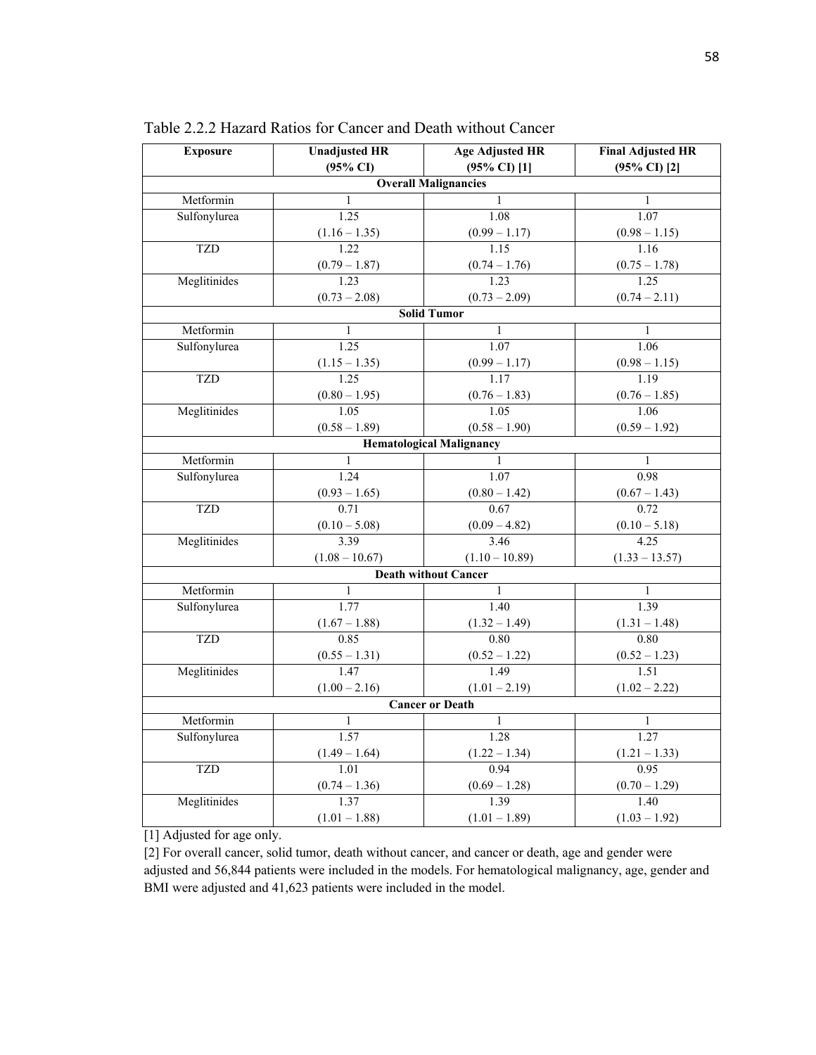Table 2.2.2 Hazard Ratios for Cancer and Death without Cancer

| Exposure | Unadjusted HR (95% CI) | Age Adjusted HR (95% CI) [1] | Final Adjusted HR (95% CI) [2] |
|---|---|---|---|
| **Overall Malignancies** | | | |
| Metformin | 1 | 1 | 1 |
| Sulfonylurea | 1.25 (1.16 – 1.35) | 1.08 (0.99 – 1.17) | 1.07 (0.98 – 1.15) |
| TZD | 1.22 (0.79 – 1.87) | 1.15 (0.74 – 1.76) | 1.16 (0.75 – 1.78) |
| Meglitinides | 1.23 (0.73 – 2.08) | 1.23 (0.73 – 2.09) | 1.25 (0.74 – 2.11) |
| **Solid Tumor** | | | |
| Metformin | 1 | 1 | 1 |
| Sulfonylurea | 1.25 (1.15 – 1.35) | 1.07 (0.99 – 1.17) | 1.06 (0.98 – 1.15) |
| TZD | 1.25 (0.80 – 1.95) | 1.17 (0.76 – 1.83) | 1.19 (0.76 – 1.85) |
| Meglitinides | 1.05 (0.58 – 1.89) | 1.05 (0.58 – 1.90) | 1.06 (0.59 – 1.92) |
| **Hematological Malignancy** | | | |
| Metformin | 1 | 1 | 1 |
| Sulfonylurea | 1.24 (0.93 – 1.65) | 1.07 (0.80 – 1.42) | 0.98 (0.67 – 1.43) |
| TZD | 0.71 (0.10 – 5.08) | 0.67 (0.09 – 4.82) | 0.72 (0.10 – 5.18) |
| Meglitinides | 3.39 (1.08 – 10.67) | 3.46 (1.10 – 10.89) | 4.25 (1.33 – 13.57) |
| **Death without Cancer** | | | |
| Metformin | 1 | 1 | 1 |
| Sulfonylurea | 1.77 (1.67 – 1.88) | 1.40 (1.32 – 1.49) | 1.39 (1.31 – 1.48) |
| TZD | 0.85 (0.55 – 1.31) | 0.80 (0.52 – 1.22) | 0.80 (0.52 – 1.23) |
| Meglitinides | 1.47 (1.00 – 2.16) | 1.49 (1.01 – 2.19) | 1.51 (1.02 – 2.22) |
| **Cancer or Death** | | | |
| Metformin | 1 | 1 | 1 |
| Sulfonylurea | 1.57 (1.49 – 1.64) | 1.28 (1.22 – 1.34) | 1.27 (1.21 – 1.33) |
| TZD | 1.01 (0.74 – 1.36) | 0.94 (0.69 – 1.28) | 0.95 (0.70 – 1.29) |
| Meglitinides | 1.37 (1.01 – 1.88) | 1.39 (1.01 – 1.89) | 1.40 (1.03 – 1.92) |

[1] Adjusted for age only.

[2] For overall cancer, solid tumor, death without cancer, and cancer or death, age and gender were adjusted and 56,844 patients were included in the models. For hematological malignancy, age, gender and BMI were adjusted and 41,623 patients were included in the model.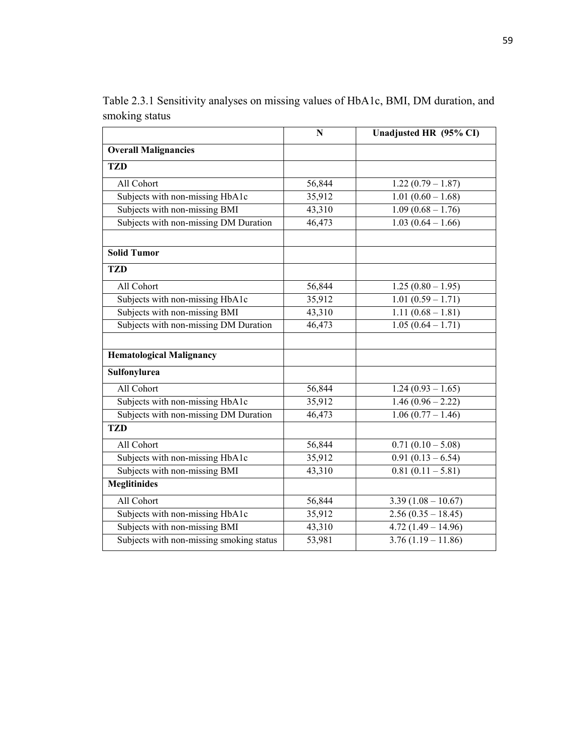Table 2.3.1 Sensitivity analyses on missing values of HbA1c, BMI, DM duration, and smoking status

| | N | Unadjusted HR (95% CI) |
|---|---|---|
| **Overall Malignancies** | | |
| **TZD** | | |
| All Cohort | 56,844 | 1.22 (0.79 – 1.87) |
| Subjects with non-missing HbA1c | 35,912 | 1.01 (0.60 – 1.68) |
| Subjects with non-missing BMI | 43,310 | 1.09 (0.68 – 1.76) |
| Subjects with non-missing DM Duration | 46,473 | 1.03 (0.64 – 1.66) |
| | | |
| **Solid Tumor** | | |
| **TZD** | | |
| All Cohort | 56,844 | 1.25 (0.80 – 1.95) |
| Subjects with non-missing HbA1c | 35,912 | 1.01 (0.59 – 1.71) |
| Subjects with non-missing BMI | 43,310 | 1.11 (0.68 – 1.81) |
| Subjects with non-missing DM Duration | 46,473 | 1.05 (0.64 – 1.71) |
| | | |
| **Hematological Malignancy** | | |
| **Sulfonylurea** | | |
| All Cohort | 56,844 | 1.24 (0.93 – 1.65) |
| Subjects with non-missing HbA1c | 35,912 | 1.46 (0.96 – 2.22) |
| Subjects with non-missing DM Duration | 46,473 | 1.06 (0.77 – 1.46) |
| **TZD** | | |
| All Cohort | 56,844 | 0.71 (0.10 – 5.08) |
| Subjects with non-missing HbA1c | 35,912 | 0.91 (0.13 – 6.54) |
| Subjects with non-missing BMI | 43,310 | 0.81 (0.11 – 5.81) |
| **Meglitinides** | | |
| All Cohort | 56,844 | 3.39 (1.08 – 10.67) |
| Subjects with non-missing HbA1c | 35,912 | 2.56 (0.35 – 18.45) |
| Subjects with non-missing BMI | 43,310 | 4.72 (1.49 – 14.96) |
| Subjects with non-missing smoking status | 53,981 | 3.76 (1.19 – 11.86) |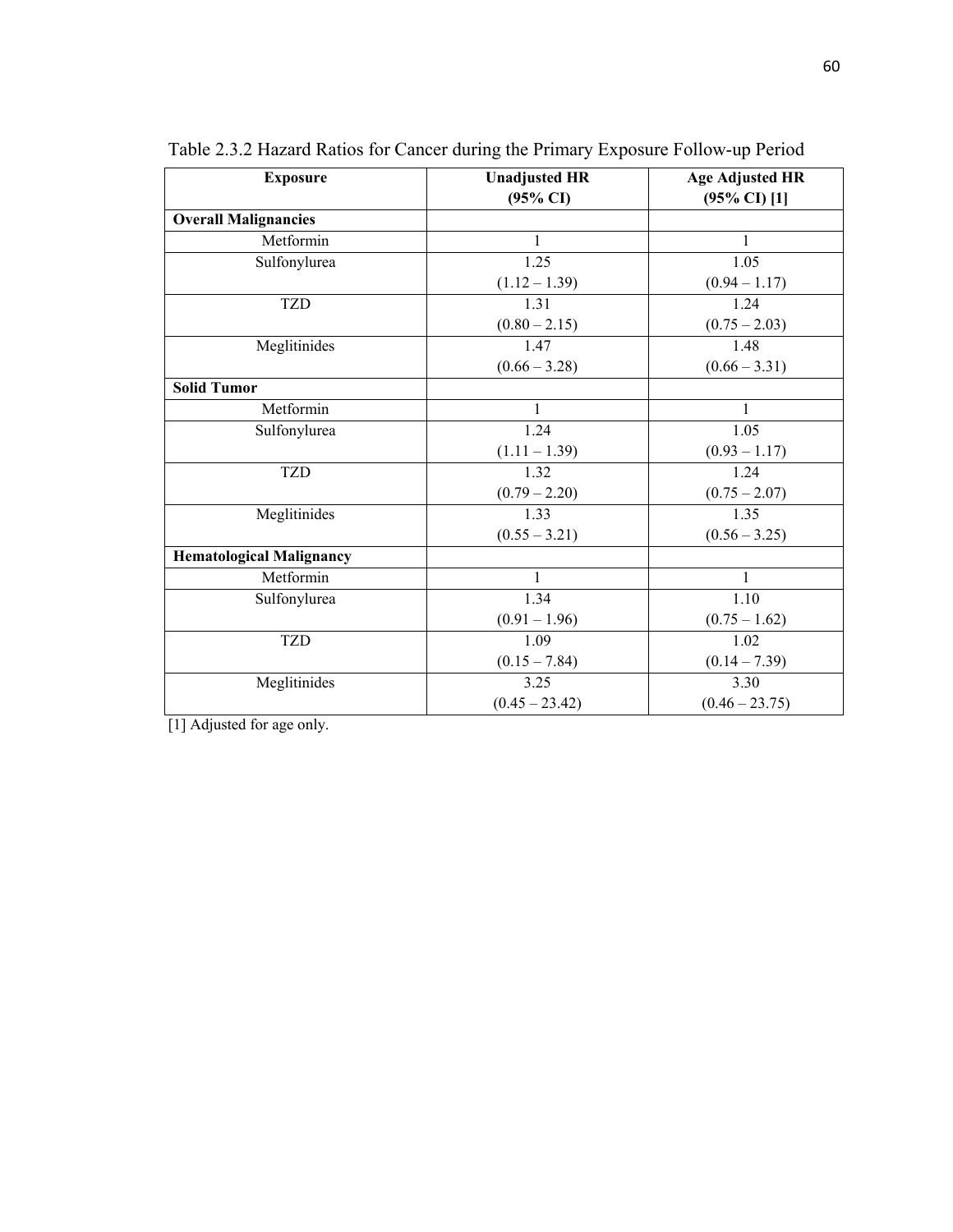Table 2.3.2 Hazard Ratios for Cancer during the Primary Exposure Follow-up Period

| Exposure | Unadjusted HR (95% CI) | Age Adjusted HR (95% CI) [1] |
|---|---|---|
| **Overall Malignancies** | | |
| Metformin | 1 | 1 |
| Sulfonylurea | 1.25 (1.12 – 1.39) | 1.05 (0.94 – 1.17) |
| TZD | 1.31 (0.80 – 2.15) | 1.24 (0.75 – 2.03) |
| Meglitinides | 1.47 (0.66 – 3.28) | 1.48 (0.66 – 3.31) |
| **Solid Tumor** | | |
| Metformin | 1 | 1 |
| Sulfonylurea | 1.24 (1.11 – 1.39) | 1.05 (0.93 – 1.17) |
| TZD | 1.32 (0.79 – 2.20) | 1.24 (0.75 – 2.07) |
| Meglitinides | 1.33 (0.55 – 3.21) | 1.35 (0.56 – 3.25) |
| **Hematological Malignancy** | | |
| Metformin | 1 | 1 |
| Sulfonylurea | 1.34 (0.91 – 1.96) | 1.10 (0.75 – 1.62) |
| TZD | 1.09 (0.15 – 7.84) | 1.02 (0.14 – 7.39) |
| Meglitinides | 3.25 (0.45 – 23.42) | 3.30 (0.46 – 23.75) |

[1] Adjusted for age only.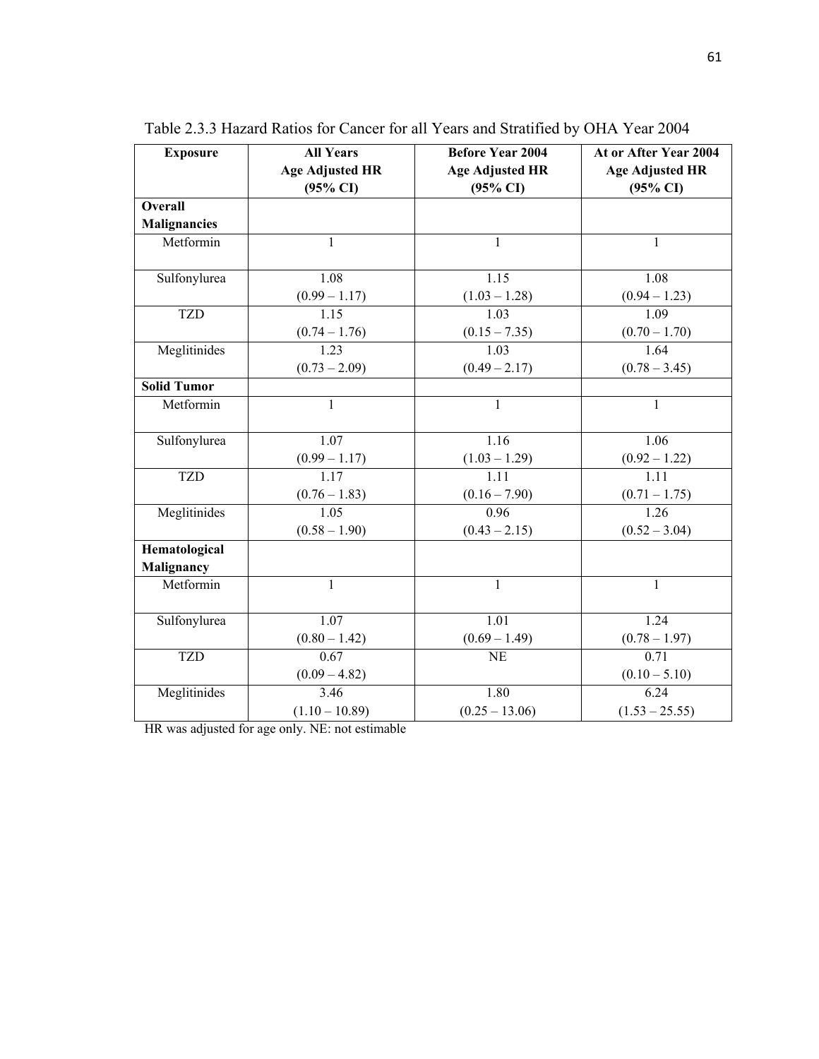Table 2.3.3 Hazard Ratios for Cancer for all Years and Stratified by OHA Year 2004

| Exposure | All Years Age Adjusted HR (95% CI) | Before Year 2004 Age Adjusted HR (95% CI) | At or After Year 2004 Age Adjusted HR (95% CI) |
|---|---|---|---|
| **Overall Malignancies** | | | |
| Metformin | 1 | 1 | 1 |
| Sulfonylurea | 1.08 (0.99 – 1.17) | 1.15 (1.03 – 1.28) | 1.08 (0.94 – 1.23) |
| TZD | 1.15 (0.74 – 1.76) | 1.03 (0.15 – 7.35) | 1.09 (0.70 – 1.70) |
| Meglitinides | 1.23 (0.73 – 2.09) | 1.03 (0.49 – 2.17) | 1.64 (0.78 – 3.45) |
| **Solid Tumor** | | | |
| Metformin | 1 | 1 | 1 |
| Sulfonylurea | 1.07 (0.99 – 1.17) | 1.16 (1.03 – 1.29) | 1.06 (0.92 – 1.22) |
| TZD | 1.17 (0.76 – 1.83) | 1.11 (0.16 – 7.90) | 1.11 (0.71 – 1.75) |
| Meglitinides | 1.05 (0.58 – 1.90) | 0.96 (0.43 – 2.15) | 1.26 (0.52 – 3.04) |
| **Hematological Malignancy** | | | |
| Metformin | 1 | 1 | 1 |
| Sulfonylurea | 1.07 (0.80 – 1.42) | 1.01 (0.69 – 1.49) | 1.24 (0.78 – 1.97) |
| TZD | 0.67 (0.09 – 4.82) | NE | 0.71 (0.10 – 5.10) |
| Meglitinides | 3.46 (1.10 – 10.89) | 1.80 (0.25 – 13.06) | 6.24 (1.53 – 25.55) |

HR was adjusted for age only. NE: not estimable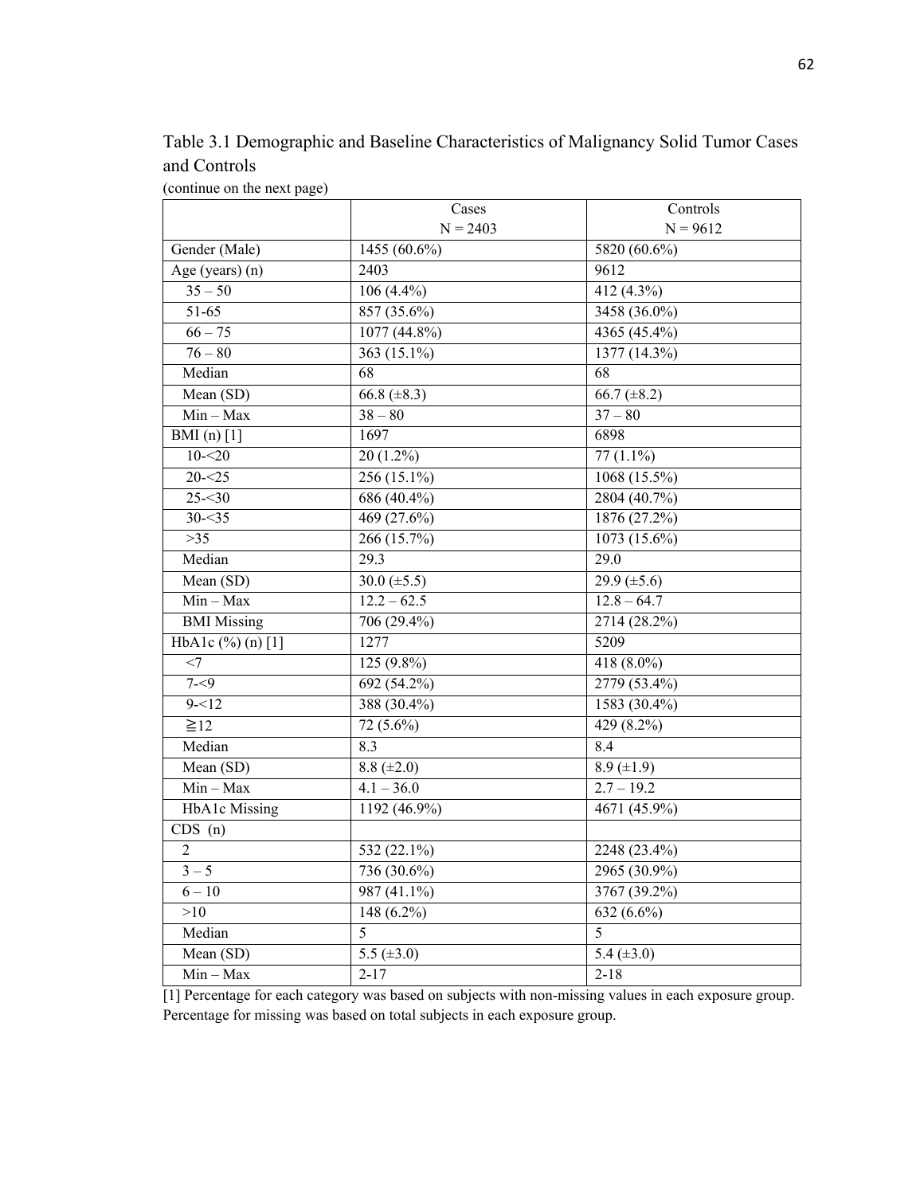Table 3.1 Demographic and Baseline Characteristics of Malignancy Solid Tumor Cases and Controls

(continue on the next page)

| | Cases<br>N = 2403 | Controls<br>N = 9612 |
|---|---|---|
| Gender (Male) | 1455 (60.6%) | 5820 (60.6%) |
| Age (years) (n) | 2403 | 9612 |
| 35 – 50 | 106 (4.4%) | 412 (4.3%) |
| 51-65 | 857 (35.6%) | 3458 (36.0%) |
| 66 – 75 | 1077 (44.8%) | 4365 (45.4%) |
| 76 – 80 | 363 (15.1%) | 1377 (14.3%) |
| Median | 68 | 68 |
| Mean (SD) | 66.8 (±8.3) | 66.7 (±8.2) |
| Min – Max | 38 – 80 | 37 – 80 |
| BMI (n) [1] | 1697 | 6898 |
| 10-<20 | 20 (1.2%) | 77 (1.1%) |
| 20-<25 | 256 (15.1%) | 1068 (15.5%) |
| 25-<30 | 686 (40.4%) | 2804 (40.7%) |
| 30-<35 | 469 (27.6%) | 1876 (27.2%) |
| >35 | 266 (15.7%) | 1073 (15.6%) |
| Median | 29.3 | 29.0 |
| Mean (SD) | 30.0 (±5.5) | 29.9 (±5.6) |
| Min – Max | 12.2 – 62.5 | 12.8 – 64.7 |
| BMI Missing | 706 (29.4%) | 2714 (28.2%) |
| HbA1c (%) (n) [1] | 1277 | 5209 |
| <7 | 125 (9.8%) | 418 (8.0%) |
| 7-<9 | 692 (54.2%) | 2779 (53.4%) |
| 9-<12 | 388 (30.4%) | 1583 (30.4%) |
| ≧12 | 72 (5.6%) | 429 (8.2%) |
| Median | 8.3 | 8.4 |
| Mean (SD) | 8.8 (±2.0) | 8.9 (±1.9) |
| Min – Max | 4.1 – 36.0 | 2.7 – 19.2 |
| HbA1c Missing | 1192 (46.9%) | 4671 (45.9%) |
| CDS (n) | | |
| 2 | 532 (22.1%) | 2248 (23.4%) |
| 3 – 5 | 736 (30.6%) | 2965 (30.9%) |
| 6 – 10 | 987 (41.1%) | 3767 (39.2%) |
| >10 | 148 (6.2%) | 632 (6.6%) |
| Median | 5 | 5 |
| Mean (SD) | 5.5 (±3.0) | 5.4 (±3.0) |
| Min – Max | 2-17 | 2-18 |

[1] Percentage for each category was based on subjects with non-missing values in each exposure group. Percentage for missing was based on total subjects in each exposure group.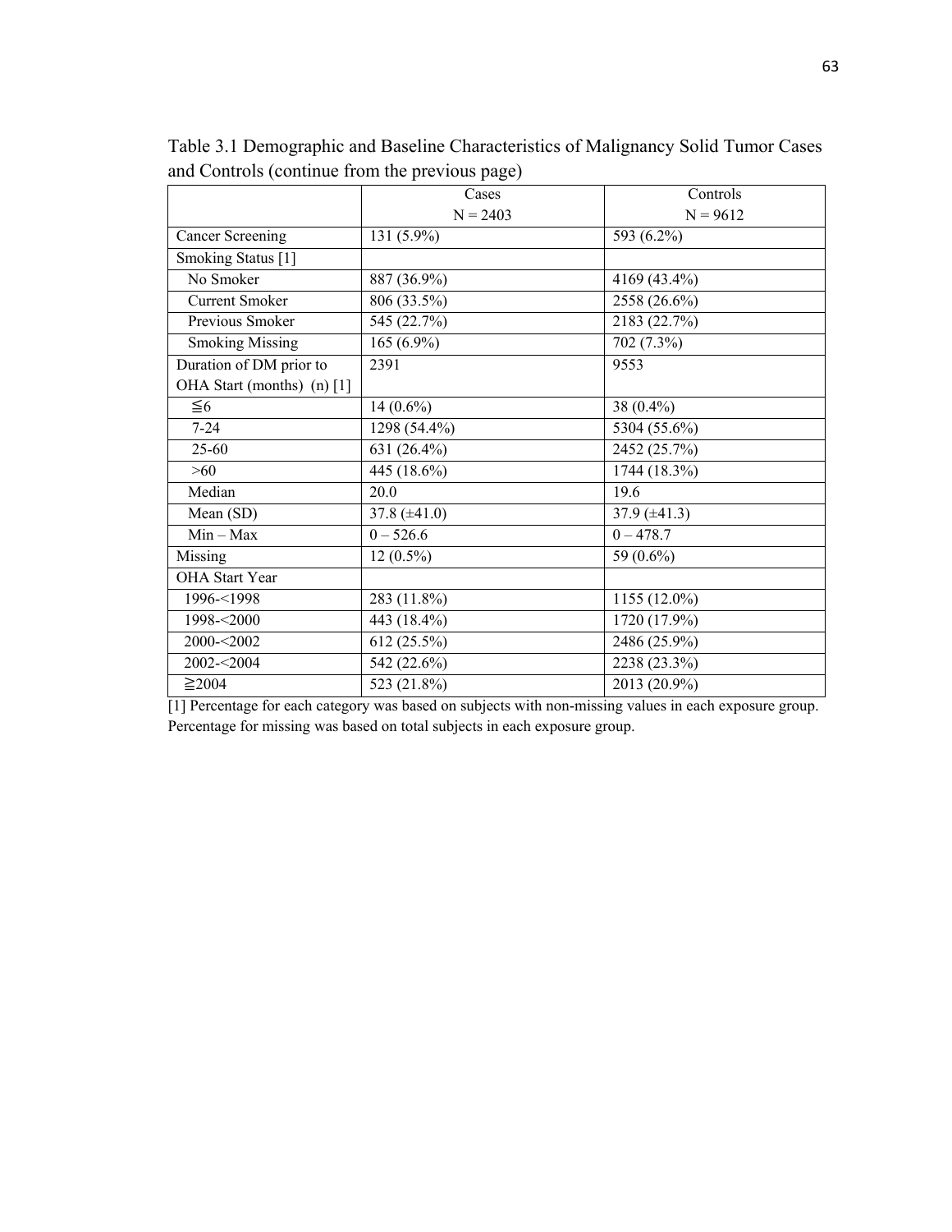Table 3.1 Demographic and Baseline Characteristics of Malignancy Solid Tumor Cases and Controls (continue from the previous page)

| | Cases<br>N = 2403 | Controls<br>N = 9612 |
|---|---|---|
| Cancer Screening | 131 (5.9%) | 593 (6.2%) |
| Smoking Status [1] | | |
| No Smoker | 887 (36.9%) | 4169 (43.4%) |
| Current Smoker | 806 (33.5%) | 2558 (26.6%) |
| Previous Smoker | 545 (22.7%) | 2183 (22.7%) |
| Smoking Missing | 165 (6.9%) | 702 (7.3%) |
| Duration of DM prior to OHA Start (months) (n) [1] | 2391 | 9553 |
| ≦6 | 14 (0.6%) | 38 (0.4%) |
| 7-24 | 1298 (54.4%) | 5304 (55.6%) |
| 25-60 | 631 (26.4%) | 2452 (25.7%) |
| >60 | 445 (18.6%) | 1744 (18.3%) |
| Median | 20.0 | 19.6 |
| Mean (SD) | 37.8 (±41.0) | 37.9 (±41.3) |
| Min – Max | 0 – 526.6 | 0 – 478.7 |
| Missing | 12 (0.5%) | 59 (0.6%) |
| OHA Start Year | | |
| 1996-<1998 | 283 (11.8%) | 1155 (12.0%) |
| 1998-<2000 | 443 (18.4%) | 1720 (17.9%) |
| 2000-<2002 | 612 (25.5%) | 2486 (25.9%) |
| 2002-<2004 | 542 (22.6%) | 2238 (23.3%) |
| ≧2004 | 523 (21.8%) | 2013 (20.9%) |

[1] Percentage for each category was based on subjects with non-missing values in each exposure group. Percentage for missing was based on total subjects in each exposure group.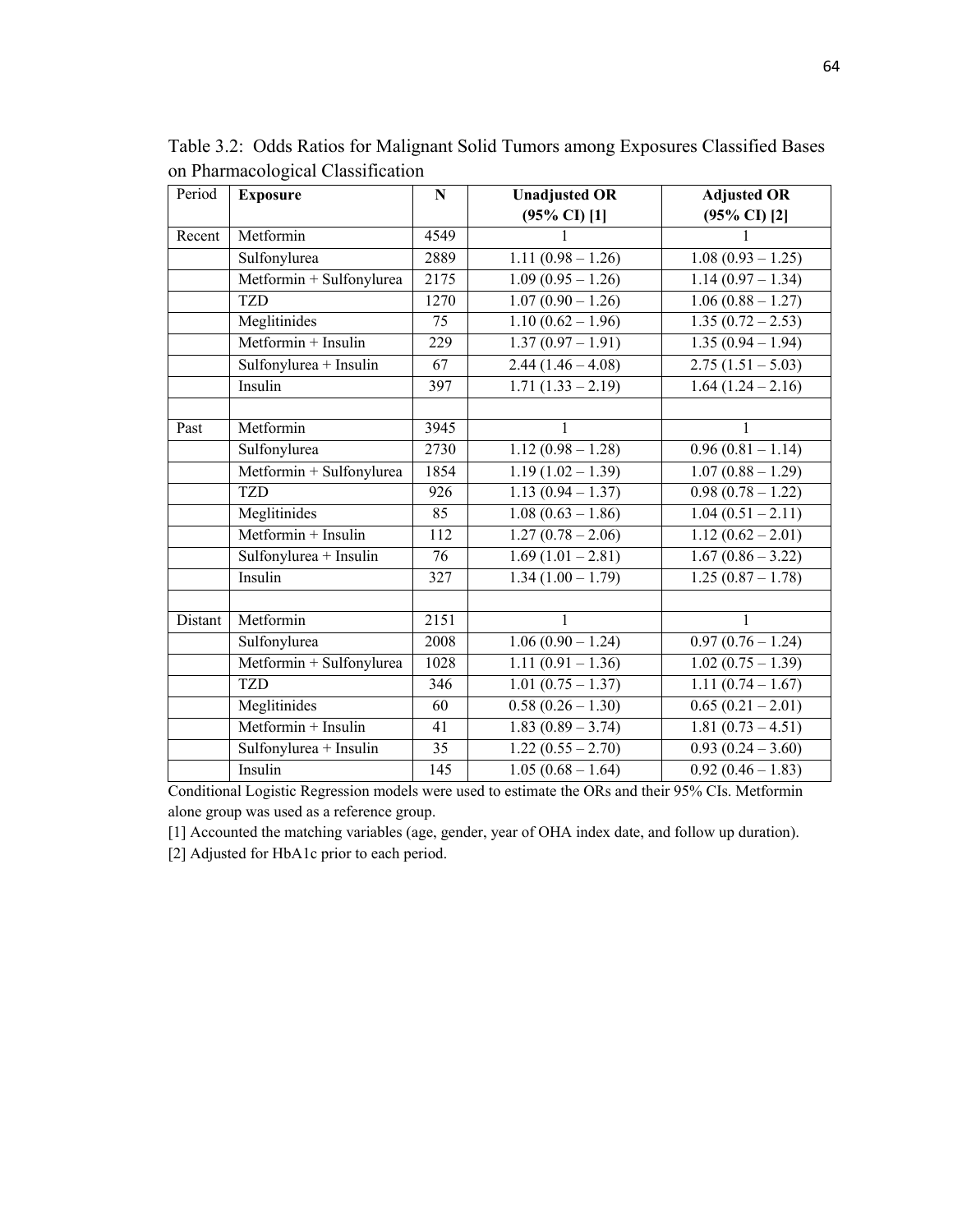Table 3.2: Odds Ratios for Malignant Solid Tumors among Exposures Classified Bases on Pharmacological Classification

| Period | **Exposure** | **N** | **Unadjusted OR (95% CI) [1]** | **Adjusted OR (95% CI) [2]** |
|---|---|---|---|---|
| Recent | Metformin | 4549 | 1 | 1 |
| | Sulfonylurea | 2889 | 1.11 (0.98 – 1.26) | 1.08 (0.93 – 1.25) |
| | Metformin + Sulfonylurea | 2175 | 1.09 (0.95 – 1.26) | 1.14 (0.97 – 1.34) |
| | TZD | 1270 | 1.07 (0.90 – 1.26) | 1.06 (0.88 – 1.27) |
| | Meglitinides | 75 | 1.10 (0.62 – 1.96) | 1.35 (0.72 – 2.53) |
| | Metformin + Insulin | 229 | 1.37 (0.97 – 1.91) | 1.35 (0.94 – 1.94) |
| | Sulfonylurea + Insulin | 67 | 2.44 (1.46 – 4.08) | 2.75 (1.51 – 5.03) |
| | Insulin | 397 | 1.71 (1.33 – 2.19) | 1.64 (1.24 – 2.16) |
| | | | | |
| Past | Metformin | 3945 | 1 | 1 |
| | Sulfonylurea | 2730 | 1.12 (0.98 – 1.28) | 0.96 (0.81 – 1.14) |
| | Metformin + Sulfonylurea | 1854 | 1.19 (1.02 – 1.39) | 1.07 (0.88 – 1.29) |
| | TZD | 926 | 1.13 (0.94 – 1.37) | 0.98 (0.78 – 1.22) |
| | Meglitinides | 85 | 1.08 (0.63 – 1.86) | 1.04 (0.51 – 2.11) |
| | Metformin + Insulin | 112 | 1.27 (0.78 – 2.06) | 1.12 (0.62 – 2.01) |
| | Sulfonylurea + Insulin | 76 | 1.69 (1.01 – 2.81) | 1.67 (0.86 – 3.22) |
| | Insulin | 327 | 1.34 (1.00 – 1.79) | 1.25 (0.87 – 1.78) |
| | | | | |
| Distant | Metformin | 2151 | 1 | 1 |
| | Sulfonylurea | 2008 | 1.06 (0.90 – 1.24) | 0.97 (0.76 – 1.24) |
| | Metformin + Sulfonylurea | 1028 | 1.11 (0.91 – 1.36) | 1.02 (0.75 – 1.39) |
| | TZD | 346 | 1.01 (0.75 – 1.37) | 1.11 (0.74 – 1.67) |
| | Meglitinides | 60 | 0.58 (0.26 – 1.30) | 0.65 (0.21 – 2.01) |
| | Metformin + Insulin | 41 | 1.83 (0.89 – 3.74) | 1.81 (0.73 – 4.51) |
| | Sulfonylurea + Insulin | 35 | 1.22 (0.55 – 2.70) | 0.93 (0.24 – 3.60) |
| | Insulin | 145 | 1.05 (0.68 – 1.64) | 0.92 (0.46 – 1.83) |

Conditional Logistic Regression models were used to estimate the ORs and their 95% CIs. Metformin alone group was used as a reference group.

[1] Accounted the matching variables (age, gender, year of OHA index date, and follow up duration).

[2] Adjusted for HbA1c prior to each period.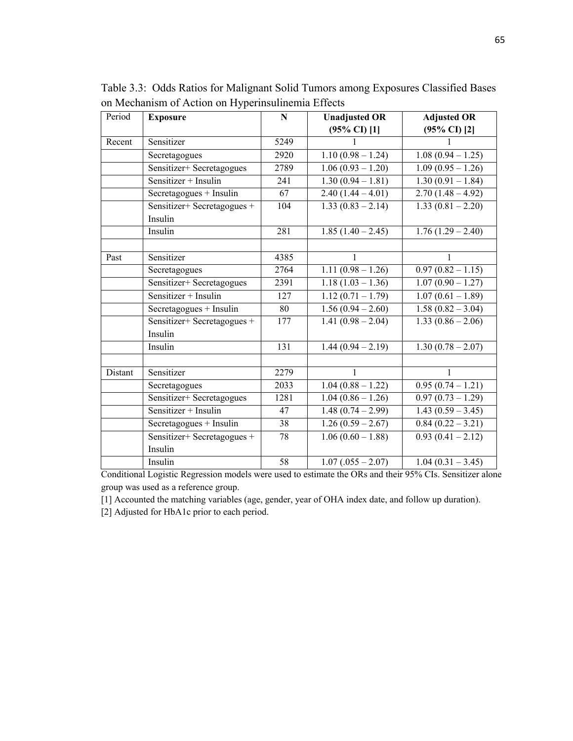Table 3.3: Odds Ratios for Malignant Solid Tumors among Exposures Classified Bases on Mechanism of Action on Hyperinsulinemia Effects

| Period | **Exposure** | **N** | **Unadjusted OR (95% CI) [1]** | **Adjusted OR (95% CI) [2]** |
|---|---|---|---|---|
| Recent | Sensitizer | 5249 | 1 | 1 |
| | Secretagogues | 2920 | 1.10 (0.98 – 1.24) | 1.08 (0.94 – 1.25) |
| | Sensitizer+ Secretagogues | 2789 | 1.06 (0.93 – 1.20) | 1.09 (0.95 – 1.26) |
| | Sensitizer + Insulin | 241 | 1.30 (0.94 – 1.81) | 1.30 (0.91 – 1.84) |
| | Secretagogues + Insulin | 67 | 2.40 (1.44 – 4.01) | 2.70 (1.48 – 4.92) |
| | Sensitizer+ Secretagogues + Insulin | 104 | 1.33 (0.83 – 2.14) | 1.33 (0.81 – 2.20) |
| | Insulin | 281 | 1.85 (1.40 – 2.45) | 1.76 (1.29 – 2.40) |
| | | | | |
| Past | Sensitizer | 4385 | 1 | 1 |
| | Secretagogues | 2764 | 1.11 (0.98 – 1.26) | 0.97 (0.82 – 1.15) |
| | Sensitizer+ Secretagogues | 2391 | 1.18 (1.03 – 1.36) | 1.07 (0.90 – 1.27) |
| | Sensitizer + Insulin | 127 | 1.12 (0.71 – 1.79) | 1.07 (0.61 – 1.89) |
| | Secretagogues + Insulin | 80 | 1.56 (0.94 – 2.60) | 1.58 (0.82 – 3.04) |
| | Sensitizer+ Secretagogues + Insulin | 177 | 1.41 (0.98 – 2.04) | 1.33 (0.86 – 2.06) |
| | Insulin | 131 | 1.44 (0.94 – 2.19) | 1.30 (0.78 – 2.07) |
| | | | | |
| Distant | Sensitizer | 2279 | 1 | 1 |
| | Secretagogues | 2033 | 1.04 (0.88 – 1.22) | 0.95 (0.74 – 1.21) |
| | Sensitizer+ Secretagogues | 1281 | 1.04 (0.86 – 1.26) | 0.97 (0.73 – 1.29) |
| | Sensitizer + Insulin | 47 | 1.48 (0.74 – 2.99) | 1.43 (0.59 – 3.45) |
| | Secretagogues + Insulin | 38 | 1.26 (0.59 – 2.67) | 0.84 (0.22 – 3.21) |
| | Sensitizer+ Secretagogues + Insulin | 78 | 1.06 (0.60 – 1.88) | 0.93 (0.41 – 2.12) |
| | Insulin | 58 | 1.07 (.055 – 2.07) | 1.04 (0.31 – 3.45) |

Conditional Logistic Regression models were used to estimate the ORs and their 95% CIs. Sensitizer alone group was used as a reference group.

[1] Accounted the matching variables (age, gender, year of OHA index date, and follow up duration).

[2] Adjusted for HbA1c prior to each period.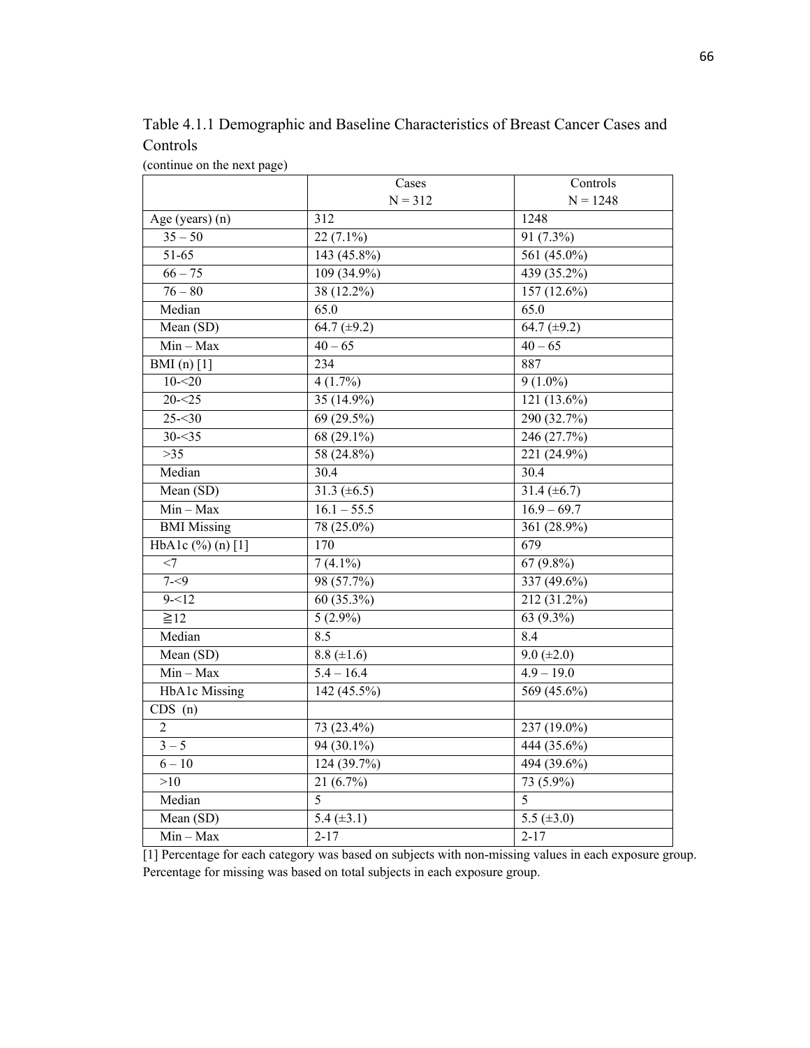Table 4.1.1 Demographic and Baseline Characteristics of Breast Cancer Cases and Controls

(continue on the next page)

| | Cases<br>N = 312 | Controls<br>N = 1248 |
|---|---|---|
| Age (years) (n) | 312 | 1248 |
| 35 – 50 | 22 (7.1%) | 91 (7.3%) |
| 51-65 | 143 (45.8%) | 561 (45.0%) |
| 66 – 75 | 109 (34.9%) | 439 (35.2%) |
| 76 – 80 | 38 (12.2%) | 157 (12.6%) |
| Median | 65.0 | 65.0 |
| Mean (SD) | 64.7 (±9.2) | 64.7 (±9.2) |
| Min – Max | 40 – 65 | 40 – 65 |
| BMI (n) [1] | 234 | 887 |
| 10-<20 | 4 (1.7%) | 9 (1.0%) |
| 20-<25 | 35 (14.9%) | 121 (13.6%) |
| 25-<30 | 69 (29.5%) | 290 (32.7%) |
| 30-<35 | 68 (29.1%) | 246 (27.7%) |
| >35 | 58 (24.8%) | 221 (24.9%) |
| Median | 30.4 | 30.4 |
| Mean (SD) | 31.3 (±6.5) | 31.4 (±6.7) |
| Min – Max | 16.1 – 55.5 | 16.9 – 69.7 |
| BMI Missing | 78 (25.0%) | 361 (28.9%) |
| HbA1c (%) (n) [1] | 170 | 679 |
| <7 | 7 (4.1%) | 67 (9.8%) |
| 7-<9 | 98 (57.7%) | 337 (49.6%) |
| 9-<12 | 60 (35.3%) | 212 (31.2%) |
| ≧12 | 5 (2.9%) | 63 (9.3%) |
| Median | 8.5 | 8.4 |
| Mean (SD) | 8.8 (±1.6) | 9.0 (±2.0) |
| Min – Max | 5.4 – 16.4 | 4.9 – 19.0 |
| HbA1c Missing | 142 (45.5%) | 569 (45.6%) |
| CDS (n) | | |
| 2 | 73 (23.4%) | 237 (19.0%) |
| 3 – 5 | 94 (30.1%) | 444 (35.6%) |
| 6 – 10 | 124 (39.7%) | 494 (39.6%) |
| >10 | 21 (6.7%) | 73 (5.9%) |
| Median | 5 | 5 |
| Mean (SD) | 5.4 (±3.1) | 5.5 (±3.0) |
| Min – Max | 2-17 | 2-17 |

[1] Percentage for each category was based on subjects with non-missing values in each exposure group. Percentage for missing was based on total subjects in each exposure group.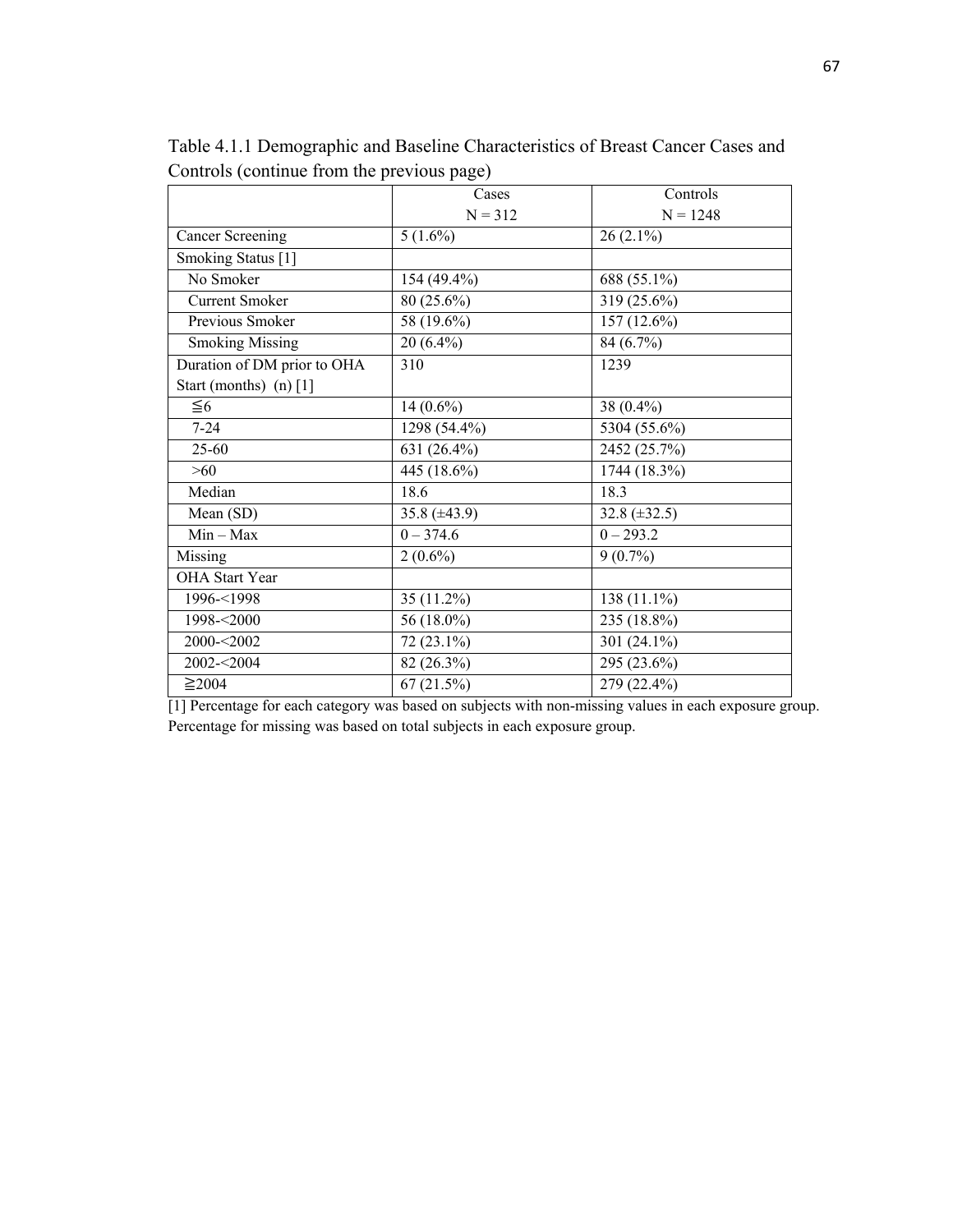Table 4.1.1 Demographic and Baseline Characteristics of Breast Cancer Cases and Controls (continue from the previous page)

| | Cases<br>N = 312 | Controls<br>N = 1248 |
|---|---|---|
| Cancer Screening | 5 (1.6%) | 26 (2.1%) |
| Smoking Status [1] | | |
| No Smoker | 154 (49.4%) | 688 (55.1%) |
| Current Smoker | 80 (25.6%) | 319 (25.6%) |
| Previous Smoker | 58 (19.6%) | 157 (12.6%) |
| Smoking Missing | 20 (6.4%) | 84 (6.7%) |
| Duration of DM prior to OHA Start (months) (n) [1] | 310 | 1239 |
| ≦6 | 14 (0.6%) | 38 (0.4%) |
| 7-24 | 1298 (54.4%) | 5304 (55.6%) |
| 25-60 | 631 (26.4%) | 2452 (25.7%) |
| >60 | 445 (18.6%) | 1744 (18.3%) |
| Median | 18.6 | 18.3 |
| Mean (SD) | 35.8 (±43.9) | 32.8 (±32.5) |
| Min – Max | 0 – 374.6 | 0 – 293.2 |
| Missing | 2 (0.6%) | 9 (0.7%) |
| OHA Start Year | | |
| 1996-<1998 | 35 (11.2%) | 138 (11.1%) |
| 1998-<2000 | 56 (18.0%) | 235 (18.8%) |
| 2000-<2002 | 72 (23.1%) | 301 (24.1%) |
| 2002-<2004 | 82 (26.3%) | 295 (23.6%) |
| ≧2004 | 67 (21.5%) | 279 (22.4%) |

[1] Percentage for each category was based on subjects with non-missing values in each exposure group. Percentage for missing was based on total subjects in each exposure group.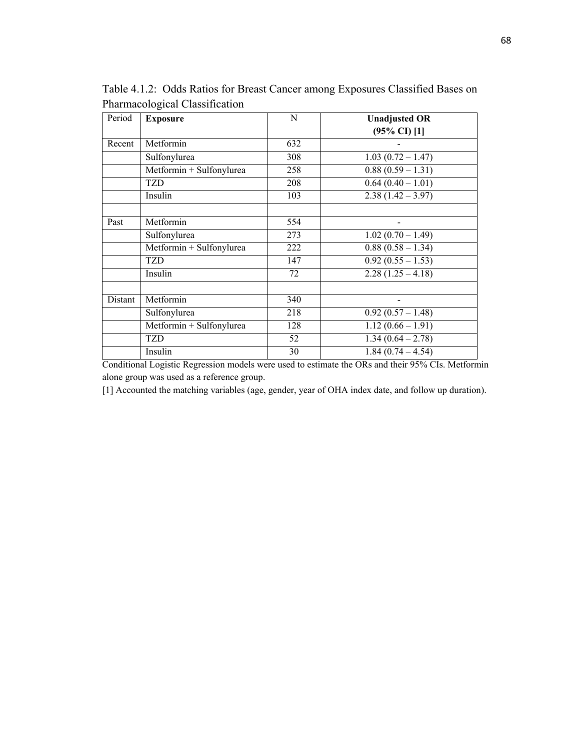Table 4.1.2: Odds Ratios for Breast Cancer among Exposures Classified Bases on Pharmacological Classification

| Period | **Exposure** | N | **Unadjusted OR (95% CI) [1]** |
|---|---|---|---|
| Recent | Metformin | 632 | - |
| | Sulfonylurea | 308 | 1.03 (0.72 – 1.47) |
| | Metformin + Sulfonylurea | 258 | 0.88 (0.59 – 1.31) |
| | TZD | 208 | 0.64 (0.40 – 1.01) |
| | Insulin | 103 | 2.38 (1.42 – 3.97) |
| | | | |
| Past | Metformin | 554 | - |
| | Sulfonylurea | 273 | 1.02 (0.70 – 1.49) |
| | Metformin + Sulfonylurea | 222 | 0.88 (0.58 – 1.34) |
| | TZD | 147 | 0.92 (0.55 – 1.53) |
| | Insulin | 72 | 2.28 (1.25 – 4.18) |
| | | | |
| Distant | Metformin | 340 | - |
| | Sulfonylurea | 218 | 0.92 (0.57 – 1.48) |
| | Metformin + Sulfonylurea | 128 | 1.12 (0.66 – 1.91) |
| | TZD | 52 | 1.34 (0.64 – 2.78) |
| | Insulin | 30 | 1.84 (0.74 – 4.54) |

Conditional Logistic Regression models were used to estimate the ORs and their 95% CIs. Metformin alone group was used as a reference group.

[1] Accounted the matching variables (age, gender, year of OHA index date, and follow up duration).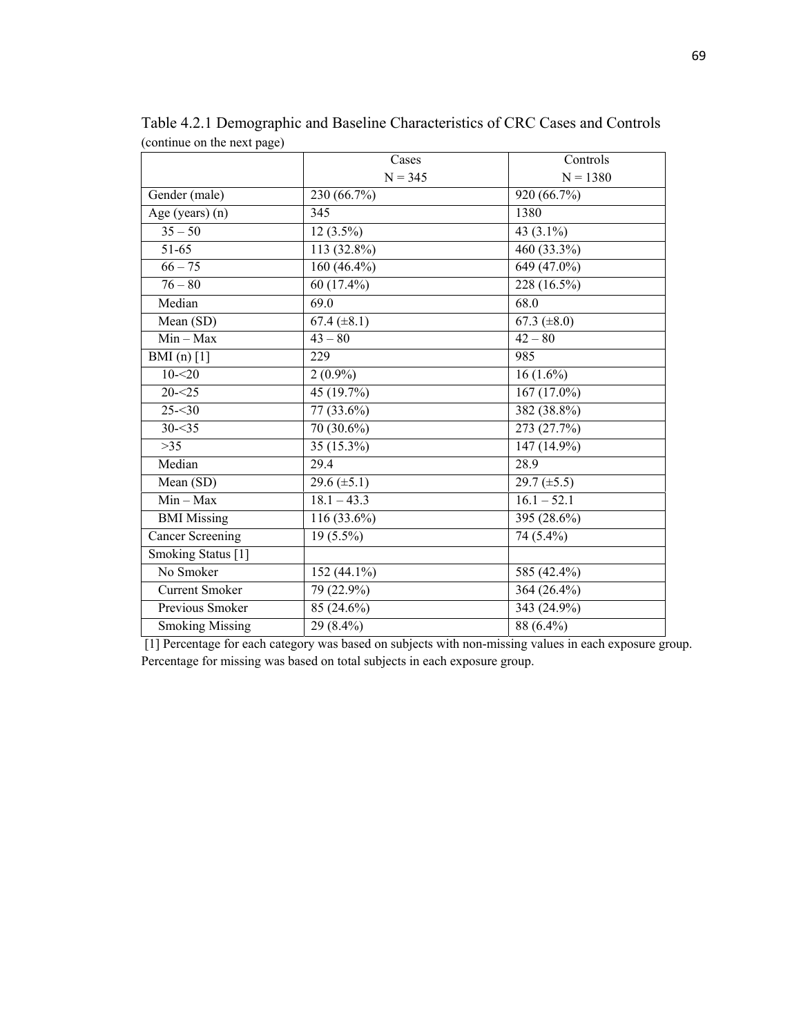Table 4.2.1 Demographic and Baseline Characteristics of CRC Cases and Controls (continue on the next page)

| | Cases<br>N = 345 | Controls<br>N = 1380 |
|---|---|---|
| Gender (male) | 230 (66.7%) | 920 (66.7%) |
| Age (years) (n) | 345 | 1380 |
| 35 – 50 | 12 (3.5%) | 43 (3.1%) |
| 51-65 | 113 (32.8%) | 460 (33.3%) |
| 66 – 75 | 160 (46.4%) | 649 (47.0%) |
| 76 – 80 | 60 (17.4%) | 228 (16.5%) |
| Median | 69.0 | 68.0 |
| Mean (SD) | 67.4 (±8.1) | 67.3 (±8.0) |
| Min – Max | 43 – 80 | 42 – 80 |
| BMI (n) [1] | 229 | 985 |
| 10-<20 | 2 (0.9%) | 16 (1.6%) |
| 20-<25 | 45 (19.7%) | 167 (17.0%) |
| 25-<30 | 77 (33.6%) | 382 (38.8%) |
| 30-<35 | 70 (30.6%) | 273 (27.7%) |
| >35 | 35 (15.3%) | 147 (14.9%) |
| Median | 29.4 | 28.9 |
| Mean (SD) | 29.6 (±5.1) | 29.7 (±5.5) |
| Min – Max | 18.1 – 43.3 | 16.1 – 52.1 |
| BMI Missing | 116 (33.6%) | 395 (28.6%) |
| Cancer Screening | 19 (5.5%) | 74 (5.4%) |
| Smoking Status [1] | | |
| No Smoker | 152 (44.1%) | 585 (42.4%) |
| Current Smoker | 79 (22.9%) | 364 (26.4%) |
| Previous Smoker | 85 (24.6%) | 343 (24.9%) |
| Smoking Missing | 29 (8.4%) | 88 (6.4%) |

[1] Percentage for each category was based on subjects with non-missing values in each exposure group. Percentage for missing was based on total subjects in each exposure group.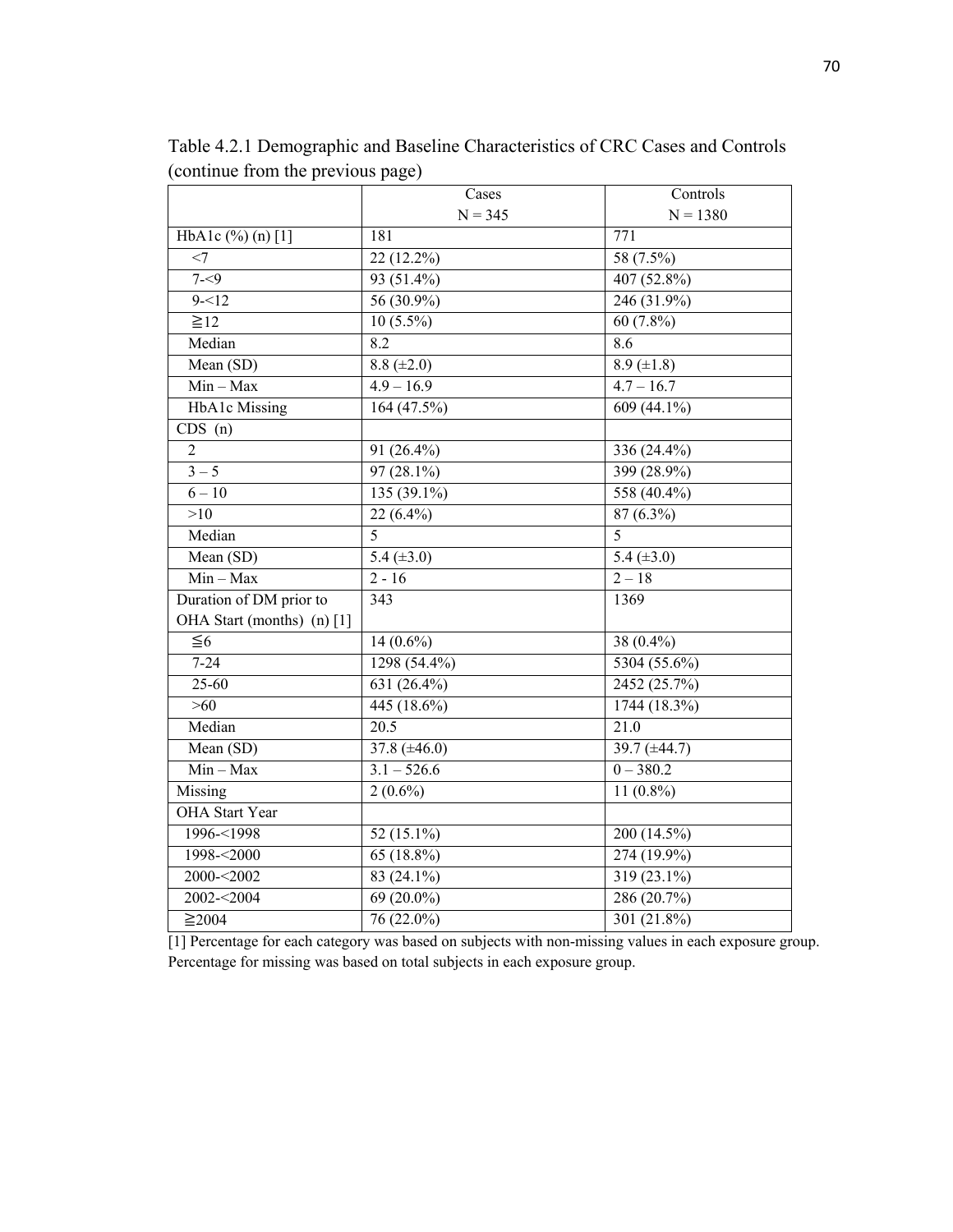Table 4.2.1 Demographic and Baseline Characteristics of CRC Cases and Controls (continue from the previous page)

| | Cases<br>N = 345 | Controls<br>N = 1380 |
|---|---|---|
| HbA1c (%) (n) [1] | 181 | 771 |
| <7 | 22 (12.2%) | 58 (7.5%) |
| 7-<9 | 93 (51.4%) | 407 (52.8%) |
| 9-<12 | 56 (30.9%) | 246 (31.9%) |
| ≧12 | 10 (5.5%) | 60 (7.8%) |
| Median | 8.2 | 8.6 |
| Mean (SD) | 8.8 (±2.0) | 8.9 (±1.8) |
| Min – Max | 4.9 – 16.9 | 4.7 – 16.7 |
| HbA1c Missing | 164 (47.5%) | 609 (44.1%) |
| CDS (n) | | |
| 2 | 91 (26.4%) | 336 (24.4%) |
| 3 – 5 | 97 (28.1%) | 399 (28.9%) |
| 6 – 10 | 135 (39.1%) | 558 (40.4%) |
| >10 | 22 (6.4%) | 87 (6.3%) |
| Median | 5 | 5 |
| Mean (SD) | 5.4 (±3.0) | 5.4 (±3.0) |
| Min – Max | 2 - 16 | 2 – 18 |
| Duration of DM prior to OHA Start (months) (n) [1] | 343 | 1369 |
| ≦6 | 14 (0.6%) | 38 (0.4%) |
| 7-24 | 1298 (54.4%) | 5304 (55.6%) |
| 25-60 | 631 (26.4%) | 2452 (25.7%) |
| >60 | 445 (18.6%) | 1744 (18.3%) |
| Median | 20.5 | 21.0 |
| Mean (SD) | 37.8 (±46.0) | 39.7 (±44.7) |
| Min – Max | 3.1 – 526.6 | 0 – 380.2 |
| Missing | 2 (0.6%) | 11 (0.8%) |
| OHA Start Year | | |
| 1996-<1998 | 52 (15.1%) | 200 (14.5%) |
| 1998-<2000 | 65 (18.8%) | 274 (19.9%) |
| 2000-<2002 | 83 (24.1%) | 319 (23.1%) |
| 2002-<2004 | 69 (20.0%) | 286 (20.7%) |
| ≧2004 | 76 (22.0%) | 301 (21.8%) |

[1] Percentage for each category was based on subjects with non-missing values in each exposure group. Percentage for missing was based on total subjects in each exposure group.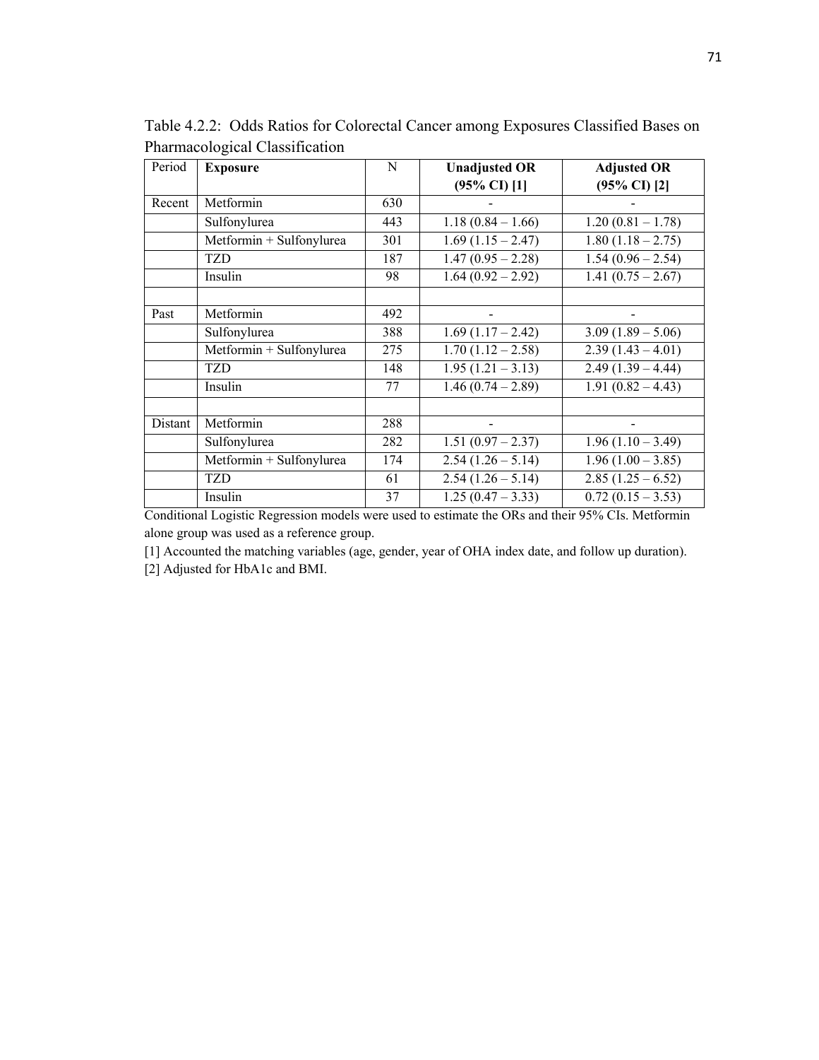Table 4.2.2: Odds Ratios for Colorectal Cancer among Exposures Classified Bases on Pharmacological Classification

| Period | **Exposure** | N | **Unadjusted OR (95% CI) [1]** | **Adjusted OR (95% CI) [2]** |
|---|---|---|---|---|
| Recent | Metformin | 630 | - | - |
| | Sulfonylurea | 443 | 1.18 (0.84 – 1.66) | 1.20 (0.81 – 1.78) |
| | Metformin + Sulfonylurea | 301 | 1.69 (1.15 – 2.47) | 1.80 (1.18 – 2.75) |
| | TZD | 187 | 1.47 (0.95 – 2.28) | 1.54 (0.96 – 2.54) |
| | Insulin | 98 | 1.64 (0.92 – 2.92) | 1.41 (0.75 – 2.67) |
| | | | | |
| Past | Metformin | 492 | - | - |
| | Sulfonylurea | 388 | 1.69 (1.17 – 2.42) | 3.09 (1.89 – 5.06) |
| | Metformin + Sulfonylurea | 275 | 1.70 (1.12 – 2.58) | 2.39 (1.43 – 4.01) |
| | TZD | 148 | 1.95 (1.21 – 3.13) | 2.49 (1.39 – 4.44) |
| | Insulin | 77 | 1.46 (0.74 – 2.89) | 1.91 (0.82 – 4.43) |
| | | | | |
| Distant | Metformin | 288 | - | - |
| | Sulfonylurea | 282 | 1.51 (0.97 – 2.37) | 1.96 (1.10 – 3.49) |
| | Metformin + Sulfonylurea | 174 | 2.54 (1.26 – 5.14) | 1.96 (1.00 – 3.85) |
| | TZD | 61 | 2.54 (1.26 – 5.14) | 2.85 (1.25 – 6.52) |
| | Insulin | 37 | 1.25 (0.47 – 3.33) | 0.72 (0.15 – 3.53) |

Conditional Logistic Regression models were used to estimate the ORs and their 95% CIs. Metformin alone group was used as a reference group.

[1] Accounted the matching variables (age, gender, year of OHA index date, and follow up duration).

[2] Adjusted for HbA1c and BMI.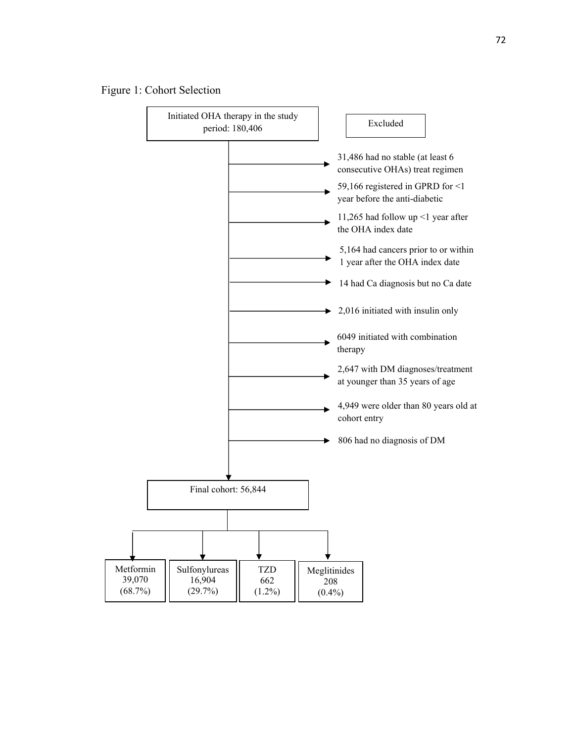Figure 1: Cohort Selection

Initiated OHA therapy in the study period: 180,406

Excluded

- 31,486 had no stable (at least 6 consecutive OHAs) treat regimen
- 59,166 registered in GPRD for <1 year before the anti-diabetic
- 11,265 had follow up <1 year after the OHA index date
- 5,164 had cancers prior to or within 1 year after the OHA index date
- 14 had Ca diagnosis but no Ca date
- 2,016 initiated with insulin only
- 6049 initiated with combination therapy
- 2,647 with DM diagnoses/treatment at younger than 35 years of age
- 4,949 were older than 80 years old at cohort entry
- 806 had no diagnosis of DM

Final cohort: 56,844

| Metformin | Sulfonylureas | TZD | Meglitinides |
| --- | --- | --- | --- |
| 39,070 (68.7%) | 16,904 (29.7%) | 662 (1.2%) | 208 (0.4%) |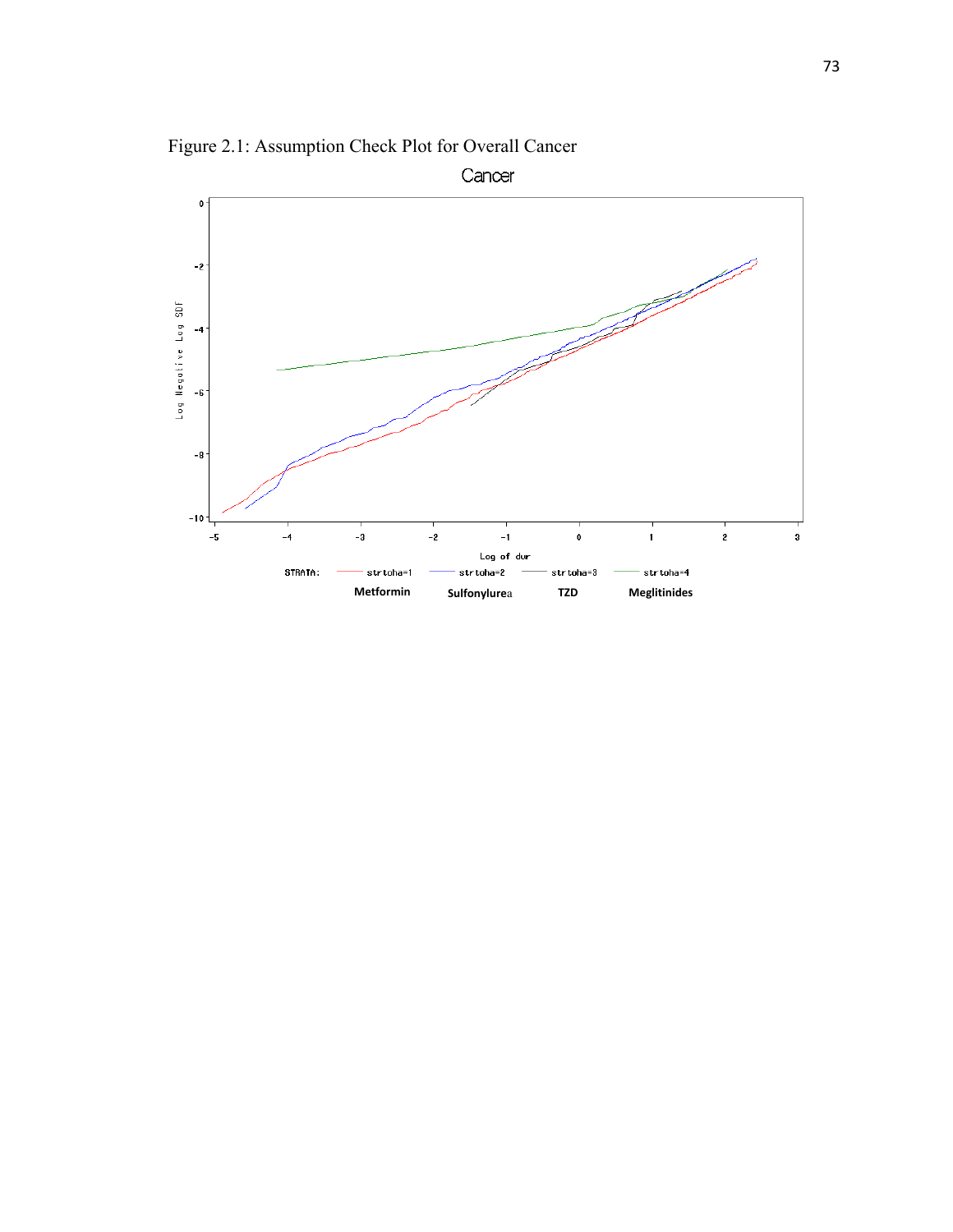Figure 2.1: Assumption Check Plot for Overall Cancer

Cancer

Log Negative Log SDF

Log of dur

STRATA: strtoha=1 strtoha=2 strtoha=3 strtoha=4

**Metformin** **Sulfonylurea** **TZD** **Meglitinides**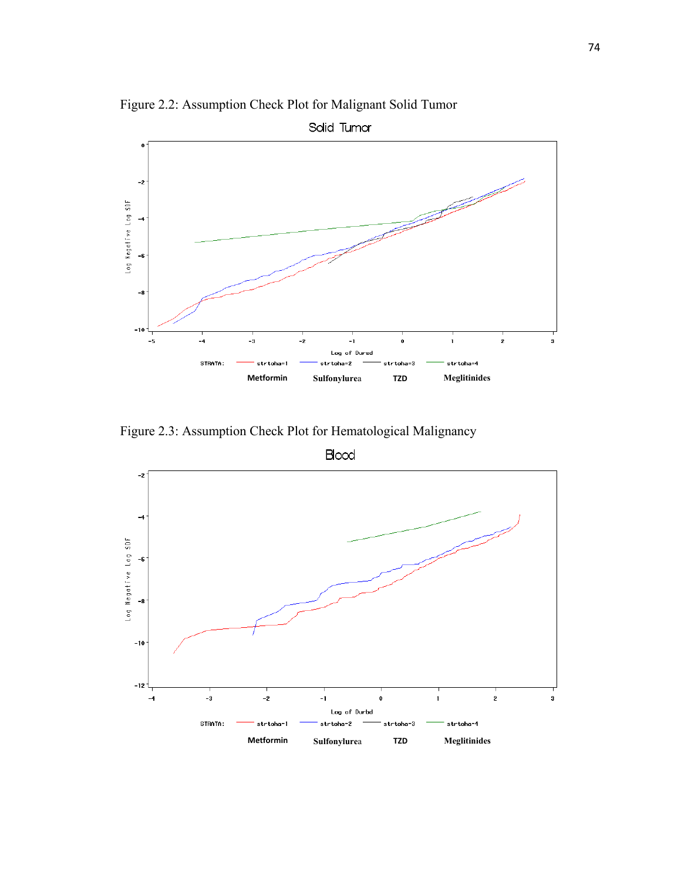Figure 2.2: Assumption Check Plot for Malignant Solid Tumor

Figure 2.3: Assumption Check Plot for Hematological Malignancy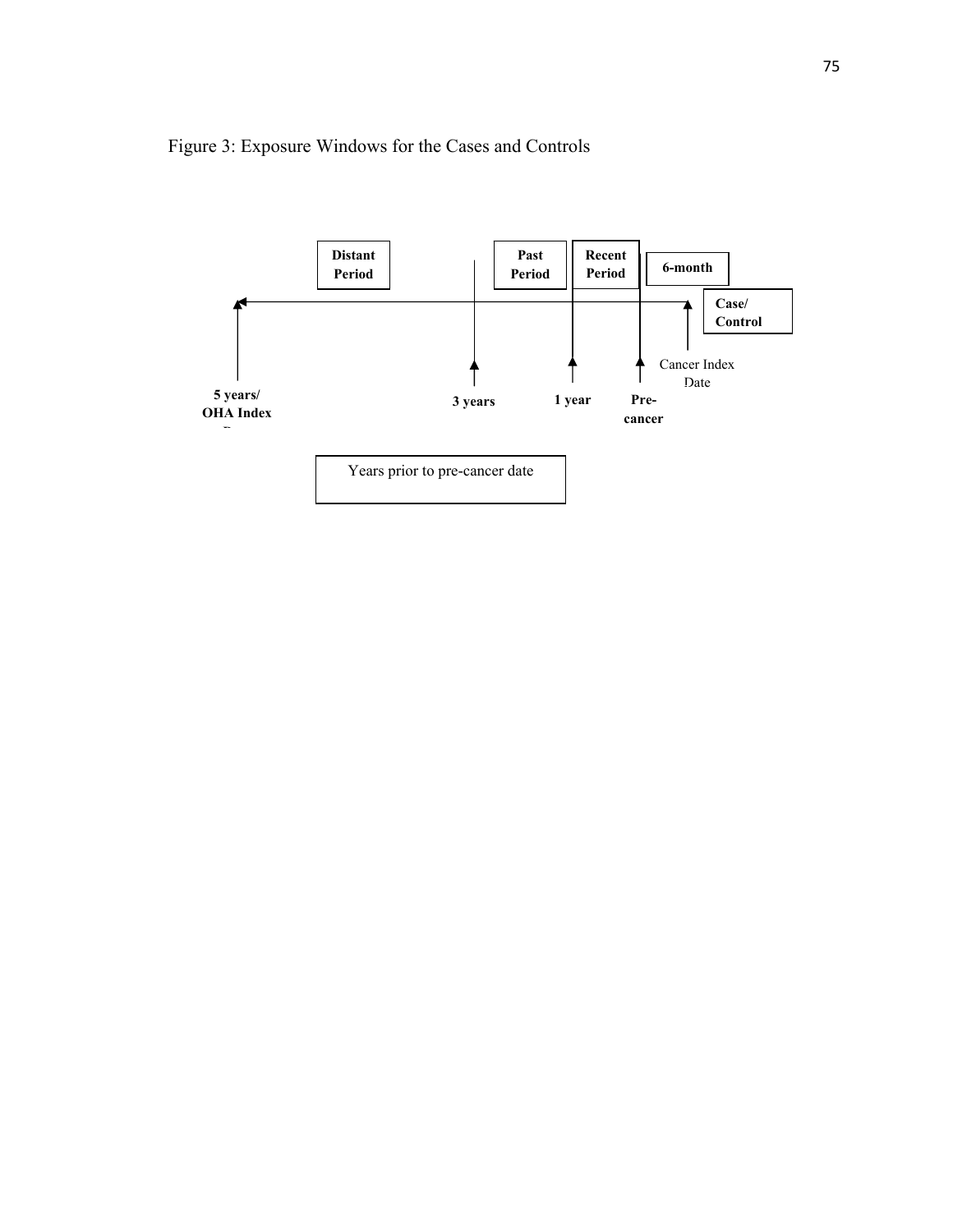Figure 3: Exposure Windows for the Cases and Controls

**Distant Period**

**Past Period**

**Recent Period**

**6-month**

**Case/ Control**

**5 years/ OHA Index D**

**3 years**

**1 year**

**Pre-cancer**

Cancer Index Date

Years prior to pre-cancer date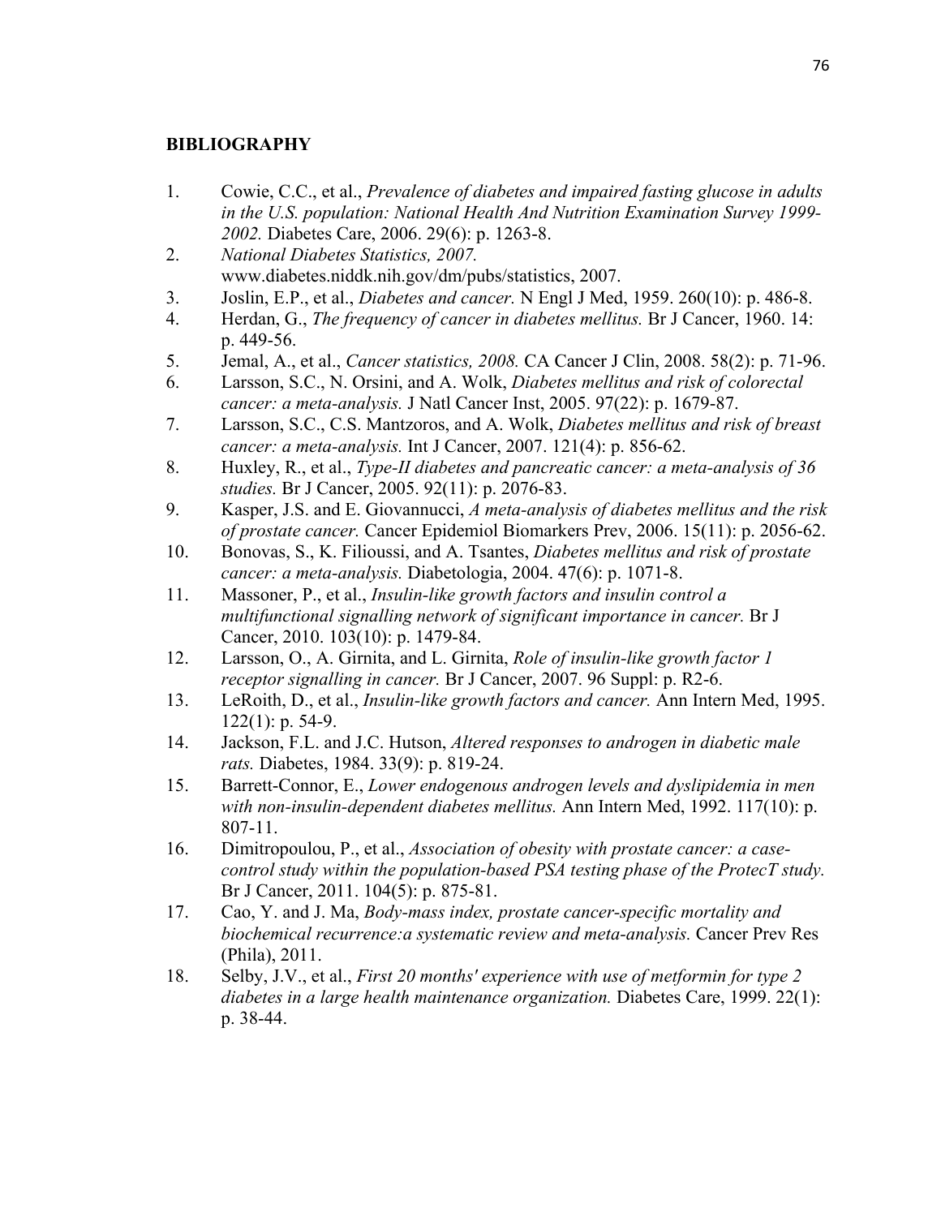## BIBLIOGRAPHY

1. Cowie, C.C., et al., *Prevalence of diabetes and impaired fasting glucose in adults in the U.S. population: National Health And Nutrition Examination Survey 1999-2002.* Diabetes Care, 2006. 29(6): p. 1263-8.
2. *National Diabetes Statistics, 2007.* www.diabetes.niddk.nih.gov/dm/pubs/statistics, 2007.
3. Joslin, E.P., et al., *Diabetes and cancer.* N Engl J Med, 1959. 260(10): p. 486-8.
4. Herdan, G., *The frequency of cancer in diabetes mellitus.* Br J Cancer, 1960. 14: p. 449-56.
5. Jemal, A., et al., *Cancer statistics, 2008.* CA Cancer J Clin, 2008. 58(2): p. 71-96.
6. Larsson, S.C., N. Orsini, and A. Wolk, *Diabetes mellitus and risk of colorectal cancer: a meta-analysis.* J Natl Cancer Inst, 2005. 97(22): p. 1679-87.
7. Larsson, S.C., C.S. Mantzoros, and A. Wolk, *Diabetes mellitus and risk of breast cancer: a meta-analysis.* Int J Cancer, 2007. 121(4): p. 856-62.
8. Huxley, R., et al., *Type-II diabetes and pancreatic cancer: a meta-analysis of 36 studies.* Br J Cancer, 2005. 92(11): p. 2076-83.
9. Kasper, J.S. and E. Giovannucci, *A meta-analysis of diabetes mellitus and the risk of prostate cancer.* Cancer Epidemiol Biomarkers Prev, 2006. 15(11): p. 2056-62.
10. Bonovas, S., K. Filioussi, and A. Tsantes, *Diabetes mellitus and risk of prostate cancer: a meta-analysis.* Diabetologia, 2004. 47(6): p. 1071-8.
11. Massoner, P., et al., *Insulin-like growth factors and insulin control a multifunctional signalling network of significant importance in cancer.* Br J Cancer, 2010. 103(10): p. 1479-84.
12. Larsson, O., A. Girnita, and L. Girnita, *Role of insulin-like growth factor 1 receptor signalling in cancer.* Br J Cancer, 2007. 96 Suppl: p. R2-6.
13. LeRoith, D., et al., *Insulin-like growth factors and cancer.* Ann Intern Med, 1995. 122(1): p. 54-9.
14. Jackson, F.L. and J.C. Hutson, *Altered responses to androgen in diabetic male rats.* Diabetes, 1984. 33(9): p. 819-24.
15. Barrett-Connor, E., *Lower endogenous androgen levels and dyslipidemia in men with non-insulin-dependent diabetes mellitus.* Ann Intern Med, 1992. 117(10): p. 807-11.
16. Dimitropoulou, P., et al., *Association of obesity with prostate cancer: a case-control study within the population-based PSA testing phase of the ProtecT study.* Br J Cancer, 2011. 104(5): p. 875-81.
17. Cao, Y. and J. Ma, *Body-mass index, prostate cancer-specific mortality and biochemical recurrence:a systematic review and meta-analysis.* Cancer Prev Res (Phila), 2011.
18. Selby, J.V., et al., *First 20 months' experience with use of metformin for type 2 diabetes in a large health maintenance organization.* Diabetes Care, 1999. 22(1): p. 38-44.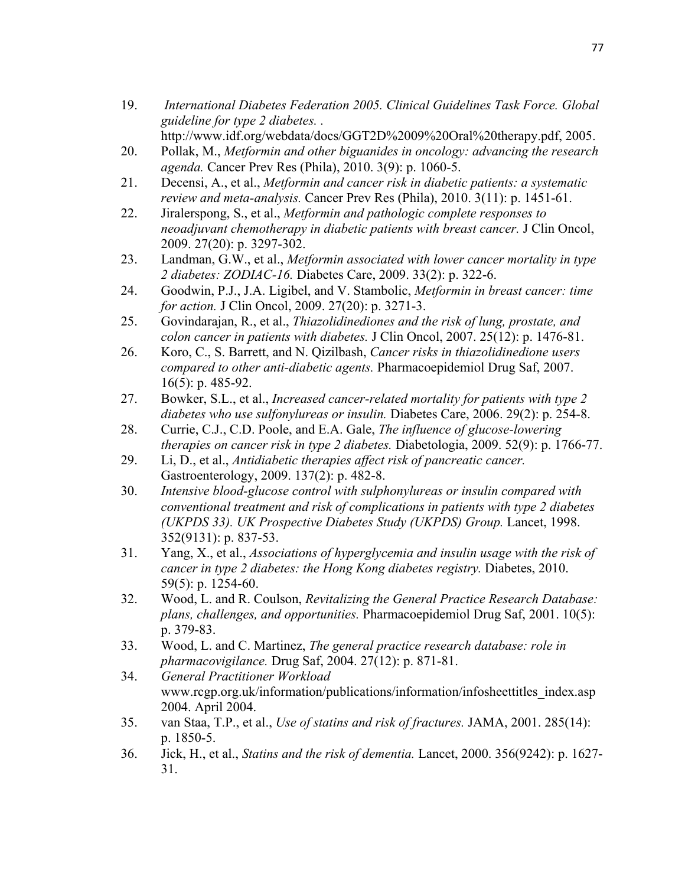19. *International Diabetes Federation 2005. Clinical Guidelines Task Force. Global guideline for type 2 diabetes.* . http://www.idf.org/webdata/docs/GGT2D%2009%20Oral%20therapy.pdf, 2005.
20. Pollak, M., *Metformin and other biguanides in oncology: advancing the research agenda.* Cancer Prev Res (Phila), 2010. 3(9): p. 1060-5.
21. Decensi, A., et al., *Metformin and cancer risk in diabetic patients: a systematic review and meta-analysis.* Cancer Prev Res (Phila), 2010. 3(11): p. 1451-61.
22. Jiralerspong, S., et al., *Metformin and pathologic complete responses to neoadjuvant chemotherapy in diabetic patients with breast cancer.* J Clin Oncol, 2009. 27(20): p. 3297-302.
23. Landman, G.W., et al., *Metformin associated with lower cancer mortality in type 2 diabetes: ZODIAC-16.* Diabetes Care, 2009. 33(2): p. 322-6.
24. Goodwin, P.J., J.A. Ligibel, and V. Stambolic, *Metformin in breast cancer: time for action.* J Clin Oncol, 2009. 27(20): p. 3271-3.
25. Govindarajan, R., et al., *Thiazolidinediones and the risk of lung, prostate, and colon cancer in patients with diabetes.* J Clin Oncol, 2007. 25(12): p. 1476-81.
26. Koro, C., S. Barrett, and N. Qizilbash, *Cancer risks in thiazolidinedione users compared to other anti-diabetic agents.* Pharmacoepidemiol Drug Saf, 2007. 16(5): p. 485-92.
27. Bowker, S.L., et al., *Increased cancer-related mortality for patients with type 2 diabetes who use sulfonylureas or insulin.* Diabetes Care, 2006. 29(2): p. 254-8.
28. Currie, C.J., C.D. Poole, and E.A. Gale, *The influence of glucose-lowering therapies on cancer risk in type 2 diabetes.* Diabetologia, 2009. 52(9): p. 1766-77.
29. Li, D., et al., *Antidiabetic therapies affect risk of pancreatic cancer.* Gastroenterology, 2009. 137(2): p. 482-8.
30. *Intensive blood-glucose control with sulphonylureas or insulin compared with conventional treatment and risk of complications in patients with type 2 diabetes (UKPDS 33). UK Prospective Diabetes Study (UKPDS) Group.* Lancet, 1998. 352(9131): p. 837-53.
31. Yang, X., et al., *Associations of hyperglycemia and insulin usage with the risk of cancer in type 2 diabetes: the Hong Kong diabetes registry.* Diabetes, 2010. 59(5): p. 1254-60.
32. Wood, L. and R. Coulson, *Revitalizing the General Practice Research Database: plans, challenges, and opportunities.* Pharmacoepidemiol Drug Saf, 2001. 10(5): p. 379-83.
33. Wood, L. and C. Martinez, *The general practice research database: role in pharmacovigilance.* Drug Saf, 2004. 27(12): p. 871-81.
34. *General Practitioner Workload* www.rcgp.org.uk/information/publications/information/infosheettitles_index.asp 2004. April 2004.
35. van Staa, T.P., et al., *Use of statins and risk of fractures.* JAMA, 2001. 285(14): p. 1850-5.
36. Jick, H., et al., *Statins and the risk of dementia.* Lancet, 2000. 356(9242): p. 1627-31.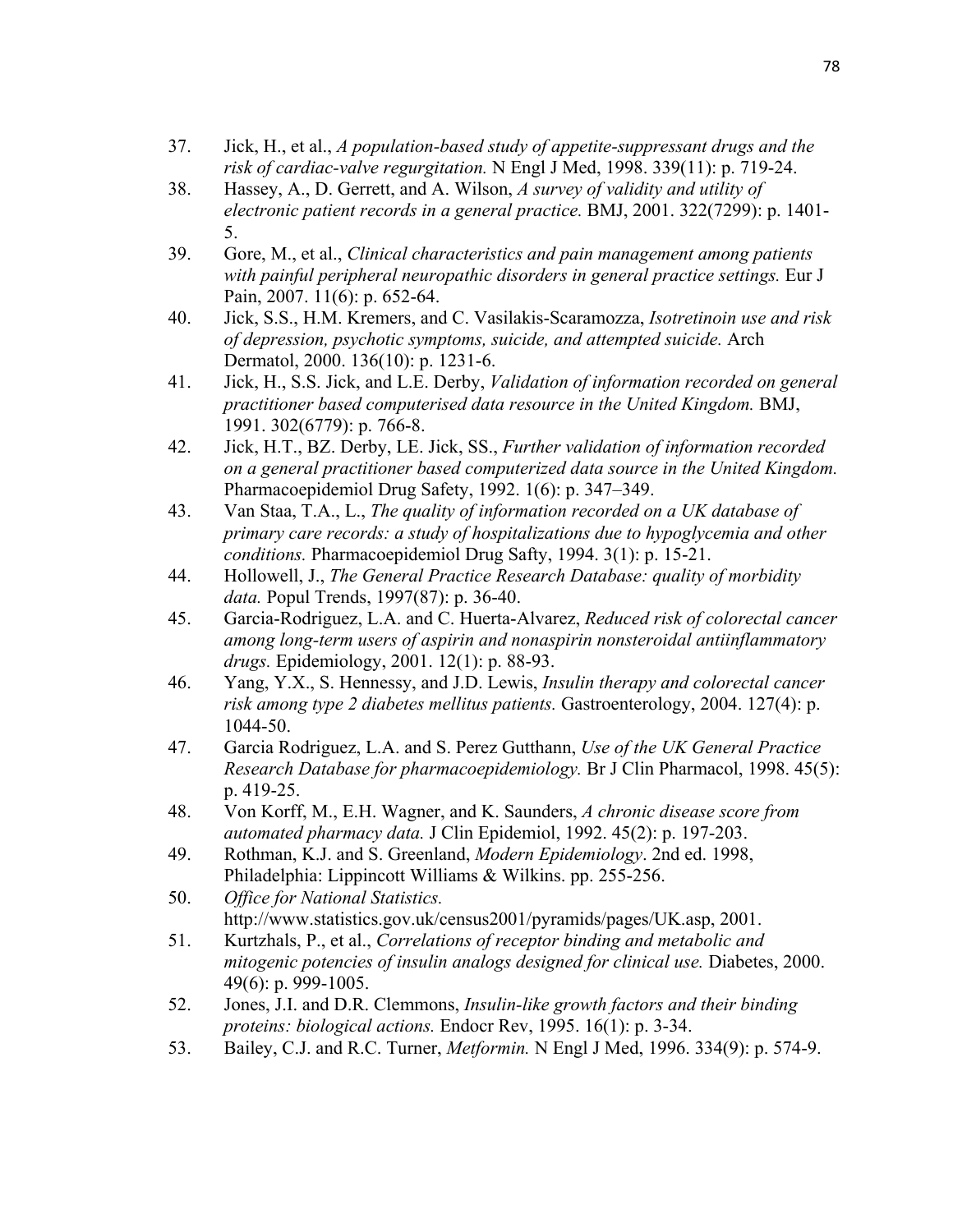37. Jick, H., et al., *A population-based study of appetite-suppressant drugs and the risk of cardiac-valve regurgitation.* N Engl J Med, 1998. 339(11): p. 719-24.
38. Hassey, A., D. Gerrett, and A. Wilson, *A survey of validity and utility of electronic patient records in a general practice.* BMJ, 2001. 322(7299): p. 1401-5.
39. Gore, M., et al., *Clinical characteristics and pain management among patients with painful peripheral neuropathic disorders in general practice settings.* Eur J Pain, 2007. 11(6): p. 652-64.
40. Jick, S.S., H.M. Kremers, and C. Vasilakis-Scaramozza, *Isotretinoin use and risk of depression, psychotic symptoms, suicide, and attempted suicide.* Arch Dermatol, 2000. 136(10): p. 1231-6.
41. Jick, H., S.S. Jick, and L.E. Derby, *Validation of information recorded on general practitioner based computerised data resource in the United Kingdom.* BMJ, 1991. 302(6779): p. 766-8.
42. Jick, H.T., BZ. Derby, LE. Jick, SS., *Further validation of information recorded on a general practitioner based computerized data source in the United Kingdom.* Pharmacoepidemiol Drug Safety, 1992. 1(6): p. 347–349.
43. Van Staa, T.A., L., *The quality of information recorded on a UK database of primary care records: a study of hospitalizations due to hypoglycemia and other conditions.* Pharmacoepidemiol Drug Safty, 1994. 3(1): p. 15-21.
44. Hollowell, J., *The General Practice Research Database: quality of morbidity data.* Popul Trends, 1997(87): p. 36-40.
45. Garcia-Rodriguez, L.A. and C. Huerta-Alvarez, *Reduced risk of colorectal cancer among long-term users of aspirin and nonaspirin nonsteroidal antiinflammatory drugs.* Epidemiology, 2001. 12(1): p. 88-93.
46. Yang, Y.X., S. Hennessy, and J.D. Lewis, *Insulin therapy and colorectal cancer risk among type 2 diabetes mellitus patients.* Gastroenterology, 2004. 127(4): p. 1044-50.
47. Garcia Rodriguez, L.A. and S. Perez Gutthann, *Use of the UK General Practice Research Database for pharmacoepidemiology.* Br J Clin Pharmacol, 1998. 45(5): p. 419-25.
48. Von Korff, M., E.H. Wagner, and K. Saunders, *A chronic disease score from automated pharmacy data.* J Clin Epidemiol, 1992. 45(2): p. 197-203.
49. Rothman, K.J. and S. Greenland, *Modern Epidemiology*. 2nd ed. 1998, Philadelphia: Lippincott Williams & Wilkins. pp. 255-256.
50. *Office for National Statistics.* http://www.statistics.gov.uk/census2001/pyramids/pages/UK.asp, 2001.
51. Kurtzhals, P., et al., *Correlations of receptor binding and metabolic and mitogenic potencies of insulin analogs designed for clinical use.* Diabetes, 2000. 49(6): p. 999-1005.
52. Jones, J.I. and D.R. Clemmons, *Insulin-like growth factors and their binding proteins: biological actions.* Endocr Rev, 1995. 16(1): p. 3-34.
53. Bailey, C.J. and R.C. Turner, *Metformin.* N Engl J Med, 1996. 334(9): p. 574-9.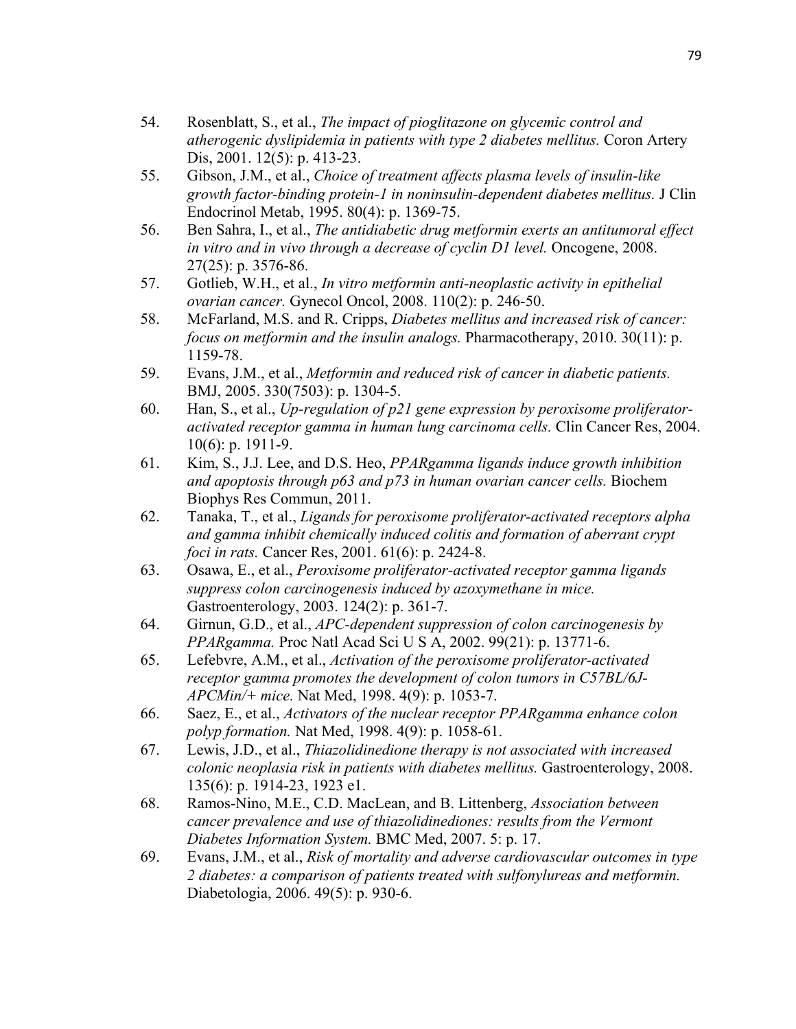54. Rosenblatt, S., et al., *The impact of pioglitazone on glycemic control and atherogenic dyslipidemia in patients with type 2 diabetes mellitus.* Coron Artery Dis, 2001. 12(5): p. 413-23.
55. Gibson, J.M., et al., *Choice of treatment affects plasma levels of insulin-like growth factor-binding protein-1 in noninsulin-dependent diabetes mellitus.* J Clin Endocrinol Metab, 1995. 80(4): p. 1369-75.
56. Ben Sahra, I., et al., *The antidiabetic drug metformin exerts an antitumoral effect in vitro and in vivo through a decrease of cyclin D1 level.* Oncogene, 2008. 27(25): p. 3576-86.
57. Gotlieb, W.H., et al., *In vitro metformin anti-neoplastic activity in epithelial ovarian cancer.* Gynecol Oncol, 2008. 110(2): p. 246-50.
58. McFarland, M.S. and R. Cripps, *Diabetes mellitus and increased risk of cancer: focus on metformin and the insulin analogs.* Pharmacotherapy, 2010. 30(11): p. 1159-78.
59. Evans, J.M., et al., *Metformin and reduced risk of cancer in diabetic patients.* BMJ, 2005. 330(7503): p. 1304-5.
60. Han, S., et al., *Up-regulation of p21 gene expression by peroxisome proliferator-activated receptor gamma in human lung carcinoma cells.* Clin Cancer Res, 2004. 10(6): p. 1911-9.
61. Kim, S., J.J. Lee, and D.S. Heo, *PPARgamma ligands induce growth inhibition and apoptosis through p63 and p73 in human ovarian cancer cells.* Biochem Biophys Res Commun, 2011.
62. Tanaka, T., et al., *Ligands for peroxisome proliferator-activated receptors alpha and gamma inhibit chemically induced colitis and formation of aberrant crypt foci in rats.* Cancer Res, 2001. 61(6): p. 2424-8.
63. Osawa, E., et al., *Peroxisome proliferator-activated receptor gamma ligands suppress colon carcinogenesis induced by azoxymethane in mice.* Gastroenterology, 2003. 124(2): p. 361-7.
64. Girnun, G.D., et al., *APC-dependent suppression of colon carcinogenesis by PPARgamma.* Proc Natl Acad Sci U S A, 2002. 99(21): p. 13771-6.
65. Lefebvre, A.M., et al., *Activation of the peroxisome proliferator-activated receptor gamma promotes the development of colon tumors in C57BL/6J-APCMin/+ mice.* Nat Med, 1998. 4(9): p. 1053-7.
66. Saez, E., et al., *Activators of the nuclear receptor PPARgamma enhance colon polyp formation.* Nat Med, 1998. 4(9): p. 1058-61.
67. Lewis, J.D., et al., *Thiazolidinedione therapy is not associated with increased colonic neoplasia risk in patients with diabetes mellitus.* Gastroenterology, 2008. 135(6): p. 1914-23, 1923 e1.
68. Ramos-Nino, M.E., C.D. MacLean, and B. Littenberg, *Association between cancer prevalence and use of thiazolidinediones: results from the Vermont Diabetes Information System.* BMC Med, 2007. 5: p. 17.
69. Evans, J.M., et al., *Risk of mortality and adverse cardiovascular outcomes in type 2 diabetes: a comparison of patients treated with sulfonylureas and metformin.* Diabetologia, 2006. 49(5): p. 930-6.